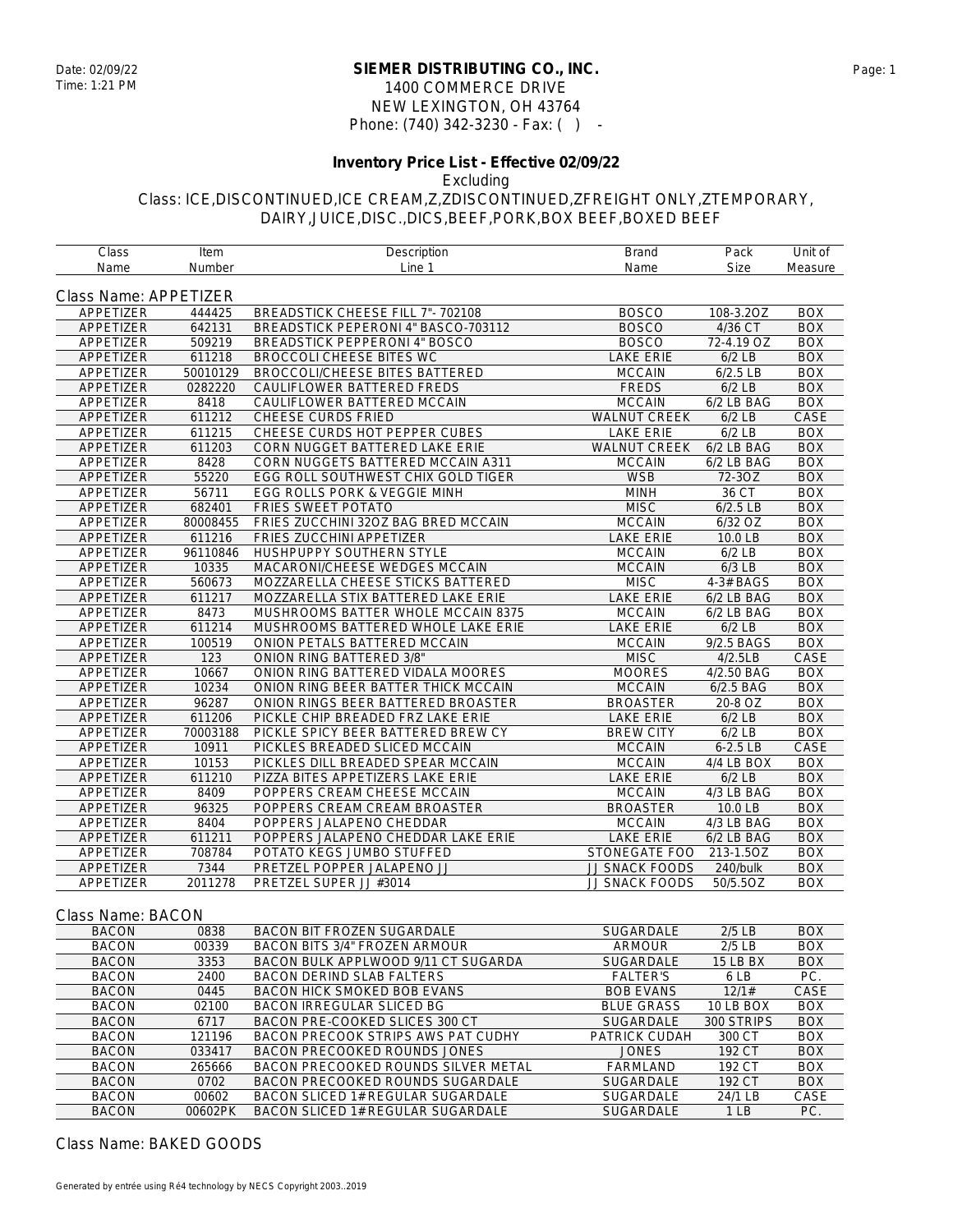Date: 02/09/22
Time: 1:21 PM

# SIEMER DISTRIBUTING CO., INC.

1400 COMMERCE DRIVE
NEW LEXINGTON, OH 43764
Phone: (740) 342-3230 - Fax: ( ) -

## Inventory Price List - Effective 02/09/22

Excluding
Class: ICE,DISCONTINUED,ICE CREAM,Z,ZDISCONTINUED,ZFREIGHT ONLY,ZTEMPORARY,
DAIRY,JUICE,DISC.,DICS,BEEF,PORK,BOX BEEF,BOXED BEEF

### Class Name: APPETIZER

| Class Name | Item Number | Description Line 1 | Brand Name | Pack Size | Unit of Measure |
|---|---|---|---|---|---|
| APPETIZER | 444425 | BREADSTICK CHEESE FILL 7"- 702108 | BOSCO | 108-3.2OZ | BOX |
| APPETIZER | 642131 | BREADSTICK PEPERONI 4" BASCO-703112 | BOSCO | 4/36 CT | BOX |
| APPETIZER | 509219 | BREADSTICK PEPPERONI 4" BOSCO | BOSCO | 72-4.19 OZ | BOX |
| APPETIZER | 611218 | BROCCOLI CHEESE BITES WC | LAKE ERIE | 6/2 LB | BOX |
| APPETIZER | 50010129 | BROCCOLI/CHEESE BITES BATTERED | MCCAIN | 6/2.5 LB | BOX |
| APPETIZER | 0282220 | CAULIFLOWER BATTERED FREDS | FREDS | 6/2 LB | BOX |
| APPETIZER | 8418 | CAULIFLOWER BATTERED MCCAIN | MCCAIN | 6/2 LB BAG | BOX |
| APPETIZER | 611212 | CHEESE CURDS FRIED | WALNUT CREEK | 6/2 LB | CASE |
| APPETIZER | 611215 | CHEESE CURDS HOT PEPPER CUBES | LAKE ERIE | 6/2 LB | BOX |
| APPETIZER | 611203 | CORN NUGGET BATTERED LAKE ERIE | WALNUT CREEK | 6/2 LB BAG | BOX |
| APPETIZER | 8428 | CORN NUGGETS BATTERED MCCAIN A311 | MCCAIN | 6/2 LB BAG | BOX |
| APPETIZER | 55220 | EGG ROLL SOUTHWEST CHIX GOLD TIGER | WSB | 72-3OZ | BOX |
| APPETIZER | 56711 | EGG ROLLS PORK & VEGGIE MINH | MINH | 36 CT | BOX |
| APPETIZER | 682401 | FRIES SWEET POTATO | MISC | 6/2.5 LB | BOX |
| APPETIZER | 80008455 | FRIES ZUCCHINI 32OZ BAG BRED MCCAIN | MCCAIN | 6/32 OZ | BOX |
| APPETIZER | 611216 | FRIES ZUCCHINI APPETIZER | LAKE ERIE | 10.0 LB | BOX |
| APPETIZER | 96110846 | HUSHPUPPY SOUTHERN STYLE | MCCAIN | 6/2 LB | BOX |
| APPETIZER | 10335 | MACARONI/CHEESE WEDGES MCCAIN | MCCAIN | 6/3 LB | BOX |
| APPETIZER | 560673 | MOZZARELLA CHEESE STICKS BATTERED | MISC | 4-3# BAGS | BOX |
| APPETIZER | 611217 | MOZZARELLA STIX BATTERED LAKE ERIE | LAKE ERIE | 6/2 LB BAG | BOX |
| APPETIZER | 8473 | MUSHROOMS BATTER WHOLE MCCAIN 8375 | MCCAIN | 6/2 LB BAG | BOX |
| APPETIZER | 611214 | MUSHROOMS BATTERED WHOLE LAKE ERIE | LAKE ERIE | 6/2 LB | BOX |
| APPETIZER | 100519 | ONION PETALS BATTERED MCCAIN | MCCAIN | 9/2.5 BAGS | BOX |
| APPETIZER | 123 | ONION RING BATTERED 3/8" | MISC | 4/2.5LB | CASE |
| APPETIZER | 10667 | ONION RING BATTERED VIDALA MOORES | MOORES | 4/2.50 BAG | BOX |
| APPETIZER | 10234 | ONION RING BEER BATTER THICK MCCAIN | MCCAIN | 6/2.5 BAG | BOX |
| APPETIZER | 96287 | ONION RINGS BEER BATTERED BROASTER | BROASTER | 20-8 OZ | BOX |
| APPETIZER | 611206 | PICKLE CHIP BREADED FRZ LAKE ERIE | LAKE ERIE | 6/2 LB | BOX |
| APPETIZER | 70003188 | PICKLE SPICY BEER BATTERED BREW CY | BREW CITY | 6/2 LB | BOX |
| APPETIZER | 10911 | PICKLES BREADED SLICED MCCAIN | MCCAIN | 6-2.5 LB | CASE |
| APPETIZER | 10153 | PICKLES DILL BREADED SPEAR MCCAIN | MCCAIN | 4/4 LB BOX | BOX |
| APPETIZER | 611210 | PIZZA BITES APPETIZERS LAKE ERIE | LAKE ERIE | 6/2 LB | BOX |
| APPETIZER | 8409 | POPPERS CREAM CHEESE MCCAIN | MCCAIN | 4/3 LB BAG | BOX |
| APPETIZER | 96325 | POPPERS CREAM CREAM BROASTER | BROASTER | 10.0 LB | BOX |
| APPETIZER | 8404 | POPPERS JALAPENO CHEDDAR | MCCAIN | 4/3 LB BAG | BOX |
| APPETIZER | 611211 | POPPERS JALAPENO CHEDDAR LAKE ERIE | LAKE ERIE | 6/2 LB BAG | BOX |
| APPETIZER | 708784 | POTATO KEGS JUMBO STUFFED | STONEGATE FOO | 213-1.5OZ | BOX |
| APPETIZER | 7344 | PRETZEL POPPER JALAPENO JJ | JJ SNACK FOODS | 240/bulk | BOX |
| APPETIZER | 2011278 | PRETZEL SUPER JJ #3014 | JJ SNACK FOODS | 50/5.5OZ | BOX |

### Class Name: BACON

| Class Name | Item Number | Description Line 1 | Brand Name | Pack Size | Unit of Measure |
|---|---|---|---|---|---|
| BACON | 0838 | BACON BIT FROZEN SUGARDALE | SUGARDALE | 2/5 LB | BOX |
| BACON | 00339 | BACON BITS 3/4" FROZEN ARMOUR | ARMOUR | 2/5 LB | BOX |
| BACON | 3353 | BACON BULK APPLWOOD 9/11 CT SUGARDA | SUGARDALE | 15 LB BX | BOX |
| BACON | 2400 | BACON DERIND SLAB FALTERS | FALTER'S | 6 LB | PC. |
| BACON | 0445 | BACON HICK SMOKED BOB EVANS | BOB EVANS | 12/1# | CASE |
| BACON | 02100 | BACON IRREGULAR SLICED BG | BLUE GRASS | 10 LB BOX | BOX |
| BACON | 6717 | BACON PRE-COOKED SLICES 300 CT | SUGARDALE | 300 STRIPS | BOX |
| BACON | 121196 | BACON PRECOOK STRIPS AWS PAT CUDHY | PATRICK CUDAH | 300 CT | BOX |
| BACON | 033417 | BACON PRECOOKED ROUNDS JONES | JONES | 192 CT | BOX |
| BACON | 265666 | BACON PRECOOKED ROUNDS SILVER METAL | FARMLAND | 192 CT | BOX |
| BACON | 0702 | BACON PRECOOKED ROUNDS SUGARDALE | SUGARDALE | 192 CT | BOX |
| BACON | 00602 | BACON SLICED 1# REGULAR SUGARDALE | SUGARDALE | 24/1 LB | CASE |
| BACON | 00602PK | BACON SLICED 1# REGULAR SUGARDALE | SUGARDALE | 1 LB | PC. |

### Class Name: BAKED GOODS

Generated by entrée using Ré4 technology by NECS Copyright 2003..2019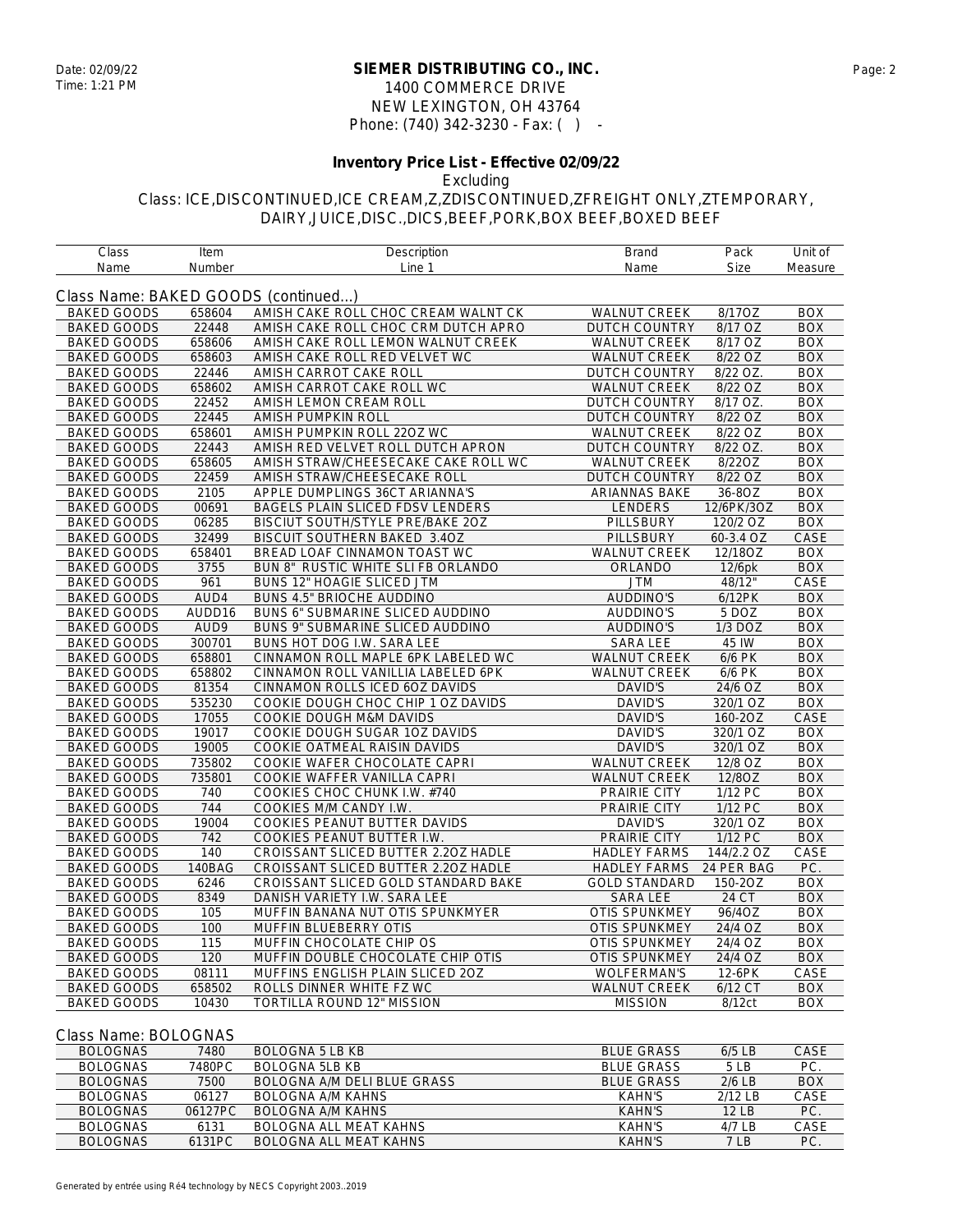**SIEMER DISTRIBUTING CO., INC.**
1400 COMMERCE DRIVE
NEW LEXINGTON, OH 43764
Phone: (740) 342-3230 - Fax: ( ) -

Date: 02/09/22
Time: 1:21 PM

## Inventory Price List - Effective 02/09/22

Excluding
Class: ICE,DISCONTINUED,ICE CREAM,Z,ZDISCONTINUED,ZFREIGHT ONLY,ZTEMPORARY, DAIRY,JUICE,DISC.,DICS,BEEF,PORK,BOX BEEF,BOXED BEEF

### Class Name: BAKED GOODS (continued...)

| Class Name | Item Number | Description Line 1 | Brand Name | Pack Size | Unit of Measure |
|---|---|---|---|---|---|
| BAKED GOODS | 658604 | AMISH CAKE ROLL CHOC CREAM WALNT CK | WALNUT CREEK | 8/17OZ | BOX |
| BAKED GOODS | 22448 | AMISH CAKE ROLL CHOC CRM DUTCH APRO | DUTCH COUNTRY | 8/17 OZ | BOX |
| BAKED GOODS | 658606 | AMISH CAKE ROLL LEMON WALNUT CREEK | WALNUT CREEK | 8/17 OZ | BOX |
| BAKED GOODS | 658603 | AMISH CAKE ROLL RED VELVET WC | WALNUT CREEK | 8/22 OZ | BOX |
| BAKED GOODS | 22446 | AMISH CARROT CAKE ROLL | DUTCH COUNTRY | 8/22 OZ. | BOX |
| BAKED GOODS | 658602 | AMISH CARROT CAKE ROLL WC | WALNUT CREEK | 8/22 OZ | BOX |
| BAKED GOODS | 22452 | AMISH LEMON CREAM ROLL | DUTCH COUNTRY | 8/17 OZ. | BOX |
| BAKED GOODS | 22445 | AMISH PUMPKIN ROLL | DUTCH COUNTRY | 8/22 OZ | BOX |
| BAKED GOODS | 658601 | AMISH PUMPKIN ROLL 22OZ WC | WALNUT CREEK | 8/22 OZ | BOX |
| BAKED GOODS | 22443 | AMISH RED VELVET ROLL DUTCH APRON | DUTCH COUNTRY | 8/22 OZ. | BOX |
| BAKED GOODS | 658605 | AMISH STRAW/CHEESECAKE CAKE ROLL WC | WALNUT CREEK | 8/22OZ | BOX |
| BAKED GOODS | 22459 | AMISH STRAW/CHEESECAKE ROLL | DUTCH COUNTRY | 8/22 OZ | BOX |
| BAKED GOODS | 2105 | APPLE DUMPLINGS 36CT ARIANNA'S | ARIANNAS BAKE | 36-8OZ | BOX |
| BAKED GOODS | 00691 | BAGELS PLAIN SLICED FDSV LENDERS | LENDERS | 12/6PK/3OZ | BOX |
| BAKED GOODS | 06285 | BISCIUT SOUTH/STYLE PRE/BAKE 2OZ | PILLSBURY | 120/2 OZ | BOX |
| BAKED GOODS | 32499 | BISCUIT SOUTHERN BAKED 3.4OZ | PILLSBURY | 60-3.4 OZ | CASE |
| BAKED GOODS | 658401 | BREAD LOAF CINNAMON TOAST WC | WALNUT CREEK | 12/18OZ | BOX |
| BAKED GOODS | 3755 | BUN 8" RUSTIC WHITE SLI FB ORLANDO | ORLANDO | 12/6pk | BOX |
| BAKED GOODS | 961 | BUNS 12" HOAGIE SLICED JTM | JTM | 48/12" | CASE |
| BAKED GOODS | AUD4 | BUNS 4.5" BRIOCHE AUDDINO | AUDDINO'S | 6/12PK | BOX |
| BAKED GOODS | AUDD16 | BUNS 6" SUBMARINE SLICED AUDDINO | AUDDINO'S | 5 DOZ | BOX |
| BAKED GOODS | AUD9 | BUNS 9" SUBMARINE SLICED AUDDINO | AUDDINO'S | 1/3 DOZ | BOX |
| BAKED GOODS | 300701 | BUNS HOT DOG I.W. SARA LEE | SARA LEE | 45 IW | BOX |
| BAKED GOODS | 658801 | CINNAMON ROLL MAPLE 6PK LABELED WC | WALNUT CREEK | 6/6 PK | BOX |
| BAKED GOODS | 658802 | CINNAMON ROLL VANILLIA LABELED 6PK | WALNUT CREEK | 6/6 PK | BOX |
| BAKED GOODS | 81354 | CINNAMON ROLLS ICED 6OZ DAVIDS | DAVID'S | 24/6 OZ | BOX |
| BAKED GOODS | 535230 | COOKIE DOUGH CHOC CHIP 1 OZ DAVIDS | DAVID'S | 320/1 OZ | BOX |
| BAKED GOODS | 17055 | COOKIE DOUGH M&M DAVIDS | DAVID'S | 160-2OZ | CASE |
| BAKED GOODS | 19017 | COOKIE DOUGH SUGAR 1OZ DAVIDS | DAVID'S | 320/1 OZ | BOX |
| BAKED GOODS | 19005 | COOKIE OATMEAL RAISIN DAVIDS | DAVID'S | 320/1 OZ | BOX |
| BAKED GOODS | 735802 | COOKIE WAFER CHOCOLATE CAPRI | WALNUT CREEK | 12/8 OZ | BOX |
| BAKED GOODS | 735801 | COOKIE WAFFER VANILLA CAPRI | WALNUT CREEK | 12/8OZ | BOX |
| BAKED GOODS | 740 | COOKIES CHOC CHUNK I.W. #740 | PRAIRIE CITY | 1/12 PC | BOX |
| BAKED GOODS | 744 | COOKIES M/M CANDY I.W. | PRAIRIE CITY | 1/12 PC | BOX |
| BAKED GOODS | 19004 | COOKIES PEANUT BUTTER DAVIDS | DAVID'S | 320/1 OZ | BOX |
| BAKED GOODS | 742 | COOKIES PEANUT BUTTER I.W. | PRAIRIE CITY | 1/12 PC | BOX |
| BAKED GOODS | 140 | CROISSANT SLICED BUTTER 2.2OZ HADLE | HADLEY FARMS | 144/2.2 OZ | CASE |
| BAKED GOODS | 140BAG | CROISSANT SLICED BUTTER 2.2OZ HADLE | HADLEY FARMS | 24 PER BAG | PC. |
| BAKED GOODS | 6246 | CROISSANT SLICED GOLD STANDARD BAKE | GOLD STANDARD | 150-2OZ | BOX |
| BAKED GOODS | 8349 | DANISH VARIETY I.W. SARA LEE | SARA LEE | 24 CT | BOX |
| BAKED GOODS | 105 | MUFFIN BANANA NUT OTIS SPUNKMYER | OTIS SPUNKMEY | 96/4OZ | BOX |
| BAKED GOODS | 100 | MUFFIN BLUEBERRY OTIS | OTIS SPUNKMEY | 24/4 OZ | BOX |
| BAKED GOODS | 115 | MUFFIN CHOCOLATE CHIP OS | OTIS SPUNKMEY | 24/4 OZ | BOX |
| BAKED GOODS | 120 | MUFFIN DOUBLE CHOCOLATE CHIP OTIS | OTIS SPUNKMEY | 24/4 OZ | BOX |
| BAKED GOODS | 08111 | MUFFINS ENGLISH PLAIN SLICED 2OZ | WOLFERMAN'S | 12-6PK | CASE |
| BAKED GOODS | 658502 | ROLLS DINNER WHITE FZ WC | WALNUT CREEK | 6/12 CT | BOX |
| BAKED GOODS | 10430 | TORTILLA ROUND 12" MISSION | MISSION | 8/12ct | BOX |

### Class Name: BOLOGNAS

| Class Name | Item Number | Description Line 1 | Brand Name | Pack Size | Unit of Measure |
|---|---|---|---|---|---|
| BOLOGNAS | 7480 | BOLOGNA 5 LB KB | BLUE GRASS | 6/5 LB | CASE |
| BOLOGNAS | 7480PC | BOLOGNA 5LB KB | BLUE GRASS | 5 LB | PC. |
| BOLOGNAS | 7500 | BOLOGNA A/M DELI BLUE GRASS | BLUE GRASS | 2/6 LB | BOX |
| BOLOGNAS | 06127 | BOLOGNA A/M KAHNS | KAHN'S | 2/12 LB | CASE |
| BOLOGNAS | 06127PC | BOLOGNA A/M KAHNS | KAHN'S | 12 LB | PC. |
| BOLOGNAS | 6131 | BOLOGNA ALL MEAT KAHNS | KAHN'S | 4/7 LB | CASE |
| BOLOGNAS | 6131PC | BOLOGNA ALL MEAT KAHNS | KAHN'S | 7 LB | PC. |

Generated by entrée using Ré4 technology by NECS Copyright 2003..2019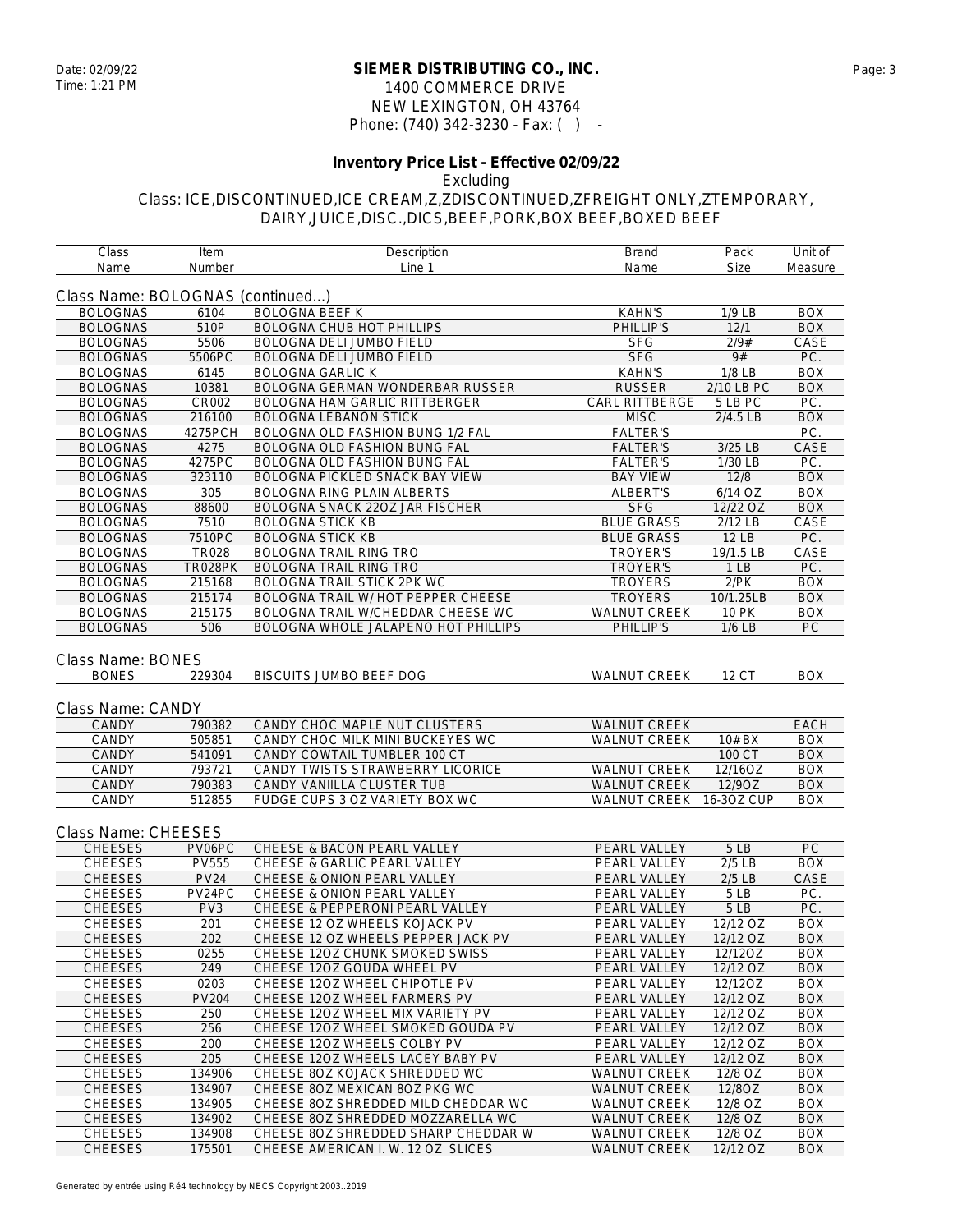**SIEMER DISTRIBUTING CO., INC.**
1400 COMMERCE DRIVE
NEW LEXINGTON, OH 43764
Phone: (740) 342-3230 - Fax: ( ) -

Date: 02/09/22
Time: 1:21 PM

**Inventory Price List - Effective 02/09/22**
Excluding
Class: ICE,DISCONTINUED,ICE CREAM,Z,ZDISCONTINUED,ZFREIGHT ONLY,ZTEMPORARY, DAIRY,JUICE,DISC.,DICS,BEEF,PORK,BOX BEEF,BOXED BEEF

## Class Name: BOLOGNAS (continued...)

| Class Name | Item Number | Description Line 1 | Brand Name | Pack Size | Unit of Measure |
|---|---|---|---|---|---|
| BOLOGNAS | 6104 | BOLOGNA BEEF K | KAHN'S | 1/9 LB | BOX |
| BOLOGNAS | 510P | BOLOGNA CHUB HOT PHILLIPS | PHILLIP'S | 12/1 | BOX |
| BOLOGNAS | 5506 | BOLOGNA DELI JUMBO FIELD | SFG | 2/9# | CASE |
| BOLOGNAS | 5506PC | BOLOGNA DELI JUMBO FIELD | SFG | 9# | PC. |
| BOLOGNAS | 6145 | BOLOGNA GARLIC K | KAHN'S | 1/8 LB | BOX |
| BOLOGNAS | 10381 | BOLOGNA GERMAN WONDERBAR RUSSER | RUSSER | 2/10 LB PC | BOX |
| BOLOGNAS | CR002 | BOLOGNA HAM GARLIC RITTBERGER | CARL RITTBERGE | 5 LB PC | PC. |
| BOLOGNAS | 216100 | BOLOGNA LEBANON STICK | MISC | 2/4.5 LB | BOX |
| BOLOGNAS | 4275PCH | BOLOGNA OLD FASHION BUNG 1/2 FAL | FALTER'S | | PC. |
| BOLOGNAS | 4275 | BOLOGNA OLD FASHION BUNG FAL | FALTER'S | 3/25 LB | CASE |
| BOLOGNAS | 4275PC | BOLOGNA OLD FASHION BUNG FAL | FALTER'S | 1/30 LB | PC. |
| BOLOGNAS | 323110 | BOLOGNA PICKLED SNACK BAY VIEW | BAY VIEW | 12/8 | BOX |
| BOLOGNAS | 305 | BOLOGNA RING PLAIN ALBERTS | ALBERT'S | 6/14 OZ | BOX |
| BOLOGNAS | 88600 | BOLOGNA SNACK 22OZ JAR FISCHER | SFG | 12/22 OZ | BOX |
| BOLOGNAS | 7510 | BOLOGNA STICK KB | BLUE GRASS | 2/12 LB | CASE |
| BOLOGNAS | 7510PC | BOLOGNA STICK KB | BLUE GRASS | 12 LB | PC. |
| BOLOGNAS | TR028 | BOLOGNA TRAIL RING TRO | TROYER'S | 19/1.5 LB | CASE |
| BOLOGNAS | TR028PK | BOLOGNA TRAIL RING TRO | TROYER'S | 1 LB | PC. |
| BOLOGNAS | 215168 | BOLOGNA TRAIL STICK 2PK WC | TROYERS | 2/PK | BOX |
| BOLOGNAS | 215174 | BOLOGNA TRAIL W/ HOT PEPPER CHEESE | TROYERS | 10/1.25LB | BOX |
| BOLOGNAS | 215175 | BOLOGNA TRAIL W/CHEDDAR CHEESE WC | WALNUT CREEK | 10 PK | BOX |
| BOLOGNAS | 506 | BOLOGNA WHOLE JALAPENO HOT PHILLIPS | PHILLIP'S | 1/6 LB | PC |

## Class Name: BONES

| Class Name | Item Number | Description Line 1 | Brand Name | Pack Size | Unit of Measure |
|---|---|---|---|---|---|
| BONES | 229304 | BISCUITS JUMBO BEEF DOG | WALNUT CREEK | 12 CT | BOX |

## Class Name: CANDY

| Class Name | Item Number | Description Line 1 | Brand Name | Pack Size | Unit of Measure |
|---|---|---|---|---|---|
| CANDY | 790382 | CANDY CHOC MAPLE NUT CLUSTERS | WALNUT CREEK | | EACH |
| CANDY | 505851 | CANDY CHOC MILK MINI BUCKEYES WC | WALNUT CREEK | 10# BX | BOX |
| CANDY | 541091 | CANDY COWTAIL TUMBLER 100 CT | | 100 CT | BOX |
| CANDY | 793721 | CANDY TWISTS STRAWBERRY LICORICE | WALNUT CREEK | 12/16OZ | BOX |
| CANDY | 790383 | CANDY VANIILLA CLUSTER TUB | WALNUT CREEK | 12/9OZ | BOX |
| CANDY | 512855 | FUDGE CUPS 3 OZ VARIETY BOX WC | WALNUT CREEK | 16-3OZ CUP | BOX |

## Class Name: CHEESES

| Class Name | Item Number | Description Line 1 | Brand Name | Pack Size | Unit of Measure |
|---|---|---|---|---|---|
| CHEESES | PV06PC | CHEESE & BACON PEARL VALLEY | PEARL VALLEY | 5 LB | PC |
| CHEESES | PV555 | CHEESE & GARLIC PEARL VALLEY | PEARL VALLEY | 2/5 LB | BOX |
| CHEESES | PV24 | CHEESE & ONION PEARL VALLEY | PEARL VALLEY | 2/5 LB | CASE |
| CHEESES | PV24PC | CHEESE & ONION PEARL VALLEY | PEARL VALLEY | 5 LB | PC. |
| CHEESES | PV3 | CHEESE & PEPPERONI PEARL VALLEY | PEARL VALLEY | 5 LB | PC. |
| CHEESES | 201 | CHEESE 12 OZ WHEELS KOJACK PV | PEARL VALLEY | 12/12 OZ | BOX |
| CHEESES | 202 | CHEESE 12 OZ WHEELS PEPPER JACK PV | PEARL VALLEY | 12/12 OZ | BOX |
| CHEESES | 0255 | CHEESE 12OZ CHUNK SMOKED SWISS | PEARL VALLEY | 12/12OZ | BOX |
| CHEESES | 249 | CHEESE 12OZ GOUDA WHEEL PV | PEARL VALLEY | 12/12 OZ | BOX |
| CHEESES | 0203 | CHEESE 12OZ WHEEL CHIPOTLE PV | PEARL VALLEY | 12/12OZ | BOX |
| CHEESES | PV204 | CHEESE 12OZ WHEEL FARMERS PV | PEARL VALLEY | 12/12 OZ | BOX |
| CHEESES | 250 | CHEESE 12OZ WHEEL MIX VARIETY PV | PEARL VALLEY | 12/12 OZ | BOX |
| CHEESES | 256 | CHEESE 12OZ WHEEL SMOKED GOUDA PV | PEARL VALLEY | 12/12 OZ | BOX |
| CHEESES | 200 | CHEESE 12OZ WHEELS COLBY PV | PEARL VALLEY | 12/12 OZ | BOX |
| CHEESES | 205 | CHEESE 12OZ WHEELS LACEY BABY PV | PEARL VALLEY | 12/12 OZ | BOX |
| CHEESES | 134906 | CHEESE 8OZ KOJACK SHREDDED WC | WALNUT CREEK | 12/8 OZ | BOX |
| CHEESES | 134907 | CHEESE 8OZ MEXICAN 8OZ PKG WC | WALNUT CREEK | 12/8OZ | BOX |
| CHEESES | 134905 | CHEESE 8OZ SHREDDED MILD CHEDDAR WC | WALNUT CREEK | 12/8 OZ | BOX |
| CHEESES | 134902 | CHEESE 8OZ SHREDDED MOZZARELLA WC | WALNUT CREEK | 12/8 OZ | BOX |
| CHEESES | 134908 | CHEESE 8OZ SHREDDED SHARP CHEDDAR W | WALNUT CREEK | 12/8 OZ | BOX |
| CHEESES | 175501 | CHEESE AMERICAN I. W. 12 OZ SLICES | WALNUT CREEK | 12/12 OZ | BOX |

Generated by entrée using Ré4 technology by NECS Copyright 2003..2019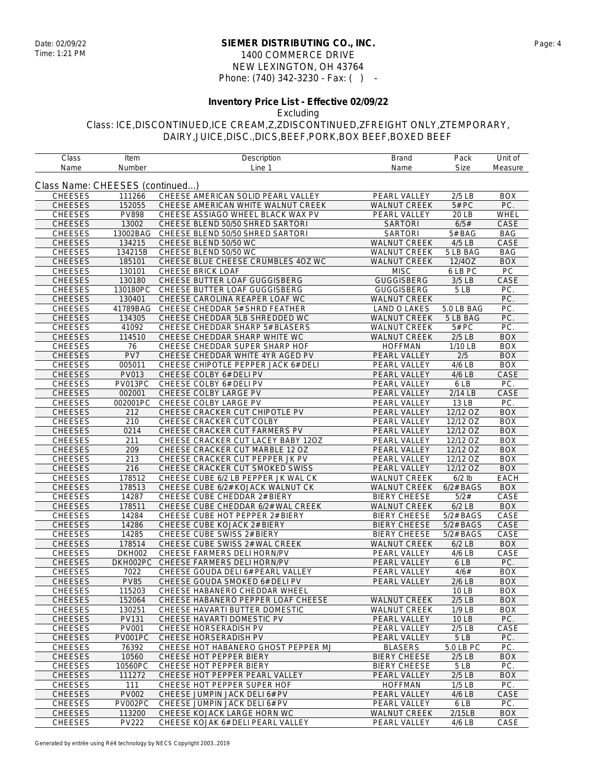**SIEMER DISTRIBUTING CO., INC.**
1400 COMMERCE DRIVE
NEW LEXINGTON, OH 43764
Phone: (740) 342-3230 - Fax: ( ) -

Date: 02/09/22
Time: 1:21 PM

## Inventory Price List - Effective 02/09/22

Excluding
Class: ICE,DISCONTINUED,ICE CREAM,Z,ZDISCONTINUED,ZFREIGHT ONLY,ZTEMPORARY, DAIRY,JUICE,DISC.,DICS,BEEF,PORK,BOX BEEF,BOXED BEEF

Class Name: CHEESES (continued...)

| Class Name | Item Number | Description Line 1 | Brand Name | Pack Size | Unit of Measure |
|---|---|---|---|---|---|
| CHEESES | 111266 | CHEESE AMERICAN SOLID PEARL VALLEY | PEARL VALLEY | 2/5 LB | BOX |
| CHEESES | 152055 | CHEESE AMERICAN WHITE WALNUT CREEK | WALNUT CREEK | 5# PC | PC. |
| CHEESES | PV898 | CHEESE ASSIAGO WHEEL BLACK WAX PV | PEARL VALLEY | 20 LB | WHEL |
| CHEESES | 13002 | CHEESE BLEND 50/50 SHRED SARTORI | SARTORI | 6/5# | CASE |
| CHEESES | 13002BAG | CHEESE BLEND 50/50 SHRED SARTORI | SARTORI | 5# BAG | BAG |
| CHEESES | 134215 | CHEESE BLEND 50/50 WC | WALNUT CREEK | 4/5 LB | CASE |
| CHEESES | 134215B | CHEESE BLEND 50/50 WC | WALNUT CREEK | 5 LB BAG | BAG |
| CHEESES | 185101 | CHEESE BLUE CHEESE CRUMBLES 4OZ WC | WALNUT CREEK | 12/4OZ | BOX |
| CHEESES | 130101 | CHEESE BRICK LOAF | MISC | 6 LB PC | PC |
| CHEESES | 130180 | CHEESE BUTTER LOAF GUGGISBERG | GUGGISBERG | 3/5 LB | CASE |
| CHEESES | 130180PC | CHEESE BUTTER LOAF GUGGISBERG | GUGGISBERG | 5 LB | PC. |
| CHEESES | 130401 | CHEESE CAROLINA REAPER LOAF WC | WALNUT CREEK | | PC. |
| CHEESES | 41789BAG | CHEESE CHEDDAR 5# SHRD FEATHER | LAND O LAKES | 5.0 LB BAG | PC. |
| CHEESES | 134305 | CHEESE CHEDDAR 5LB SHREDDED WC | WALNUT CREEK | 5 LB BAG | PC. |
| CHEESES | 41092 | CHEESE CHEDDAR SHARP 5# BLASERS | WALNUT CREEK | 5# PC | PC. |
| CHEESES | 114510 | CHEESE CHEDDAR SHARP WHITE WC | WALNUT CREEK | 2/5 LB | BOX |
| CHEESES | 76 | CHEESE CHEDDAR SUPER SHARP HOF | HOFFMAN | 1/10 LB | BOX |
| CHEESES | PV7 | CHEESE CHEDDAR WHITE 4YR AGED PV | PEARL VALLEY | 2/5 | BOX |
| CHEESES | 005011 | CHEESE CHIPOTLE PEPPER JACK 6# DELI | PEARL VALLEY | 4/6 LB | BOX |
| CHEESES | PV013 | CHEESE COLBY 6# DELI PV | PEARL VALLEY | 4/6 LB | CASE |
| CHEESES | PV013PC | CHEESE COLBY 6# DELI PV | PEARL VALLEY | 6 LB | PC. |
| CHEESES | 002001 | CHEESE COLBY LARGE PV | PEARL VALLEY | 2/14 LB | CASE |
| CHEESES | 002001PC | CHEESE COLBY LARGE PV | PEARL VALLEY | 13 LB | PC. |
| CHEESES | 212 | CHEESE CRACKER CUT CHIPOTLE PV | PEARL VALLEY | 12/12 OZ | BOX |
| CHEESES | 210 | CHEESE CRACKER CUT COLBY | PEARL VALLEY | 12/12 OZ | BOX |
| CHEESES | 0214 | CHEESE CRACKER CUT FARMERS PV | PEARL VALLEY | 12/12 OZ | BOX |
| CHEESES | 211 | CHEESE CRACKER CUT LACEY BABY 12OZ | PEARL VALLEY | 12/12 OZ | BOX |
| CHEESES | 209 | CHEESE CRACKER CUT MARBLE 12 OZ | PEARL VALLEY | 12/12 OZ | BOX |
| CHEESES | 213 | CHEESE CRACKER CUT PEPPER JK PV | PEARL VALLEY | 12/12 OZ | BOX |
| CHEESES | 216 | CHEESE CRACKER CUT SMOKED SWISS | PEARL VALLEY | 12/12 OZ | BOX |
| CHEESES | 178512 | CHEESE CUBE 6/2 LB PEPPER JK WAL CK | WALNUT CREEK | 6/2 lb | EACH |
| CHEESES | 178513 | CHEESE CUBE 6/2# KOJACK WALNUT CK | WALNUT CREEK | 6/2# BAGS | BOX |
| CHEESES | 14287 | CHEESE CUBE CHEDDAR 2# BIERY | BIERY CHEESE | 5/2# | CASE |
| CHEESES | 178511 | CHEESE CUBE CHEDDAR 6/2# WAL CREEK | WALNUT CREEK | 6/2 LB | BOX |
| CHEESES | 14284 | CHEESE CUBE HOT PEPPER 2# BIERY | BIERY CHEESE | 5/2# BAGS | CASE |
| CHEESES | 14286 | CHEESE CUBE KOJACK 2# BIERY | BIERY CHEESE | 5/2# BAGS | CASE |
| CHEESES | 14285 | CHEESE CUBE SWISS 2# BIERY | BIERY CHEESE | 5/2# BAGS | CASE |
| CHEESES | 178514 | CHEESE CUBE SWISS 2# WAL CREEK | WALNUT CREEK | 6/2 LB | BOX |
| CHEESES | DKH002 | CHEESE FARMERS DELI HORN/PV | PEARL VALLEY | 4/6 LB | CASE |
| CHEESES | DKH002PC | CHEESE FARMERS DELI HORN/PV | PEARL VALLEY | 6 LB | PC. |
| CHEESES | 7022 | CHEESE GOUDA DELI 6# PEARL VALLEY | PEARL VALLEY | 4/6# | BOX |
| CHEESES | PV85 | CHEESE GOUDA SMOKED 6# DELI PV | PEARL VALLEY | 2/6 LB | BOX |
| CHEESES | 115203 | CHEESE HABANERO CHEDDAR WHEEL | | 10 LB | BOX |
| CHEESES | 152064 | CHEESE HABANERO PEPPER LOAF CHEESE | WALNUT CREEK | 2/5 LB | BOX |
| CHEESES | 130251 | CHEESE HAVARTI BUTTER DOMESTIC | WALNUT CREEK | 1/9 LB | BOX |
| CHEESES | PV131 | CHEESE HAVARTI DOMESTIC PV | PEARL VALLEY | 10 LB | PC. |
| CHEESES | PV001 | CHEESE HORSERADISH PV | PEARL VALLEY | 2/5 LB | CASE |
| CHEESES | PV001PC | CHEESE HORSERADISH PV | PEARL VALLEY | 5 LB | PC. |
| CHEESES | 76392 | CHEESE HOT HABANERO GHOST PEPPER MJ | BLASERS | 5.0 LB PC | PC. |
| CHEESES | 10560 | CHEESE HOT PEPPER BIERY | BIERY CHEESE | 2/5 LB | BOX |
| CHEESES | 10560PC | CHEESE HOT PEPPER BIERY | BIERY CHEESE | 5 LB | PC. |
| CHEESES | 111272 | CHEESE HOT PEPPER PEARL VALLEY | PEARL VALLEY | 2/5 LB | BOX |
| CHEESES | 111 | CHEESE HOT PEPPER SUPER HOF | HOFFMAN | 1/5 LB | PC. |
| CHEESES | PV002 | CHEESE JUMPIN JACK DELI 6# PV | PEARL VALLEY | 4/6 LB | CASE |
| CHEESES | PV002PC | CHEESE JUMPIN JACK DELI 6# PV | PEARL VALLEY | 6 LB | PC. |
| CHEESES | 113200 | CHEESE KOJACK LARGE HORN WC | WALNUT CREEK | 2/15LB | BOX |
| CHEESES | PV222 | CHEESE KOJAK 6# DELI PEARL VALLEY | PEARL VALLEY | 4/6 LB | CASE |

Generated by entrée using Ré4 technology by NECS Copyright 2003..2019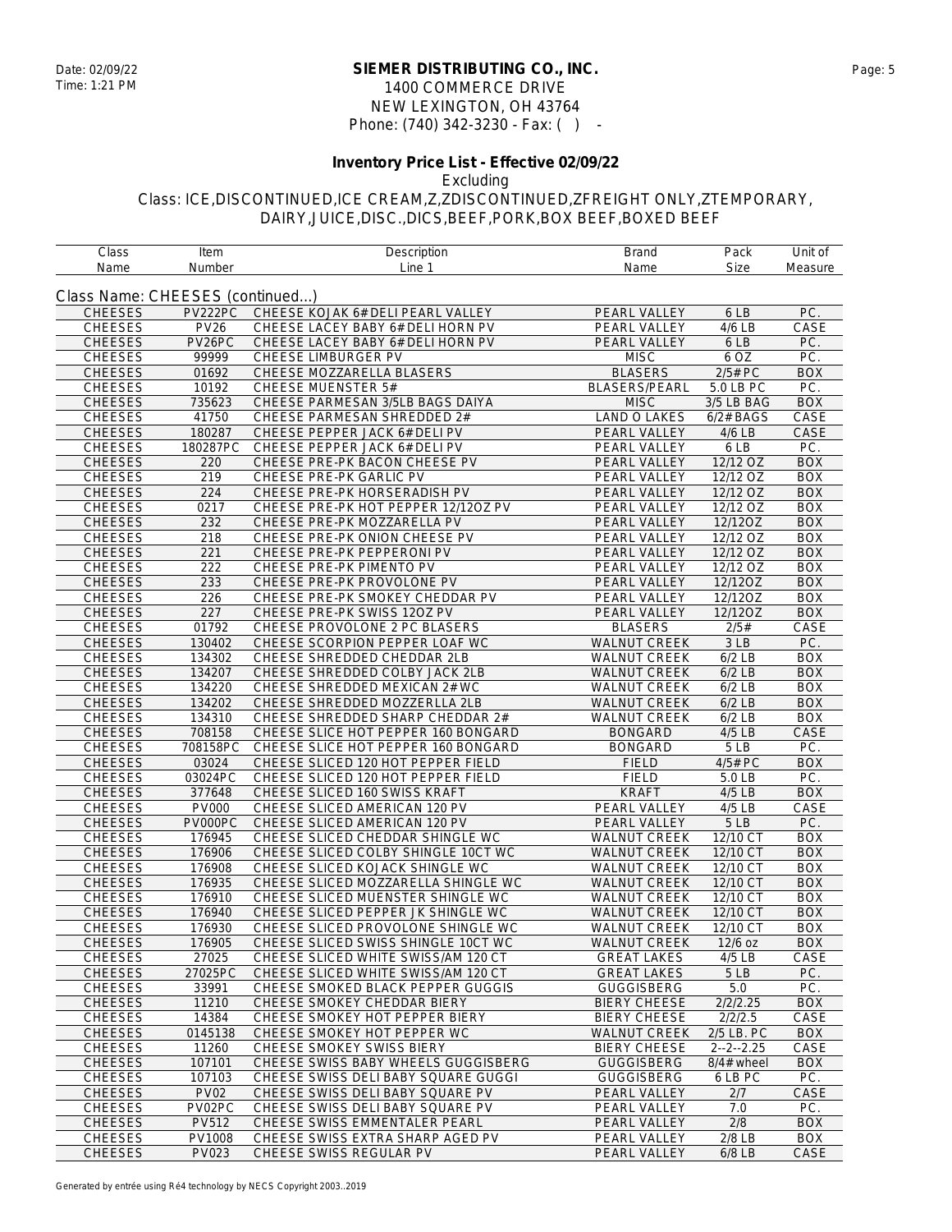**SIEMER DISTRIBUTING CO., INC.**
1400 COMMERCE DRIVE
NEW LEXINGTON, OH 43764
Phone: (740) 342-3230 - Fax: ( ) -

Date: 02/09/22
Time: 1:21 PM

**Inventory Price List - Effective 02/09/22**

Excluding

Class: ICE,DISCONTINUED,ICE CREAM,Z,ZDISCONTINUED,ZFREIGHT ONLY,ZTEMPORARY, DAIRY,JUICE,DISC.,DICS,BEEF,PORK,BOX BEEF,BOXED BEEF

Class Name: CHEESES (continued...)

| Class Name | Item Number | Description Line 1 | Brand Name | Pack Size | Unit of Measure |
|---|---|---|---|---|---|
| CHEESES | PV222PC | CHEESE KOJAK 6#DELI PEARL VALLEY | PEARL VALLEY | 6 LB | PC. |
| CHEESES | PV26 | CHEESE LACEY BABY 6#DELI HORN PV | PEARL VALLEY | 4/6 LB | CASE |
| CHEESES | PV26PC | CHEESE LACEY BABY 6#DELI HORN PV | PEARL VALLEY | 6 LB | PC. |
| CHEESES | 99999 | CHEESE LIMBURGER PV | MISC | 6 OZ | PC. |
| CHEESES | 01692 | CHEESE MOZZARELLA BLASERS | BLASERS | 2/5#PC | BOX |
| CHEESES | 10192 | CHEESE MUENSTER 5# | BLASERS/PEARL | 5.0 LB PC | PC. |
| CHEESES | 735623 | CHEESE PARMESAN 3/5LB BAGS DAIYA | MISC | 3/5 LB BAG | BOX |
| CHEESES | 41750 | CHEESE PARMESAN SHREDDED 2# | LAND O LAKES | 6/2# BAGS | CASE |
| CHEESES | 180287 | CHEESE PEPPER JACK 6#DELI PV | PEARL VALLEY | 4/6 LB | CASE |
| CHEESES | 180287PC | CHEESE PEPPER JACK 6#DELI PV | PEARL VALLEY | 6 LB | PC. |
| CHEESES | 220 | CHEESE PRE-PK BACON CHEESE PV | PEARL VALLEY | 12/12 OZ | BOX |
| CHEESES | 219 | CHEESE PRE-PK GARLIC PV | PEARL VALLEY | 12/12 OZ | BOX |
| CHEESES | 224 | CHEESE PRE-PK HORSERADISH PV | PEARL VALLEY | 12/12 OZ | BOX |
| CHEESES | 0217 | CHEESE PRE-PK HOT PEPPER 12/12OZ PV | PEARL VALLEY | 12/12 OZ | BOX |
| CHEESES | 232 | CHEESE PRE-PK MOZZARELLA PV | PEARL VALLEY | 12/12OZ | BOX |
| CHEESES | 218 | CHEESE PRE-PK ONION CHEESE PV | PEARL VALLEY | 12/12 OZ | BOX |
| CHEESES | 221 | CHEESE PRE-PK PEPPERONI PV | PEARL VALLEY | 12/12 OZ | BOX |
| CHEESES | 222 | CHEESE PRE-PK PIMENTO PV | PEARL VALLEY | 12/12 OZ | BOX |
| CHEESES | 233 | CHEESE PRE-PK PROVOLONE PV | PEARL VALLEY | 12/12OZ | BOX |
| CHEESES | 226 | CHEESE PRE-PK SMOKEY CHEDDAR PV | PEARL VALLEY | 12/12OZ | BOX |
| CHEESES | 227 | CHEESE PRE-PK SWISS 12OZ PV | PEARL VALLEY | 12/12OZ | BOX |
| CHEESES | 01792 | CHEESE PROVOLONE 2 PC BLASERS | BLASERS | 2/5# | CASE |
| CHEESES | 130402 | CHEESE SCORPION PEPPER LOAF WC | WALNUT CREEK | 3 LB | PC. |
| CHEESES | 134302 | CHEESE SHREDDED CHEDDAR 2LB | WALNUT CREEK | 6/2 LB | BOX |
| CHEESES | 134207 | CHEESE SHREDDED COLBY JACK 2LB | WALNUT CREEK | 6/2 LB | BOX |
| CHEESES | 134220 | CHEESE SHREDDED MEXICAN 2# WC | WALNUT CREEK | 6/2 LB | BOX |
| CHEESES | 134202 | CHEESE SHREDDED MOZZERLLA 2LB | WALNUT CREEK | 6/2 LB | BOX |
| CHEESES | 134310 | CHEESE SHREDDED SHARP CHEDDAR 2# | WALNUT CREEK | 6/2 LB | BOX |
| CHEESES | 708158 | CHEESE SLICE HOT PEPPER 160 BONGARD | BONGARD | 4/5 LB | CASE |
| CHEESES | 708158PC | CHEESE SLICE HOT PEPPER 160 BONGARD | BONGARD | 5 LB | PC. |
| CHEESES | 03024 | CHEESE SLICED 120 HOT PEPPER FIELD | FIELD | 4/5# PC | BOX |
| CHEESES | 03024PC | CHEESE SLICED 120 HOT PEPPER FIELD | FIELD | 5.0 LB | PC. |
| CHEESES | 377648 | CHEESE SLICED 160 SWISS KRAFT | KRAFT | 4/5 LB | BOX |
| CHEESES | PV000 | CHEESE SLICED AMERICAN 120 PV | PEARL VALLEY | 4/5 LB | CASE |
| CHEESES | PV000PC | CHEESE SLICED AMERICAN 120 PV | PEARL VALLEY | 5 LB | PC. |
| CHEESES | 176945 | CHEESE SLICED CHEDDAR SHINGLE WC | WALNUT CREEK | 12/10 CT | BOX |
| CHEESES | 176906 | CHEESE SLICED COLBY SHINGLE 10CT WC | WALNUT CREEK | 12/10 CT | BOX |
| CHEESES | 176908 | CHEESE SLICED KOJACK SHINGLE WC | WALNUT CREEK | 12/10 CT | BOX |
| CHEESES | 176935 | CHEESE SLICED MOZZARELLA SHINGLE WC | WALNUT CREEK | 12/10 CT | BOX |
| CHEESES | 176910 | CHEESE SLICED MUENSTER SHINGLE WC | WALNUT CREEK | 12/10 CT | BOX |
| CHEESES | 176940 | CHEESE SLICED PEPPER JK SHINGLE WC | WALNUT CREEK | 12/10 CT | BOX |
| CHEESES | 176930 | CHEESE SLICED PROVOLONE SHINGLE WC | WALNUT CREEK | 12/10 CT | BOX |
| CHEESES | 176905 | CHEESE SLICED SWISS SHINGLE 10CT WC | WALNUT CREEK | 12/6 oz | BOX |
| CHEESES | 27025 | CHEESE SLICED WHITE SWISS/AM 120 CT | GREAT LAKES | 4/5 LB | CASE |
| CHEESES | 27025PC | CHEESE SLICED WHITE SWISS/AM 120 CT | GREAT LAKES | 5 LB | PC. |
| CHEESES | 33991 | CHEESE SMOKED BLACK PEPPER GUGGIS | GUGGISBERG | 5.0 | PC. |
| CHEESES | 11210 | CHEESE SMOKEY CHEDDAR BIERY | BIERY CHEESE | 2/2/2.25 | BOX |
| CHEESES | 14384 | CHEESE SMOKEY HOT PEPPER BIERY | BIERY CHEESE | 2/2/2.5 | CASE |
| CHEESES | 0145138 | CHEESE SMOKEY HOT PEPPER WC | WALNUT CREEK | 2/5 LB. PC | BOX |
| CHEESES | 11260 | CHEESE SMOKEY SWISS BIERY | BIERY CHEESE | 2--2--2.25 | CASE |
| CHEESES | 107101 | CHEESE SWISS BABY WHEELS GUGGISBERG | GUGGISBERG | 8/4# wheel | BOX |
| CHEESES | 107103 | CHEESE SWISS DELI BABY SQUARE GUGGI | GUGGISBERG | 6 LB PC | PC. |
| CHEESES | PV02 | CHEESE SWISS DELI BABY SQUARE PV | PEARL VALLEY | 2/7 | CASE |
| CHEESES | PV02PC | CHEESE SWISS DELI BABY SQUARE PV | PEARL VALLEY | 7.0 | PC. |
| CHEESES | PV512 | CHEESE SWISS EMMENTALER PEARL | PEARL VALLEY | 2/8 | BOX |
| CHEESES | PV1008 | CHEESE SWISS EXTRA SHARP AGED PV | PEARL VALLEY | 2/8 LB | BOX |
| CHEESES | PV023 | CHEESE SWISS REGULAR PV | PEARL VALLEY | 6/8 LB | CASE |

Generated by entrée using Ré4 technology by NECS Copyright 2003..2019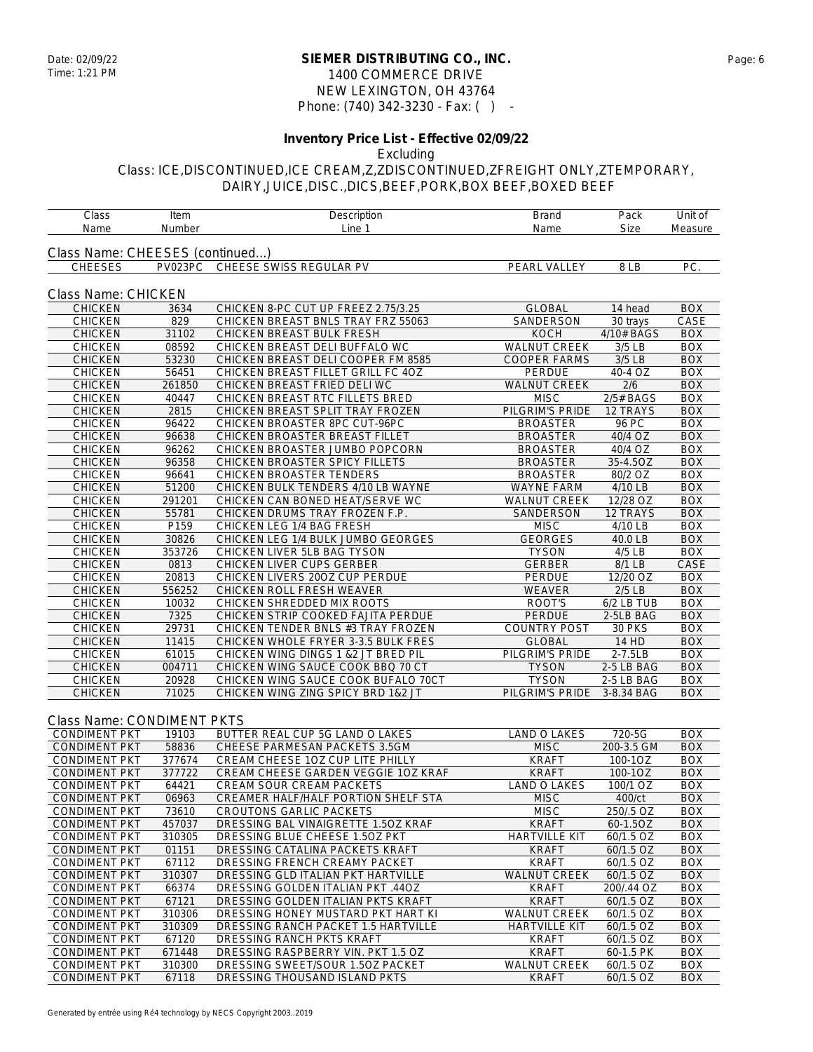**SIEMER DISTRIBUTING CO., INC.**
1400 COMMERCE DRIVE
NEW LEXINGTON, OH 43764
Phone: (740) 342-3230 - Fax: ( ) -

Date: 02/09/22
Time: 1:21 PM

**Inventory Price List - Effective 02/09/22**

Excluding

Class: ICE,DISCONTINUED,ICE CREAM,Z,ZDISCONTINUED,ZFREIGHT ONLY,ZTEMPORARY, DAIRY,JUICE,DISC.,DICS,BEEF,PORK,BOX BEEF,BOXED BEEF

| Class Name | Item Number | Description Line 1 | Brand Name | Pack Size | Unit of Measure |
|---|---|---|---|---|---|

Class Name: CHEESES (continued...)

| Class Name | Item Number | Description Line 1 | Brand Name | Pack Size | Unit of Measure |
|---|---|---|---|---|---|
| CHEESES | PV023PC | CHEESE SWISS REGULAR PV | PEARL VALLEY | 8 LB | PC. |

Class Name: CHICKEN

| Class Name | Item Number | Description Line 1 | Brand Name | Pack Size | Unit of Measure |
|---|---|---|---|---|---|
| CHICKEN | 3634 | CHICKEN 8-PC CUT UP FREEZ 2.75/3.25 | GLOBAL | 14 head | BOX |
| CHICKEN | 829 | CHICKEN BREAST BNLS TRAY FRZ 55063 | SANDERSON | 30 trays | CASE |
| CHICKEN | 31102 | CHICKEN BREAST BULK FRESH | KOCH | 4/10# BAGS | BOX |
| CHICKEN | 08592 | CHICKEN BREAST DELI BUFFALO WC | WALNUT CREEK | 3/5 LB | BOX |
| CHICKEN | 53230 | CHICKEN BREAST DELI COOPER FM 8585 | COOPER FARMS | 3/5 LB | BOX |
| CHICKEN | 56451 | CHICKEN BREAST FILLET GRILL FC 4OZ | PERDUE | 40-4 OZ | BOX |
| CHICKEN | 261850 | CHICKEN BREAST FRIED DELI WC | WALNUT CREEK | 2/6 | BOX |
| CHICKEN | 40447 | CHICKEN BREAST RTC FILLETS BRED | MISC | 2/5# BAGS | BOX |
| CHICKEN | 2815 | CHICKEN BREAST SPLIT TRAY FROZEN | PILGRIM'S PRIDE | 12 TRAYS | BOX |
| CHICKEN | 96422 | CHICKEN BROASTER 8PC CUT-96PC | BROASTER | 96 PC | BOX |
| CHICKEN | 96638 | CHICKEN BROASTER BREAST FILLET | BROASTER | 40/4 OZ | BOX |
| CHICKEN | 96262 | CHICKEN BROASTER JUMBO POPCORN | BROASTER | 40/4 OZ | BOX |
| CHICKEN | 96358 | CHICKEN BROASTER SPICY FILLETS | BROASTER | 35-4.5OZ | BOX |
| CHICKEN | 96641 | CHICKEN BROASTER TENDERS | BROASTER | 80/2 OZ | BOX |
| CHICKEN | 51200 | CHICKEN BULK TENDERS 4/10 LB WAYNE | WAYNE FARM | 4/10 LB | BOX |
| CHICKEN | 291201 | CHICKEN CAN BONED HEAT/SERVE WC | WALNUT CREEK | 12/28 OZ | BOX |
| CHICKEN | 55781 | CHICKEN DRUMS TRAY FROZEN F.P. | SANDERSON | 12 TRAYS | BOX |
| CHICKEN | P159 | CHICKEN LEG 1/4 BAG FRESH | MISC | 4/10 LB | BOX |
| CHICKEN | 30826 | CHICKEN LEG 1/4 BULK JUMBO GEORGES | GEORGES | 40.0 LB | BOX |
| CHICKEN | 353726 | CHICKEN LIVER 5LB BAG TYSON | TYSON | 4/5 LB | BOX |
| CHICKEN | 0813 | CHICKEN LIVER CUPS GERBER | GERBER | 8/1 LB | CASE |
| CHICKEN | 20813 | CHICKEN LIVERS 20OZ CUP PERDUE | PERDUE | 12/20 OZ | BOX |
| CHICKEN | 556252 | CHICKEN ROLL FRESH WEAVER | WEAVER | 2/5 LB | BOX |
| CHICKEN | 10032 | CHICKEN SHREDDED MIX ROOTS | ROOT'S | 6/2 LB TUB | BOX |
| CHICKEN | 7325 | CHICKEN STRIP COOKED FAJITA PERDUE | PERDUE | 2-5LB BAG | BOX |
| CHICKEN | 29731 | CHICKEN TENDER BNLS #3 TRAY FROZEN | COUNTRY POST | 30 PKS | BOX |
| CHICKEN | 11415 | CHICKEN WHOLE FRYER 3-3.5 BULK FRES | GLOBAL | 14 HD | BOX |
| CHICKEN | 61015 | CHICKEN WING DINGS 1 &2 JT BRED PIL | PILGRIM'S PRIDE | 2-7.5LB | BOX |
| CHICKEN | 004711 | CHICKEN WING SAUCE COOK BBQ 70 CT | TYSON | 2-5 LB BAG | BOX |
| CHICKEN | 20928 | CHICKEN WING SAUCE COOK BUFALO 70CT | TYSON | 2-5 LB BAG | BOX |
| CHICKEN | 71025 | CHICKEN WING ZING SPICY BRD 1&2 JT | PILGRIM'S PRIDE | 3-8.34 BAG | BOX |

Class Name: CONDIMENT PKTS

| Class Name | Item Number | Description Line 1 | Brand Name | Pack Size | Unit of Measure |
|---|---|---|---|---|---|
| CONDIMENT PKT | 19103 | BUTTER REAL CUP 5G LAND O LAKES | LAND O LAKES | 720-5G | BOX |
| CONDIMENT PKT | 58836 | CHEESE PARMESAN PACKETS 3.5GM | MISC | 200-3.5 GM | BOX |
| CONDIMENT PKT | 377674 | CREAM CHEESE 1OZ CUP LITE PHILLY | KRAFT | 100-1OZ | BOX |
| CONDIMENT PKT | 377722 | CREAM CHEESE GARDEN VEGGIE 1OZ KRAF | KRAFT | 100-1OZ | BOX |
| CONDIMENT PKT | 64421 | CREAM SOUR CREAM PACKETS | LAND O LAKES | 100/1 OZ | BOX |
| CONDIMENT PKT | 06963 | CREAMER HALF/HALF PORTION SHELF STA | MISC | 400/ct | BOX |
| CONDIMENT PKT | 73610 | CROUTONS GARLIC PACKETS | MISC | 250/.5 OZ | BOX |
| CONDIMENT PKT | 457037 | DRESSING BAL VINAIGRETTE 1.5OZ KRAF | KRAFT | 60-1.5OZ | BOX |
| CONDIMENT PKT | 310305 | DRESSING BLUE CHEESE 1.5OZ PKT | HARTVILLE KIT | 60/1.5 OZ | BOX |
| CONDIMENT PKT | 01151 | DRESSING CATALINA PACKETS KRAFT | KRAFT | 60/1.5 OZ | BOX |
| CONDIMENT PKT | 67112 | DRESSING FRENCH CREAMY PACKET | KRAFT | 60/1.5 OZ | BOX |
| CONDIMENT PKT | 310307 | DRESSING GLD ITALIAN PKT HARTVILLE | WALNUT CREEK | 60/1.5 OZ | BOX |
| CONDIMENT PKT | 66374 | DRESSING GOLDEN ITALIAN PKT .44OZ | KRAFT | 200/.44 OZ | BOX |
| CONDIMENT PKT | 67121 | DRESSING GOLDEN ITALIAN PKTS KRAFT | KRAFT | 60/1.5 OZ | BOX |
| CONDIMENT PKT | 310306 | DRESSING HONEY MUSTARD PKT HART KI | WALNUT CREEK | 60/1.5 OZ | BOX |
| CONDIMENT PKT | 310309 | DRESSING RANCH PACKET 1.5 HARTVILLE | HARTVILLE KIT | 60/1.5 OZ | BOX |
| CONDIMENT PKT | 67120 | DRESSING RANCH PKTS KRAFT | KRAFT | 60/1.5 OZ | BOX |
| CONDIMENT PKT | 671448 | DRESSING RASPBERRY VIN. PKT 1.5 OZ | KRAFT | 60-1.5 PK | BOX |
| CONDIMENT PKT | 310300 | DRESSING SWEET/SOUR 1.5OZ PACKET | WALNUT CREEK | 60/1.5 OZ | BOX |
| CONDIMENT PKT | 67118 | DRESSING THOUSAND ISLAND PKTS | KRAFT | 60/1.5 OZ | BOX |

Generated by entrée using Ré4 technology by NECS Copyright 2003..2019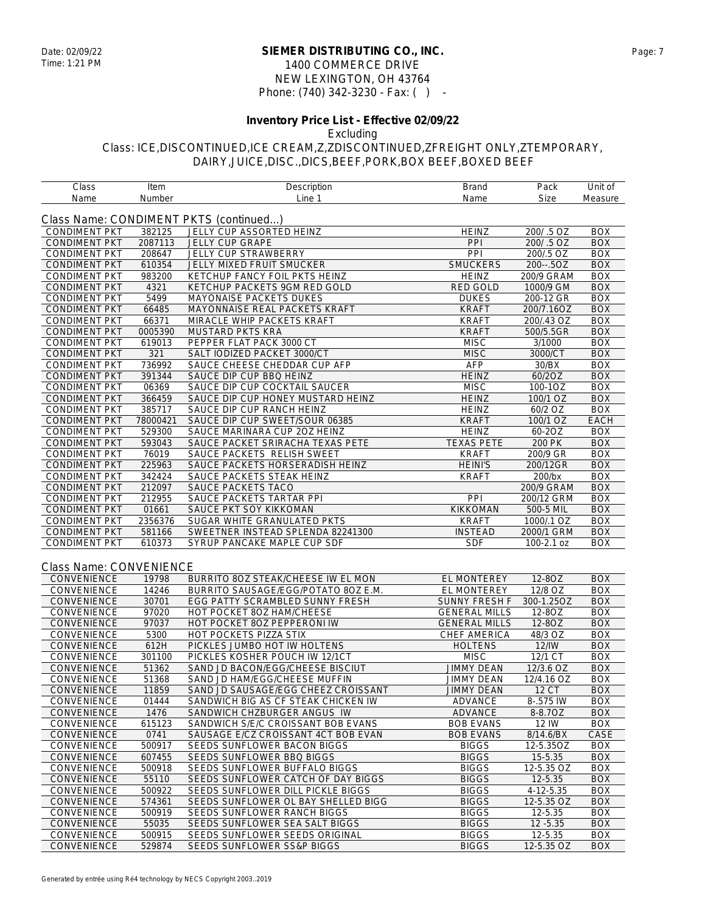**SIEMER DISTRIBUTING CO., INC.**
1400 COMMERCE DRIVE
NEW LEXINGTON, OH 43764
Phone: (740) 342-3230 - Fax: ( ) -

Date: 02/09/22
Time: 1:21 PM

## Inventory Price List - Effective 02/09/22

Excluding
Class: ICE,DISCONTINUED,ICE CREAM,Z,ZDISCONTINUED,ZFREIGHT ONLY,ZTEMPORARY, DAIRY,JUICE,DISC.,DICS,BEEF,PORK,BOX BEEF,BOXED BEEF

### Class Name: CONDIMENT PKTS (continued...)

| Class Name | Item Number | Description Line 1 | Brand Name | Pack Size | Unit of Measure |
|---|---|---|---|---|---|
| CONDIMENT PKT | 382125 | JELLY CUP ASSORTED HEINZ | HEINZ | 200/ .5 OZ | BOX |
| CONDIMENT PKT | 2087113 | JELLY CUP GRAPE | PPI | 200/ .5 OZ | BOX |
| CONDIMENT PKT | 208647 | JELLY CUP STRAWBERRY | PPI | 200/.5 OZ | BOX |
| CONDIMENT PKT | 610354 | JELLY MIXED FRUIT SMUCKER | SMUCKERS | 200--.5OZ | BOX |
| CONDIMENT PKT | 983200 | KETCHUP FANCY FOIL PKTS HEINZ | HEINZ | 200/9 GRAM | BOX |
| CONDIMENT PKT | 4321 | KETCHUP PACKETS 9GM RED GOLD | RED GOLD | 1000/9 GM | BOX |
| CONDIMENT PKT | 5499 | MAYONAISE PACKETS DUKES | DUKES | 200-12 GR | BOX |
| CONDIMENT PKT | 66485 | MAYONNAISE REAL PACKETS KRAFT | KRAFT | 200/7.16OZ | BOX |
| CONDIMENT PKT | 66371 | MIRACLE WHIP PACKETS KRAFT | KRAFT | 200/.43 OZ | BOX |
| CONDIMENT PKT | 0005390 | MUSTARD PKTS KRA | KRAFT | 500/5.5GR | BOX |
| CONDIMENT PKT | 619013 | PEPPER FLAT PACK 3000 CT | MISC | 3/1000 | BOX |
| CONDIMENT PKT | 321 | SALT IODIZED PACKET 3000/CT | MISC | 3000/CT | BOX |
| CONDIMENT PKT | 736992 | SAUCE CHEESE CHEDDAR CUP AFP | AFP | 30/BX | BOX |
| CONDIMENT PKT | 391344 | SAUCE DIP CUP BBQ HEINZ | HEINZ | 60/2OZ | BOX |
| CONDIMENT PKT | 06369 | SAUCE DIP CUP COCKTAIL SAUCER | MISC | 100-1OZ | BOX |
| CONDIMENT PKT | 366459 | SAUCE DIP CUP HONEY MUSTARD HEINZ | HEINZ | 100/1 OZ | BOX |
| CONDIMENT PKT | 385717 | SAUCE DIP CUP RANCH HEINZ | HEINZ | 60/2 OZ | BOX |
| CONDIMENT PKT | 78000421 | SAUCE DIP CUP SWEET/SOUR 06385 | KRAFT | 100/1 OZ | EACH |
| CONDIMENT PKT | 529300 | SAUCE MARINARA CUP 2OZ HEINZ | HEINZ | 60-2OZ | BOX |
| CONDIMENT PKT | 593043 | SAUCE PACKET SRIRACHA TEXAS PETE | TEXAS PETE | 200 PK | BOX |
| CONDIMENT PKT | 76019 | SAUCE PACKETS RELISH SWEET | KRAFT | 200/9 GR | BOX |
| CONDIMENT PKT | 225963 | SAUCE PACKETS HORSERADISH HEINZ | HEINI'S | 200/12GR | BOX |
| CONDIMENT PKT | 342424 | SAUCE PACKETS STEAK HEINZ | KRAFT | 200/bx | BOX |
| CONDIMENT PKT | 212097 | SAUCE PACKETS TACO | | 200/9 GRAM | BOX |
| CONDIMENT PKT | 212955 | SAUCE PACKETS TARTAR PPI | PPI | 200/12 GRM | BOX |
| CONDIMENT PKT | 01661 | SAUCE PKT SOY KIKKOMAN | KIKKOMAN | 500-5 MIL | BOX |
| CONDIMENT PKT | 2356376 | SUGAR WHITE GRANULATED PKTS | KRAFT | 1000/.1 OZ | BOX |
| CONDIMENT PKT | 581166 | SWEETNER INSTEAD SPLENDA 82241300 | INSTEAD | 2000/1 GRM | BOX |
| CONDIMENT PKT | 610373 | SYRUP PANCAKE MAPLE CUP SDF | SDF | 100-2.1 oz | BOX |

### Class Name: CONVENIENCE

| Class Name | Item Number | Description Line 1 | Brand Name | Pack Size | Unit of Measure |
|---|---|---|---|---|---|
| CONVENIENCE | 19798 | BURRITO 8OZ STEAK/CHEESE IW EL MON | EL MONTEREY | 12-8OZ | BOX |
| CONVENIENCE | 14246 | BURRITO SAUSAGE/EGG/POTATO 8OZ E.M. | EL MONTEREY | 12/8 OZ | BOX |
| CONVENIENCE | 30701 | EGG PATTY SCRAMBLED SUNNY FRESH | SUNNY FRESH F | 300-1.25OZ | BOX |
| CONVENIENCE | 97020 | HOT POCKET 8OZ HAM/CHEESE | GENERAL MILLS | 12-8OZ | BOX |
| CONVENIENCE | 97037 | HOT POCKET 8OZ PEPPERONI IW | GENERAL MILLS | 12-8OZ | BOX |
| CONVENIENCE | 5300 | HOT POCKETS PIZZA STIX | CHEF AMERICA | 48/3 OZ | BOX |
| CONVENIENCE | 612H | PICKLES JUMBO HOT IW HOLTENS | HOLTENS | 12/IW | BOX |
| CONVENIENCE | 301100 | PICKLES KOSHER POUCH IW 12/1CT | MISC | 12/1 CT | BOX |
| CONVENIENCE | 51362 | SAND JD BACON/EGG/CHEESE BISCIUT | JIMMY DEAN | 12/3.6 OZ | BOX |
| CONVENIENCE | 51368 | SAND JD HAM/EGG/CHEESE MUFFIN | JIMMY DEAN | 12/4.16 OZ | BOX |
| CONVENIENCE | 11859 | SAND JD SAUSAGE/EGG CHEEZ CROISSANT | JIMMY DEAN | 12 CT | BOX |
| CONVENIENCE | 01444 | SANDWICH BIG AS CF STEAK CHICKEN IW | ADVANCE | 8-.575 IW | BOX |
| CONVENIENCE | 1476 | SANDWICH CHZBURGER ANGUS IW | ADVANCE | 8-8.7OZ | BOX |
| CONVENIENCE | 615123 | SANDWICH S/E/C CROISSANT BOB EVANS | BOB EVANS | 12 IW | BOX |
| CONVENIENCE | 0741 | SAUSAGE E/CZ CROISSANT 4CT BOB EVAN | BOB EVANS | 8/14.6/BX | CASE |
| CONVENIENCE | 500917 | SEEDS SUNFLOWER BACON BIGGS | BIGGS | 12-5.35OZ | BOX |
| CONVENIENCE | 607455 | SEEDS SUNFLOWER BBQ BIGGS | BIGGS | 15-5.35 | BOX |
| CONVENIENCE | 500918 | SEEDS SUNFLOWER BUFFALO BIGGS | BIGGS | 12-5.35 OZ | BOX |
| CONVENIENCE | 55110 | SEEDS SUNFLOWER CATCH OF DAY BIGGS | BIGGS | 12-5.35 | BOX |
| CONVENIENCE | 500922 | SEEDS SUNFLOWER DILL PICKLE BIGGS | BIGGS | 4-12-5.35 | BOX |
| CONVENIENCE | 574361 | SEEDS SUNFLOWER OL BAY SHELLED BIGG | BIGGS | 12-5.35 OZ | BOX |
| CONVENIENCE | 500919 | SEEDS SUNFLOWER RANCH BIGGS | BIGGS | 12-5.35 | BOX |
| CONVENIENCE | 55035 | SEEDS SUNFLOWER SEA SALT BIGGS | BIGGS | 12 -5.35 | BOX |
| CONVENIENCE | 500915 | SEEDS SUNFLOWER SEEDS ORIGINAL | BIGGS | 12-5.35 | BOX |
| CONVENIENCE | 529874 | SEEDS SUNFLOWER SS&P BIGGS | BIGGS | 12-5.35 OZ | BOX |

Generated by entrée using Ré4 technology by NECS Copyright 2003..2019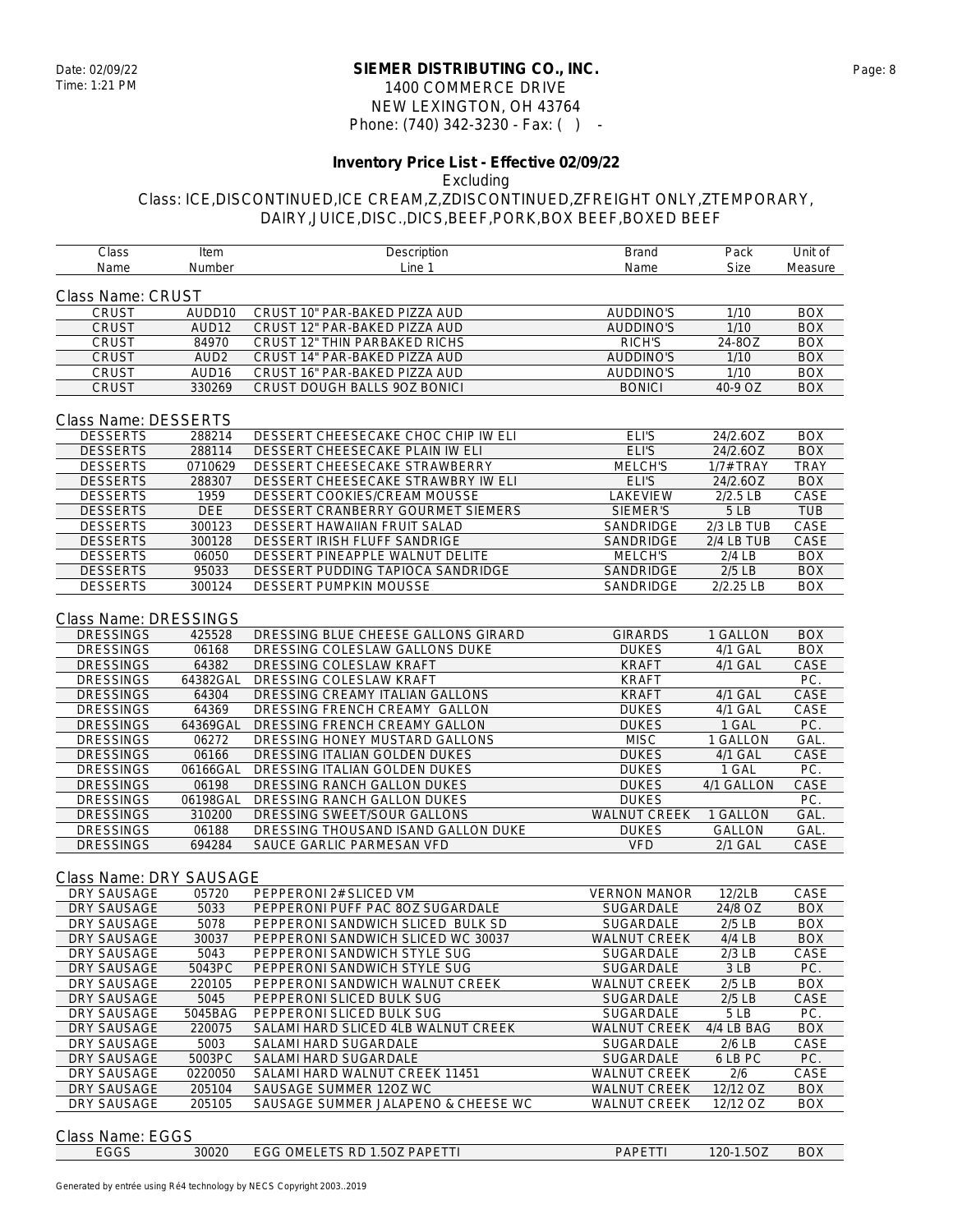**SIEMER DISTRIBUTING CO., INC.**
1400 COMMERCE DRIVE
NEW LEXINGTON, OH 43764
Phone: (740) 342-3230 - Fax: ( ) -

Date: 02/09/22
Time: 1:21 PM

**Inventory Price List - Effective 02/09/22**
Excluding
Class: ICE,DISCONTINUED,ICE CREAM,Z,ZDISCONTINUED,ZFREIGHT ONLY,ZTEMPORARY, DAIRY,JUICE,DISC.,DICS,BEEF,PORK,BOX BEEF,BOXED BEEF

| Class Name | Item Number | Description Line 1 | Brand Name | Pack Size | Unit of Measure |
|---|---|---|---|---|---|

Class Name: CRUST

| Class Name | Item Number | Description Line 1 | Brand Name | Pack Size | Unit of Measure |
|---|---|---|---|---|---|
| CRUST | AUDD10 | CRUST 10" PAR-BAKED PIZZA AUD | AUDDINO'S | 1/10 | BOX |
| CRUST | AUD12 | CRUST 12" PAR-BAKED PIZZA AUD | AUDDINO'S | 1/10 | BOX |
| CRUST | 84970 | CRUST 12" THIN PARBAKED RICHS | RICH'S | 24-8OZ | BOX |
| CRUST | AUD2 | CRUST 14" PAR-BAKED PIZZA AUD | AUDDINO'S | 1/10 | BOX |
| CRUST | AUD16 | CRUST 16" PAR-BAKED PIZZA AUD | AUDDINO'S | 1/10 | BOX |
| CRUST | 330269 | CRUST DOUGH BALLS 9OZ BONICI | BONICI | 40-9 OZ | BOX |

Class Name: DESSERTS

| Class Name | Item Number | Description Line 1 | Brand Name | Pack Size | Unit of Measure |
|---|---|---|---|---|---|
| DESSERTS | 288214 | DESSERT CHEESECAKE CHOC CHIP IW ELI | ELI'S | 24/2.6OZ | BOX |
| DESSERTS | 288114 | DESSERT CHEESECAKE PLAIN IW ELI | ELI'S | 24/2.6OZ | BOX |
| DESSERTS | 0710629 | DESSERT CHEESECAKE STRAWBERRY | MELCH'S | 1/7# TRAY | TRAY |
| DESSERTS | 288307 | DESSERT CHEESECAKE STRAWBRY IW ELI | ELI'S | 24/2.6OZ | BOX |
| DESSERTS | 1959 | DESSERT COOKIES/CREAM MOUSSE | LAKEVIEW | 2/2.5 LB | CASE |
| DESSERTS | DEE | DESSERT CRANBERRY GOURMET SIEMERS | SIEMER'S | 5 LB | TUB |
| DESSERTS | 300123 | DESSERT HAWAIIAN FRUIT SALAD | SANDRIDGE | 2/3 LB TUB | CASE |
| DESSERTS | 300128 | DESSERT IRISH FLUFF SANDRIGE | SANDRIDGE | 2/4 LB TUB | CASE |
| DESSERTS | 06050 | DESSERT PINEAPPLE WALNUT DELITE | MELCH'S | 2/4 LB | BOX |
| DESSERTS | 95033 | DESSERT PUDDING TAPIOCA SANDRIDGE | SANDRIDGE | 2/5 LB | BOX |
| DESSERTS | 300124 | DESSERT PUMPKIN MOUSSE | SANDRIDGE | 2/2.25 LB | BOX |

Class Name: DRESSINGS

| Class Name | Item Number | Description Line 1 | Brand Name | Pack Size | Unit of Measure |
|---|---|---|---|---|---|
| DRESSINGS | 425528 | DRESSING BLUE CHEESE GALLONS GIRARD | GIRARDS | 1 GALLON | BOX |
| DRESSINGS | 06168 | DRESSING COLESLAW GALLONS DUKE | DUKES | 4/1 GAL | BOX |
| DRESSINGS | 64382 | DRESSING COLESLAW KRAFT | KRAFT | 4/1 GAL | CASE |
| DRESSINGS | 64382GAL | DRESSING COLESLAW KRAFT | KRAFT | | PC. |
| DRESSINGS | 64304 | DRESSING CREAMY ITALIAN GALLONS | KRAFT | 4/1 GAL | CASE |
| DRESSINGS | 64369 | DRESSING FRENCH CREAMY GALLON | DUKES | 4/1 GAL | CASE |
| DRESSINGS | 64369GAL | DRESSING FRENCH CREAMY GALLON | DUKES | 1 GAL | PC. |
| DRESSINGS | 06272 | DRESSING HONEY MUSTARD GALLONS | MISC | 1 GALLON | GAL. |
| DRESSINGS | 06166 | DRESSING ITALIAN GOLDEN DUKES | DUKES | 4/1 GAL | CASE |
| DRESSINGS | 06166GAL | DRESSING ITALIAN GOLDEN DUKES | DUKES | 1 GAL | PC. |
| DRESSINGS | 06198 | DRESSING RANCH GALLON DUKES | DUKES | 4/1 GALLON | CASE |
| DRESSINGS | 06198GAL | DRESSING RANCH GALLON DUKES | DUKES | | PC. |
| DRESSINGS | 310200 | DRESSING SWEET/SOUR GALLONS | WALNUT CREEK | 1 GALLON | GAL. |
| DRESSINGS | 06188 | DRESSING THOUSAND ISAND GALLON DUKE | DUKES | GALLON | GAL. |
| DRESSINGS | 694284 | SAUCE GARLIC PARMESAN VFD | VFD | 2/1 GAL | CASE |

Class Name: DRY SAUSAGE

| Class Name | Item Number | Description Line 1 | Brand Name | Pack Size | Unit of Measure |
|---|---|---|---|---|---|
| DRY SAUSAGE | 05720 | PEPPERONI 2# SLICED VM | VERNON MANOR | 12/2LB | CASE |
| DRY SAUSAGE | 5033 | PEPPERONI PUFF PAC 8OZ SUGARDALE | SUGARDALE | 24/8 OZ | BOX |
| DRY SAUSAGE | 5078 | PEPPERONI SANDWICH SLICED BULK SD | SUGARDALE | 2/5 LB | BOX |
| DRY SAUSAGE | 30037 | PEPPERONI SANDWICH SLICED WC 30037 | WALNUT CREEK | 4/4 LB | BOX |
| DRY SAUSAGE | 5043 | PEPPERONI SANDWICH STYLE SUG | SUGARDALE | 2/3 LB | CASE |
| DRY SAUSAGE | 5043PC | PEPPERONI SANDWICH STYLE SUG | SUGARDALE | 3 LB | PC. |
| DRY SAUSAGE | 220105 | PEPPERONI SANDWICH WALNUT CREEK | WALNUT CREEK | 2/5 LB | BOX |
| DRY SAUSAGE | 5045 | PEPPERONI SLICED BULK SUG | SUGARDALE | 2/5 LB | CASE |
| DRY SAUSAGE | 5045BAG | PEPPERONI SLICED BULK SUG | SUGARDALE | 5 LB | PC. |
| DRY SAUSAGE | 220075 | SALAMI HARD SLICED 4LB WALNUT CREEK | WALNUT CREEK | 4/4 LB BAG | BOX |
| DRY SAUSAGE | 5003 | SALAMI HARD SUGARDALE | SUGARDALE | 2/6 LB | CASE |
| DRY SAUSAGE | 5003PC | SALAMI HARD SUGARDALE | SUGARDALE | 6 LB PC | PC. |
| DRY SAUSAGE | 0220050 | SALAMI HARD WALNUT CREEK 11451 | WALNUT CREEK | 2/6 | CASE |
| DRY SAUSAGE | 205104 | SAUSAGE SUMMER 12OZ WC | WALNUT CREEK | 12/12 OZ | BOX |
| DRY SAUSAGE | 205105 | SAUSAGE SUMMER JALAPENO & CHEESE WC | WALNUT CREEK | 12/12 OZ | BOX |

Class Name: EGGS

| Class Name | Item Number | Description Line 1 | Brand Name | Pack Size | Unit of Measure |
|---|---|---|---|---|---|
| EGGS | 30020 | EGG OMELETS RD 1.5OZ PAPETTI | PAPETTI | 120-1.5OZ | BOX |

Generated by entrée using Ré4 technology by NECS Copyright 2003..2019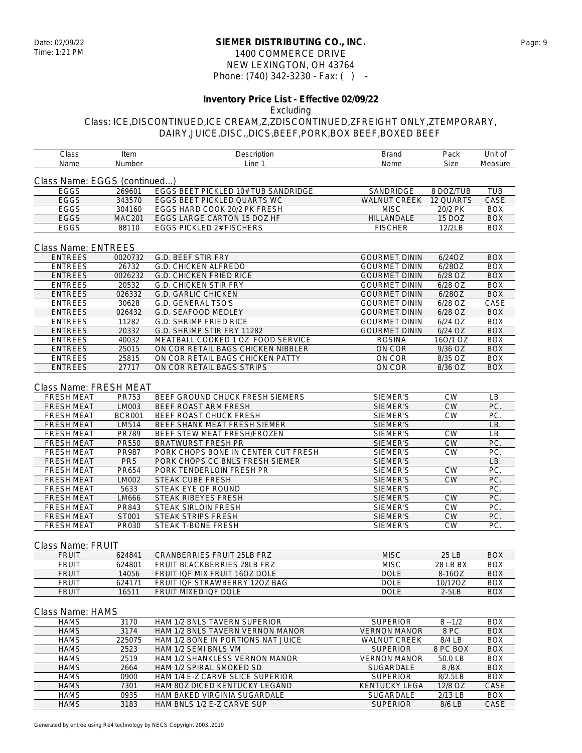**SIEMER DISTRIBUTING CO., INC.**
1400 COMMERCE DRIVE
NEW LEXINGTON, OH 43764
Phone: (740) 342-3230 - Fax: ( ) -

Date: 02/09/22
Time: 1:21 PM

**Inventory Price List - Effective 02/09/22**

Excluding

Class: ICE,DISCONTINUED,ICE CREAM,Z,ZDISCONTINUED,ZFREIGHT ONLY,ZTEMPORARY, DAIRY,JUICE,DISC.,DICS,BEEF,PORK,BOX BEEF,BOXED BEEF

| Class Name | Item Number | Description Line 1 | Brand Name | Pack Size | Unit of Measure |
|---|---|---|---|---|---|

Class Name: EGGS (continued...)

| Class Name | Item Number | Description Line 1 | Brand Name | Pack Size | Unit of Measure |
|---|---|---|---|---|---|
| EGGS | 269601 | EGGS BEET PICKLED 10#TUB SANDRIDGE | SANDRIDGE | 8 DOZ/TUB | TUB |
| EGGS | 343570 | EGGS BEET PICKLED QUARTS WC | WALNUT CREEK | 12 QUARTS | CASE |
| EGGS | 304160 | EGGS HARD COOK 20/2 PK FRESH | MISC | 20/2 PK | BOX |
| EGGS | MAC201 | EGGS LARGE CARTON 15 DOZ HF | HILLANDALE | 15 DOZ | BOX |
| EGGS | 88110 | EGGS PICKLED 2#FISCHERS | FISCHER | 12/2LB | BOX |

Class Name: ENTREES

| Class Name | Item Number | Description Line 1 | Brand Name | Pack Size | Unit of Measure |
|---|---|---|---|---|---|
| ENTREES | 0020732 | G.D. BEEF STIR FRY | GOURMET DININ | 6/24OZ | BOX |
| ENTREES | 26732 | G.D. CHICKEN ALFREDO | GOURMET DININ | 6/28OZ | BOX |
| ENTREES | 0026232 | G.D. CHICKEN FRIED RICE | GOURMET DININ | 6/28 OZ | BOX |
| ENTREES | 20532 | G.D. CHICKEN STIR FRY | GOURMET DININ | 6/28 OZ | BOX |
| ENTREES | 026332 | G.D. GARLIC CHICKEN | GOURMET DININ | 6/28OZ | BOX |
| ENTREES | 30628 | G.D. GENERAL TSO'S | GOURMET DININ | 6/28 OZ | CASE |
| ENTREES | 026432 | G.D. SEAFOOD MEDLEY | GOURMET DININ | 6/28 OZ | BOX |
| ENTREES | 11282 | G.D. SHRIMP FRIED RICE | GOURMET DININ | 6/24 OZ | BOX |
| ENTREES | 20332 | G.D. SHRIMP STIR FRY 11282 | GOURMET DININ | 6/24 OZ | BOX |
| ENTREES | 40032 | MEATBALL COOKED 1 OZ FOOD SERVICE | ROSINA | 16O/1 OZ | BOX |
| ENTREES | 25015 | ON COR RETAIL BAGS CHICKEN NIBBLER | ON COR | 9/36 OZ | BOX |
| ENTREES | 25815 | ON COR RETAIL BAGS CHICKEN PATTY | ON COR | 8/35 OZ | BOX |
| ENTREES | 27717 | ON COR RETAIL BAGS STRIPS | ON COR | 8/36 OZ | BOX |

Class Name: FRESH MEAT

| Class Name | Item Number | Description Line 1 | Brand Name | Pack Size | Unit of Measure |
|---|---|---|---|---|---|
| FRESH MEAT | PR753 | BEEF GROUND CHUCK FRESH SIEMERS | SIEMER'S | CW | LB. |
| FRESH MEAT | LM003 | BEEF ROAST ARM FRESH | SIEMER'S | CW | PC. |
| FRESH MEAT | BCR001 | BEEF ROAST CHUCK FRESH | SIEMER'S | CW | PC. |
| FRESH MEAT | LM514 | BEEF SHANK MEAT FRESH SIEMER | SIEMER'S | | LB. |
| FRESH MEAT | PR789 | BEEF STEW MEAT FRESH/FROZEN | SIEMER'S | CW | LB. |
| FRESH MEAT | PR550 | BRATWURST FRESH PR | SIEMER'S | CW | PC. |
| FRESH MEAT | PR987 | PORK CHOPS BONE IN CENTER CUT FRESH | SIEMER'S | CW | PC. |
| FRESH MEAT | PR5 | PORK CHOPS CC BNLS FRESH SIEMER | SIEMER'S | | LB. |
| FRESH MEAT | PR654 | PORK TENDERLOIN FRESH PR | SIEMER'S | CW | PC. |
| FRESH MEAT | LM002 | STEAK CUBE FRESH | SIEMER'S | CW | PC. |
| FRESH MEAT | 5633 | STEAK EYE OF ROUND | SIEMER'S | | PC. |
| FRESH MEAT | LM666 | STEAK RIBEYES FRESH | SIEMER'S | CW | PC. |
| FRESH MEAT | PR843 | STEAK SIRLOIN FRESH | SIEMER'S | CW | PC. |
| FRESH MEAT | ST001 | STEAK STRIPS FRESH | SIEMER'S | CW | PC. |
| FRESH MEAT | PR030 | STEAK T-BONE FRESH | SIEMER'S | CW | PC. |

Class Name: FRUIT

| Class Name | Item Number | Description Line 1 | Brand Name | Pack Size | Unit of Measure |
|---|---|---|---|---|---|
| FRUIT | 624841 | CRANBERRIES FRUIT 25LB FRZ | MISC | 25 LB | BOX |
| FRUIT | 624801 | FRUIT BLACKBERRIES 28LB FRZ | MISC | 28 LB BX | BOX |
| FRUIT | 14056 | FRUIT IQF MIX FRUIT 16OZ DOLE | DOLE | 8-16OZ | BOX |
| FRUIT | 624171 | FRUIT IQF STRAWBERRY 12OZ BAG | DOLE | 10/12OZ | BOX |
| FRUIT | 16511 | FRUIT MIXED IQF DOLE | DOLE | 2-5LB | BOX |

Class Name: HAMS

| Class Name | Item Number | Description Line 1 | Brand Name | Pack Size | Unit of Measure |
|---|---|---|---|---|---|
| HAMS | 3170 | HAM 1/2 BNLS TAVERN SUPERIOR | SUPERIOR | 8 --1/2 | BOX |
| HAMS | 3174 | HAM 1/2 BNLS TAVERN VERNON MANOR | VERNON MANOR | 8 PC | BOX |
| HAMS | 225075 | HAM 1/2 BONE IN PORTIONS NAT JUICE | WALNUT CREEK | 8/4 LB | BOX |
| HAMS | 2523 | HAM 1/2 SEMI BNLS VM | SUPERIOR | 8 PC BOX | BOX |
| HAMS | 2519 | HAM 1/2 SHANKLESS VERNON MANOR | VERNON MANOR | 50.0 LB | BOX |
| HAMS | 2664 | HAM 1/2 SPIRAL SMOKED SD | SUGARDALE | 8 /BX | BOX |
| HAMS | 0900 | HAM 1/4 E-Z CARVE SLICE SUPERIOR | SUPERIOR | 8/2.5LB | BOX |
| HAMS | 7301 | HAM 8OZ DICED KENTUCKY LEGAND | KENTUCKY LEGA | 12/8 OZ | CASE |
| HAMS | 0935 | HAM BAKED VIRGINIA SUGARDALE | SUGARDALE | 2/13 LB | BOX |
| HAMS | 3183 | HAM BNLS 1/2 E-Z CARVE SUP | SUPERIOR | 8/6 LB | CASE |

Generated by entrée using Ré4 technology by NECS Copyright 2003..2019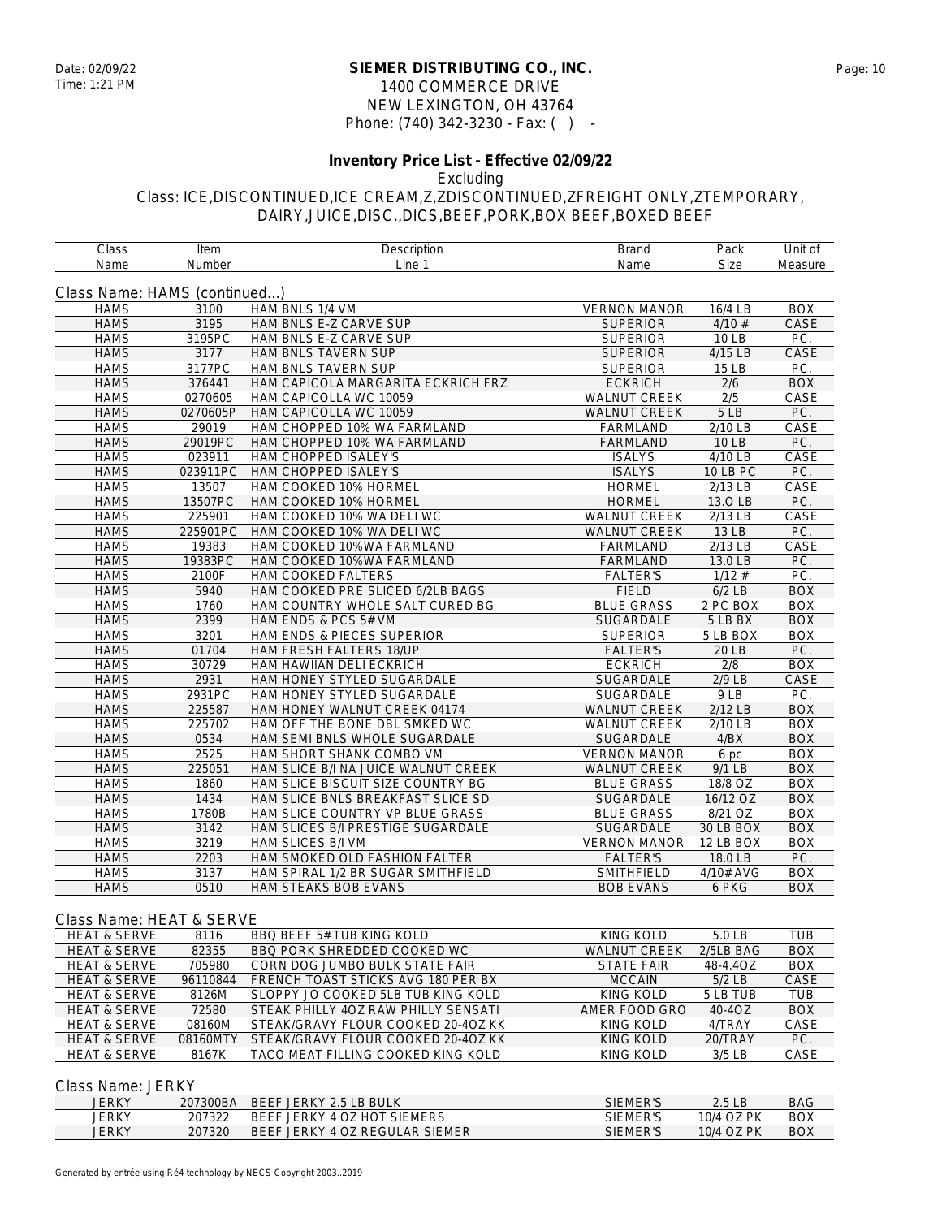**SIEMER DISTRIBUTING CO., INC.**
1400 COMMERCE DRIVE
NEW LEXINGTON, OH 43764
Phone: (740) 342-3230 - Fax: ( ) -

Date: 02/09/22
Time: 1:21 PM

**Inventory Price List - Effective 02/09/22**

Excluding

Class: ICE,DISCONTINUED,ICE CREAM,Z,ZDISCONTINUED,ZFREIGHT ONLY,ZTEMPORARY, DAIRY,JUICE,DISC.,DICS,BEEF,PORK,BOX BEEF,BOXED BEEF

| Class Name | Item Number | Description Line 1 | Brand Name | Pack Size | Unit of Measure |
|---|---|---|---|---|---|

Class Name: HAMS (continued...)

| Class Name | Item Number | Description Line 1 | Brand Name | Pack Size | Unit of Measure |
|---|---|---|---|---|---|
| HAMS | 3100 | HAM BNLS 1/4 VM | VERNON MANOR | 16/4 LB | BOX |
| HAMS | 3195 | HAM BNLS E-Z CARVE SUP | SUPERIOR | 4/10 # | CASE |
| HAMS | 3195PC | HAM BNLS E-Z CARVE SUP | SUPERIOR | 10 LB | PC. |
| HAMS | 3177 | HAM BNLS TAVERN SUP | SUPERIOR | 4/15 LB | CASE |
| HAMS | 3177PC | HAM BNLS TAVERN SUP | SUPERIOR | 15 LB | PC. |
| HAMS | 376441 | HAM CAPICOLA MARGARITA ECKRICH FRZ | ECKRICH | 2/6 | BOX |
| HAMS | 0270605 | HAM CAPICOLLA WC 10059 | WALNUT CREEK | 2/5 | CASE |
| HAMS | 0270605P | HAM CAPICOLLA WC 10059 | WALNUT CREEK | 5 LB | PC. |
| HAMS | 29019 | HAM CHOPPED 10% WA FARMLAND | FARMLAND | 2/10 LB | CASE |
| HAMS | 29019PC | HAM CHOPPED 10% WA FARMLAND | FARMLAND | 10 LB | PC. |
| HAMS | 023911 | HAM CHOPPED ISALEY'S | ISALYS | 4/10 LB | CASE |
| HAMS | 023911PC | HAM CHOPPED ISALEY'S | ISALYS | 10 LB PC | PC. |
| HAMS | 13507 | HAM COOKED 10% HORMEL | HORMEL | 2/13 LB | CASE |
| HAMS | 13507PC | HAM COOKED 10% HORMEL | HORMEL | 13.O LB | PC. |
| HAMS | 225901 | HAM COOKED 10% WA DELI WC | WALNUT CREEK | 2/13 LB | CASE |
| HAMS | 225901PC | HAM COOKED 10% WA DELI WC | WALNUT CREEK | 13 LB | PC. |
| HAMS | 19383 | HAM COOKED 10%WA FARMLAND | FARMLAND | 2/13 LB | CASE |
| HAMS | 19383PC | HAM COOKED 10%WA FARMLAND | FARMLAND | 13.0 LB | PC. |
| HAMS | 2100F | HAM COOKED FALTERS | FALTER'S | 1/12 # | PC. |
| HAMS | 5940 | HAM COOKED PRE SLICED 6/2LB BAGS | FIELD | 6/2 LB | BOX |
| HAMS | 1760 | HAM COUNTRY WHOLE SALT CURED BG | BLUE GRASS | 2 PC BOX | BOX |
| HAMS | 2399 | HAM ENDS & PCS 5# VM | SUGARDALE | 5 LB BX | BOX |
| HAMS | 3201 | HAM ENDS & PIECES SUPERIOR | SUPERIOR | 5 LB BOX | BOX |
| HAMS | 01704 | HAM FRESH FALTERS 18/UP | FALTER'S | 20 LB | PC. |
| HAMS | 30729 | HAM HAWIIAN DELI ECKRICH | ECKRICH | 2/8 | BOX |
| HAMS | 2931 | HAM HONEY STYLED SUGARDALE | SUGARDALE | 2/9 LB | CASE |
| HAMS | 2931PC | HAM HONEY STYLED SUGARDALE | SUGARDALE | 9 LB | PC. |
| HAMS | 225587 | HAM HONEY WALNUT CREEK 04174 | WALNUT CREEK | 2/12 LB | BOX |
| HAMS | 225702 | HAM OFF THE BONE DBL SMKED WC | WALNUT CREEK | 2/10 LB | BOX |
| HAMS | 0534 | HAM SEMI BNLS WHOLE SUGARDALE | SUGARDALE | 4/BX | BOX |
| HAMS | 2525 | HAM SHORT SHANK COMBO VM | VERNON MANOR | 6 pc | BOX |
| HAMS | 225051 | HAM SLICE B/I NA JUICE WALNUT CREEK | WALNUT CREEK | 9/1 LB | BOX |
| HAMS | 1860 | HAM SLICE BISCUIT SIZE COUNTRY BG | BLUE GRASS | 18/8 OZ | BOX |
| HAMS | 1434 | HAM SLICE BNLS BREAKFAST SLICE SD | SUGARDALE | 16/12 OZ | BOX |
| HAMS | 1780B | HAM SLICE COUNTRY VP BLUE GRASS | BLUE GRASS | 8/21 OZ | BOX |
| HAMS | 3142 | HAM SLICES B/I PRESTIGE SUGARDALE | SUGARDALE | 30 LB BOX | BOX |
| HAMS | 3219 | HAM SLICES B/I VM | VERNON MANOR | 12 LB BOX | BOX |
| HAMS | 2203 | HAM SMOKED OLD FASHION FALTER | FALTER'S | 18.0 LB | PC. |
| HAMS | 3137 | HAM SPIRAL 1/2 BR SUGAR SMITHFIELD | SMITHFIELD | 4/10# AVG | BOX |
| HAMS | 0510 | HAM STEAKS BOB EVANS | BOB EVANS | 6 PKG | BOX |

Class Name: HEAT & SERVE

| Class Name | Item Number | Description Line 1 | Brand Name | Pack Size | Unit of Measure |
|---|---|---|---|---|---|
| HEAT & SERVE | 8116 | BBQ BEEF 5# TUB KING KOLD | KING KOLD | 5.0 LB | TUB |
| HEAT & SERVE | 82355 | BBQ PORK SHREDDED COOKED WC | WALNUT CREEK | 2/5LB BAG | BOX |
| HEAT & SERVE | 705980 | CORN DOG JUMBO BULK STATE FAIR | STATE FAIR | 48-4.4OZ | BOX |
| HEAT & SERVE | 96110844 | FRENCH TOAST STICKS AVG 180 PER BX | MCCAIN | 5/2 LB | CASE |
| HEAT & SERVE | 8126M | SLOPPY JO COOKED 5LB TUB KING KOLD | KING KOLD | 5 LB TUB | TUB |
| HEAT & SERVE | 72580 | STEAK PHILLY 4OZ RAW PHILLY SENSATI | AMER FOOD GRO | 40-4OZ | BOX |
| HEAT & SERVE | 08160M | STEAK/GRAVY FLOUR COOKED 20-4OZ KK | KING KOLD | 4/TRAY | CASE |
| HEAT & SERVE | 08160MTY | STEAK/GRAVY FLOUR COOKED 20-4OZ KK | KING KOLD | 20/TRAY | PC. |
| HEAT & SERVE | 8167K | TACO MEAT FILLING COOKED KING KOLD | KING KOLD | 3/5 LB | CASE |

Class Name: JERKY

| Class Name | Item Number | Description Line 1 | Brand Name | Pack Size | Unit of Measure |
|---|---|---|---|---|---|
| JERKY | 207300BA | BEEF JERKY 2.5 LB BULK | SIEMER'S | 2.5 LB | BAG |
| JERKY | 207322 | BEEF JERKY 4 OZ HOT SIEMERS | SIEMER'S | 10/4 OZ PK | BOX |
| JERKY | 207320 | BEEF JERKY 4 OZ REGULAR SIEMER | SIEMER'S | 10/4 OZ PK | BOX |

Generated by entrée using Ré4 technology by NECS Copyright 2003..2019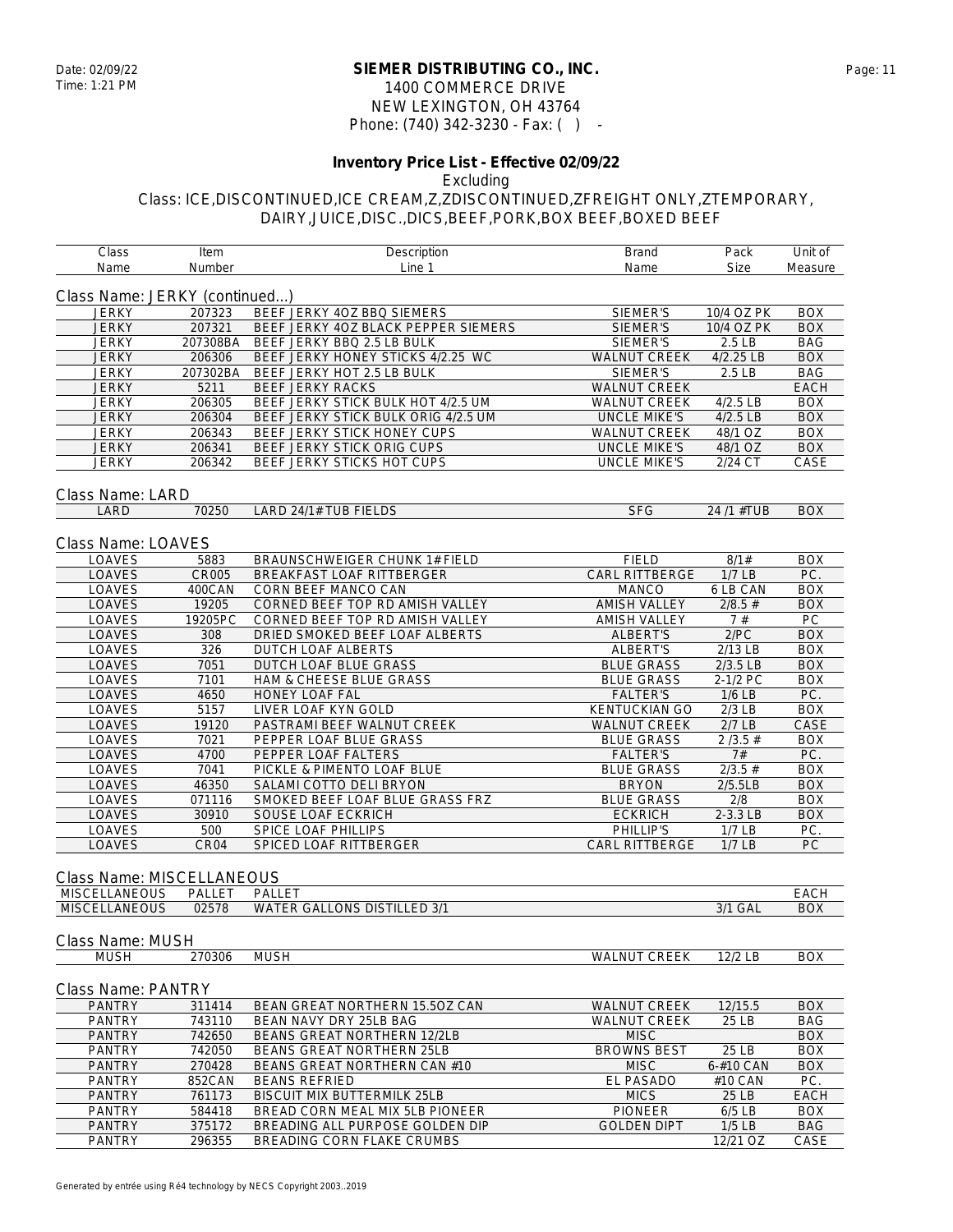**SIEMER DISTRIBUTING CO., INC.**
1400 COMMERCE DRIVE
NEW LEXINGTON, OH 43764
Phone: (740) 342-3230 - Fax: ( ) -

Date: 02/09/22
Time: 1:21 PM

**Inventory Price List - Effective 02/09/22**

Excluding

Class: ICE,DISCONTINUED,ICE CREAM,Z,ZDISCONTINUED,ZFREIGHT ONLY,ZTEMPORARY, DAIRY,JUICE,DISC.,DICS,BEEF,PORK,BOX BEEF,BOXED BEEF

| Class Name | Item Number | Description Line 1 | Brand Name | Pack Size | Unit of Measure |
|---|---|---|---|---|---|
| **Class Name: JERKY (continued...)** | | | | | |
| JERKY | 207323 | BEEF JERKY 4OZ BBQ SIEMERS | SIEMER'S | 10/4 OZ PK | BOX |
| JERKY | 207321 | BEEF JERKY 4OZ BLACK PEPPER SIEMERS | SIEMER'S | 10/4 OZ PK | BOX |
| JERKY | 207308BA | BEEF JERKY BBQ 2.5 LB BULK | SIEMER'S | 2.5 LB | BAG |
| JERKY | 206306 | BEEF JERKY HONEY STICKS 4/2.25 WC | WALNUT CREEK | 4/2.25 LB | BOX |
| JERKY | 207302BA | BEEF JERKY HOT 2.5 LB BULK | SIEMER'S | 2.5 LB | BAG |
| JERKY | 5211 | BEEF JERKY RACKS | WALNUT CREEK | | EACH |
| JERKY | 206305 | BEEF JERKY STICK BULK HOT 4/2.5 UM | WALNUT CREEK | 4/2.5 LB | BOX |
| JERKY | 206304 | BEEF JERKY STICK BULK ORIG 4/2.5 UM | UNCLE MIKE'S | 4/2.5 LB | BOX |
| JERKY | 206343 | BEEF JERKY STICK HONEY CUPS | WALNUT CREEK | 48/1 OZ | BOX |
| JERKY | 206341 | BEEF JERKY STICK ORIG CUPS | UNCLE MIKE'S | 48/1 OZ | BOX |
| JERKY | 206342 | BEEF JERKY STICKS HOT CUPS | UNCLE MIKE'S | 2/24 CT | CASE |
| **Class Name: LARD** | | | | | |
| LARD | 70250 | LARD 24/1# TUB FIELDS | SFG | 24 /1 #TUB | BOX |
| **Class Name: LOAVES** | | | | | |
| LOAVES | 5883 | BRAUNSCHWEIGER CHUNK 1# FIELD | FIELD | 8/1# | BOX |
| LOAVES | CR005 | BREAKFAST LOAF RITTBERGER | CARL RITTBERGE | 1/7 LB | PC. |
| LOAVES | 400CAN | CORN BEEF MANCO CAN | MANCO | 6 LB CAN | BOX |
| LOAVES | 19205 | CORNED BEEF TOP RD AMISH VALLEY | AMISH VALLEY | 2/8.5 # | BOX |
| LOAVES | 19205PC | CORNED BEEF TOP RD AMISH VALLEY | AMISH VALLEY | 7 # | PC |
| LOAVES | 308 | DRIED SMOKED BEEF LOAF ALBERTS | ALBERT'S | 2/PC | BOX |
| LOAVES | 326 | DUTCH LOAF ALBERTS | ALBERT'S | 2/13 LB | BOX |
| LOAVES | 7051 | DUTCH LOAF BLUE GRASS | BLUE GRASS | 2/3.5 LB | BOX |
| LOAVES | 7101 | HAM & CHEESE BLUE GRASS | BLUE GRASS | 2-1/2 PC | BOX |
| LOAVES | 4650 | HONEY LOAF FAL | FALTER'S | 1/6 LB | PC. |
| LOAVES | 5157 | LIVER LOAF KYN GOLD | KENTUCKIAN GO | 2/3 LB | BOX |
| LOAVES | 19120 | PASTRAMI BEEF WALNUT CREEK | WALNUT CREEK | 2/7 LB | CASE |
| LOAVES | 7021 | PEPPER LOAF BLUE GRASS | BLUE GRASS | 2 /3.5 # | BOX |
| LOAVES | 4700 | PEPPER LOAF FALTERS | FALTER'S | 7# | PC. |
| LOAVES | 7041 | PICKLE & PIMENTO LOAF BLUE | BLUE GRASS | 2/3.5 # | BOX |
| LOAVES | 46350 | SALAMI COTTO DELI BRYON | BRYON | 2/5.5LB | BOX |
| LOAVES | 071116 | SMOKED BEEF LOAF BLUE GRASS FRZ | BLUE GRASS | 2/8 | BOX |
| LOAVES | 30910 | SOUSE LOAF ECKRICH | ECKRICH | 2-3.3 LB | BOX |
| LOAVES | 500 | SPICE LOAF PHILLIPS | PHILLIP'S | 1/7 LB | PC. |
| LOAVES | CR04 | SPICED LOAF RITTBERGER | CARL RITTBERGE | 1/7 LB | PC |
| **Class Name: MISCELLANEOUS** | | | | | |
| MISCELLANEOUS | PALLET | PALLET | | | EACH |
| MISCELLANEOUS | 02578 | WATER GALLONS DISTILLED 3/1 | | 3/1 GAL | BOX |
| **Class Name: MUSH** | | | | | |
| MUSH | 270306 | MUSH | WALNUT CREEK | 12/2 LB | BOX |
| **Class Name: PANTRY** | | | | | |
| PANTRY | 311414 | BEAN GREAT NORTHERN 15.5OZ CAN | WALNUT CREEK | 12/15.5 | BOX |
| PANTRY | 743110 | BEAN NAVY DRY 25LB BAG | WALNUT CREEK | 25 LB | BAG |
| PANTRY | 742650 | BEANS GREAT NORTHERN 12/2LB | MISC | | BOX |
| PANTRY | 742050 | BEANS GREAT NORTHERN 25LB | BROWNS BEST | 25 LB | BOX |
| PANTRY | 270428 | BEANS GREAT NORTHERN CAN #10 | MISC | 6-#10 CAN | BOX |
| PANTRY | 852CAN | BEANS REFRIED | EL PASADO | #10 CAN | PC. |
| PANTRY | 761173 | BISCUIT MIX BUTTERMILK 25LB | MICS | 25 LB | EACH |
| PANTRY | 584418 | BREAD CORN MEAL MIX 5LB PIONEER | PIONEER | 6/5 LB | BOX |
| PANTRY | 375172 | BREADING ALL PURPOSE GOLDEN DIP | GOLDEN DIPT | 1/5 LB | BAG |
| PANTRY | 296355 | BREADING CORN FLAKE CRUMBS | | 12/21 OZ | CASE |

Generated by entrée using Ré4 technology by NECS Copyright 2003..2019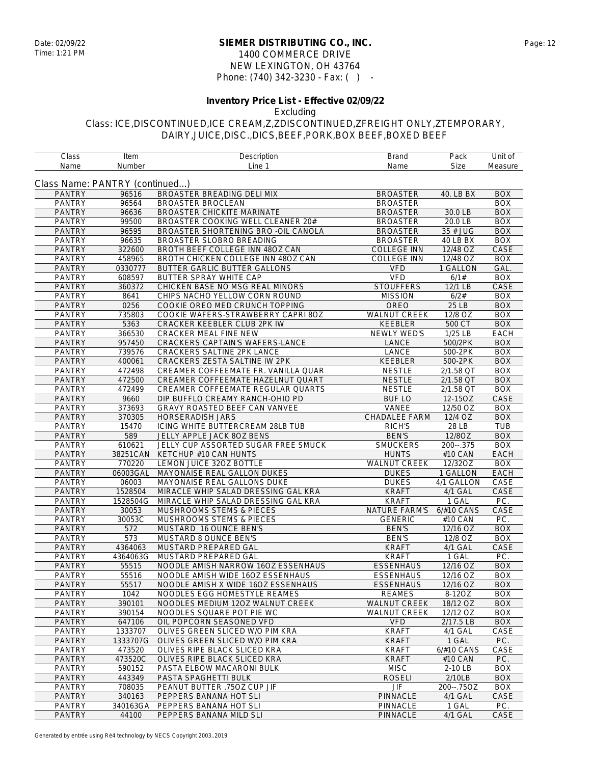**SIEMER DISTRIBUTING CO., INC.**
1400 COMMERCE DRIVE
NEW LEXINGTON, OH 43764
Phone: (740) 342-3230 - Fax: ( ) -

Date: 02/09/22
Time: 1:21 PM

## Inventory Price List - Effective 02/09/22

Excluding
Class: ICE,DISCONTINUED,ICE CREAM,Z,ZDISCONTINUED,ZFREIGHT ONLY,ZTEMPORARY, DAIRY,JUICE,DISC.,DICS,BEEF,PORK,BOX BEEF,BOXED BEEF

Class Name: PANTRY (continued...)

| Class Name | Item Number | Description Line 1 | Brand Name | Pack Size | Unit of Measure |
|---|---|---|---|---|---|
| PANTRY | 96516 | BROASTER BREADING DELI MIX | BROASTER | 40. LB BX | BOX |
| PANTRY | 96564 | BROASTER BROCLEAN | BROASTER | | BOX |
| PANTRY | 96636 | BROASTER CHICKITE MARINATE | BROASTER | 30.0 LB | BOX |
| PANTRY | 99500 | BROASTER COOKING WELL CLEANER 20# | BROASTER | 20.0 LB | BOX |
| PANTRY | 96595 | BROASTER SHORTENING BRO -OIL CANOLA | BROASTER | 35 # JUG | BOX |
| PANTRY | 96635 | BROASTER SLOBRO BREADING | BROASTER | 40 LB BX | BOX |
| PANTRY | 322600 | BROTH BEEF COLLEGE INN 48OZ CAN | COLLEGE INN | 12/48 OZ | CASE |
| PANTRY | 458965 | BROTH CHICKEN COLLEGE INN 48OZ CAN | COLLEGE INN | 12/48 OZ | BOX |
| PANTRY | 0330777 | BUTTER GARLIC BUTTER GALLONS | VFD | 1 GALLON | GAL. |
| PANTRY | 608597 | BUTTER SPRAY WHITE CAP | VFD | 6/1# | BOX |
| PANTRY | 360372 | CHICKEN BASE NO MSG REAL MINORS | STOUFFERS | 12/1 LB | CASE |
| PANTRY | 8641 | CHIPS NACHO YELLOW CORN ROUND | MISSION | 6/2# | BOX |
| PANTRY | 0256 | COOKIE OREO MED CRUNCH TOPPING | OREO | 25 LB | BOX |
| PANTRY | 735803 | COOKIE WAFERS-STRAWBERRY CAPRI 8OZ | WALNUT CREEK | 12/8 OZ | BOX |
| PANTRY | 5363 | CRACKER KEEBLER CLUB 2PK IW | KEEBLER | 500 CT | BOX |
| PANTRY | 366530 | CRACKER MEAL FINE NEW | NEWLY WED'S | 1/25 LB | EACH |
| PANTRY | 957450 | CRACKERS CAPTAIN'S WAFERS-LANCE | LANCE | 500/2PK | BOX |
| PANTRY | 739576 | CRACKERS SALTINE 2PK LANCE | LANCE | 500-2PK | BOX |
| PANTRY | 400061 | CRACKERS ZESTA SALTINE IW 2PK | KEEBLER | 500-2PK | BOX |
| PANTRY | 472498 | CREAMER COFFEEMATE FR. VANILLA QUAR | NESTLE | 2/1.58 QT | BOX |
| PANTRY | 472500 | CREAMER COFFEEMATE HAZELNUT QUART | NESTLE | 2/1.58 QT | BOX |
| PANTRY | 472499 | CREAMER COFFEEMATE REGULAR QUARTS | NESTLE | 2/1.58 QT | BOX |
| PANTRY | 9660 | DIP BUFFLO CREAMY RANCH-OHIO PD | BUF LO | 12-15OZ | CASE |
| PANTRY | 373693 | GRAVY ROASTED BEEF CAN VANVEE | VANEE | 12/50 OZ | BOX |
| PANTRY | 370305 | HORSERADISH JARS | CHADALEE FARM | 12/4 OZ | BOX |
| PANTRY | 15470 | ICING WHITE BUTTERCREAM 28LB TUB | RICH'S | 28 LB | TUB |
| PANTRY | 589 | JELLY APPLE JACK 8OZ BENS | BEN'S | 12/8OZ | BOX |
| PANTRY | 610621 | JELLY CUP ASSORTED SUGAR FREE SMUCK | SMUCKERS | 200--.375 | BOX |
| PANTRY | 38251CAN | KETCHUP #10 CAN HUNTS | HUNTS | #10 CAN | EACH |
| PANTRY | 770220 | LEMON JUICE 32OZ BOTTLE | WALNUT CREEK | 12/32OZ | BOX |
| PANTRY | 06003GAL | MAYONAISE REAL GALLON DUKES | DUKES | 1 GALLON | EACH |
| PANTRY | 06003 | MAYONAISE REAL GALLONS DUKE | DUKES | 4/1 GALLON | CASE |
| PANTRY | 1528504 | MIRACLE WHIP SALAD DRESSING GAL KRA | KRAFT | 4/1 GAL | CASE |
| PANTRY | 1528504G | MIRACLE WHIP SALAD DRESSING GAL KRA | KRAFT | 1 GAL | PC. |
| PANTRY | 30053 | MUSHROOMS STEMS & PIECES | NATURE FARM'S | 6/#10 CANS | CASE |
| PANTRY | 30053C | MUSHROOMS STEMS & PIECES | GENERIC | #10 CAN | PC. |
| PANTRY | 572 | MUSTARD 16 OUNCE BEN'S | BEN'S | 12/16 OZ | BOX |
| PANTRY | 573 | MUSTARD 8 OUNCE BEN'S | BEN'S | 12/8 OZ | BOX |
| PANTRY | 4364063 | MUSTARD PREPARED GAL | KRAFT | 4/1 GAL | CASE |
| PANTRY | 4364063G | MUSTARD PREPARED GAL | KRAFT | 1 GAL | PC. |
| PANTRY | 55515 | NOODLE AMISH NARROW 16OZ ESSENHAUS | ESSENHAUS | 12/16 OZ | BOX |
| PANTRY | 55516 | NOODLE AMISH WIDE 16OZ ESSENHAUS | ESSENHAUS | 12/16 OZ | BOX |
| PANTRY | 55517 | NOODLE AMISH X WIDE 16OZ ESSENHAUS | ESSENHAUS | 12/16 OZ | BOX |
| PANTRY | 1042 | NOODLES EGG HOMESTYLE REAMES | REAMES | 8-12OZ | BOX |
| PANTRY | 390101 | NOODLES MEDIUM 12OZ WALNUT CREEK | WALNUT CREEK | 18/12 OZ | BOX |
| PANTRY | 390154 | NOODLES SQUARE POT PIE WC | WALNUT CREEK | 12/12 OZ | BOX |
| PANTRY | 647106 | OIL POPCORN SEASONED VFD | VFD | 2/17.5 LB | BOX |
| PANTRY | 1333707 | OLIVES GREEN SLICED W/O PIM KRA | KRAFT | 4/1 GAL | CASE |
| PANTRY | 1333707G | OLIVES GREEN SLICED W/O PIM KRA | KRAFT | 1 GAL | PC. |
| PANTRY | 473520 | OLIVES RIPE BLACK SLICED KRA | KRAFT | 6/#10 CANS | CASE |
| PANTRY | 473520C | OLIVES RIPE BLACK SLICED KRA | KRAFT | #10 CAN | PC. |
| PANTRY | 590152 | PASTA ELBOW MACARONI BULK | MISC | 2-10 LB | BOX |
| PANTRY | 443349 | PASTA SPAGHETTI BULK | ROSELI | 2/10LB | BOX |
| PANTRY | 708035 | PEANUT BUTTER .75OZ CUP JIF | JIF | 200--.75OZ | BOX |
| PANTRY | 340163 | PEPPERS BANANA HOT SLI | PINNACLE | 4/1 GAL | CASE |
| PANTRY | 340163GA | PEPPERS BANANA HOT SLI | PINNACLE | 1 GAL | PC. |
| PANTRY | 44100 | PEPPERS BANANA MILD SLI | PINNACLE | 4/1 GAL | CASE |

Generated by entrée using Ré4 technology by NECS Copyright 2003..2019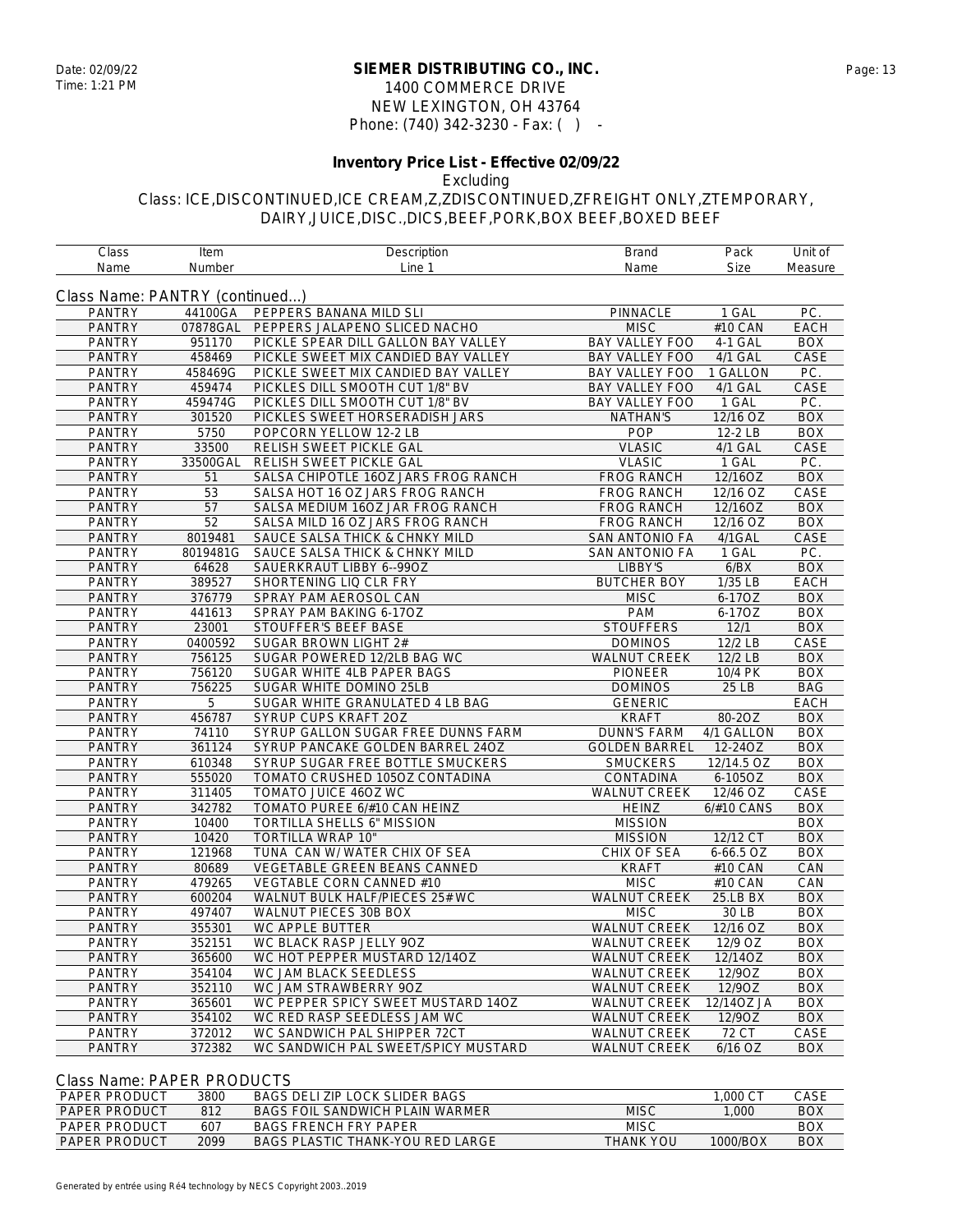**SIEMER DISTRIBUTING CO., INC.**
1400 COMMERCE DRIVE
NEW LEXINGTON, OH 43764
Phone: (740) 342-3230 - Fax: ( ) -

Date: 02/09/22
Time: 1:21 PM

**Inventory Price List - Effective 02/09/22**

Excluding

Class: ICE,DISCONTINUED,ICE CREAM,Z,ZDISCONTINUED,ZFREIGHT ONLY,ZTEMPORARY, DAIRY,JUICE,DISC.,DICS,BEEF,PORK,BOX BEEF,BOXED BEEF

Class Name: PANTRY (continued...)

| Class Name | Item Number | Description Line 1 | Brand Name | Pack Size | Unit of Measure |
|---|---|---|---|---|---|
| PANTRY | 44100GA | PEPPERS BANANA MILD SLI | PINNACLE | 1 GAL | PC. |
| PANTRY | 07878GAL | PEPPERS JALAPENO SLICED NACHO | MISC | #10 CAN | EACH |
| PANTRY | 951170 | PICKLE SPEAR DILL GALLON BAY VALLEY | BAY VALLEY FOO | 4-1 GAL | BOX |
| PANTRY | 458469 | PICKLE SWEET MIX CANDIED BAY VALLEY | BAY VALLEY FOO | 4/1 GAL | CASE |
| PANTRY | 458469G | PICKLE SWEET MIX CANDIED BAY VALLEY | BAY VALLEY FOO | 1 GALLON | PC. |
| PANTRY | 459474 | PICKLES DILL SMOOTH CUT 1/8" BV | BAY VALLEY FOO | 4/1 GAL | CASE |
| PANTRY | 459474G | PICKLES DILL SMOOTH CUT 1/8" BV | BAY VALLEY FOO | 1 GAL | PC. |
| PANTRY | 301520 | PICKLES SWEET HORSERADISH JARS | NATHAN'S | 12/16 OZ | BOX |
| PANTRY | 5750 | POPCORN YELLOW 12-2 LB | POP | 12-2 LB | BOX |
| PANTRY | 33500 | RELISH SWEET PICKLE GAL | VLASIC | 4/1 GAL | CASE |
| PANTRY | 33500GAL | RELISH SWEET PICKLE GAL | VLASIC | 1 GAL | PC. |
| PANTRY | 51 | SALSA CHIPOTLE 16OZ JARS FROG RANCH | FROG RANCH | 12/16OZ | BOX |
| PANTRY | 53 | SALSA HOT 16 OZ JARS FROG RANCH | FROG RANCH | 12/16 OZ | CASE |
| PANTRY | 57 | SALSA MEDIUM 16OZ JAR FROG RANCH | FROG RANCH | 12/16OZ | BOX |
| PANTRY | 52 | SALSA MILD 16 OZ JARS FROG RANCH | FROG RANCH | 12/16 OZ | BOX |
| PANTRY | 8019481 | SAUCE SALSA THICK & CHNKY MILD | SAN ANTONIO FA | 4/1GAL | CASE |
| PANTRY | 8019481G | SAUCE SALSA THICK & CHNKY MILD | SAN ANTONIO FA | 1 GAL | PC. |
| PANTRY | 64628 | SAUERKRAUT LIBBY 6--99OZ | LIBBY'S | 6/BX | BOX |
| PANTRY | 389527 | SHORTENING LIQ CLR FRY | BUTCHER BOY | 1/35 LB | EACH |
| PANTRY | 376779 | SPRAY PAM AEROSOL CAN | MISC | 6-17OZ | BOX |
| PANTRY | 441613 | SPRAY PAM BAKING 6-17OZ | PAM | 6-17OZ | BOX |
| PANTRY | 23001 | STOUFFER'S BEEF BASE | STOUFFERS | 12/1 | BOX |
| PANTRY | 0400592 | SUGAR BROWN LIGHT 2# | DOMINOS | 12/2 LB | CASE |
| PANTRY | 756125 | SUGAR POWERED 12/2LB BAG WC | WALNUT CREEK | 12/2 LB | BOX |
| PANTRY | 756120 | SUGAR WHITE 4LB PAPER BAGS | PIONEER | 10/4 PK | BOX |
| PANTRY | 756225 | SUGAR WHITE DOMINO 25LB | DOMINOS | 25 LB | BAG |
| PANTRY | 5 | SUGAR WHITE GRANULATED 4 LB BAG | GENERIC | | EACH |
| PANTRY | 456787 | SYRUP CUPS KRAFT 2OZ | KRAFT | 80-2OZ | BOX |
| PANTRY | 74110 | SYRUP GALLON SUGAR FREE DUNNS FARM | DUNN'S FARM | 4/1 GALLON | BOX |
| PANTRY | 361124 | SYRUP PANCAKE GOLDEN BARREL 24OZ | GOLDEN BARREL | 12-24OZ | BOX |
| PANTRY | 610348 | SYRUP SUGAR FREE BOTTLE SMUCKERS | SMUCKERS | 12/14.5 OZ | BOX |
| PANTRY | 555020 | TOMATO CRUSHED 105OZ CONTADINA | CONTADINA | 6-105OZ | BOX |
| PANTRY | 311405 | TOMATO JUICE 46OZ WC | WALNUT CREEK | 12/46 OZ | CASE |
| PANTRY | 342782 | TOMATO PUREE 6/#10 CAN HEINZ | HEINZ | 6/#10 CANS | BOX |
| PANTRY | 10400 | TORTILLA SHELLS 6" MISSION | MISSION | | BOX |
| PANTRY | 10420 | TORTILLA WRAP 10" | MISSION | 12/12 CT | BOX |
| PANTRY | 121968 | TUNA CAN W/ WATER CHIX OF SEA | CHIX OF SEA | 6-66.5 OZ | BOX |
| PANTRY | 80689 | VEGETABLE GREEN BEANS CANNED | KRAFT | #10 CAN | CAN |
| PANTRY | 479265 | VEGTABLE CORN CANNED #10 | MISC | #10 CAN | CAN |
| PANTRY | 600204 | WALNUT BULK HALF/PIECES 25# WC | WALNUT CREEK | 25.LB BX | BOX |
| PANTRY | 497407 | WALNUT PIECES 30B BOX | MISC | 30 LB | BOX |
| PANTRY | 355301 | WC APPLE BUTTER | WALNUT CREEK | 12/16 OZ | BOX |
| PANTRY | 352151 | WC BLACK RASP JELLY 9OZ | WALNUT CREEK | 12/9 OZ | BOX |
| PANTRY | 365600 | WC HOT PEPPER MUSTARD 12/14OZ | WALNUT CREEK | 12/14OZ | BOX |
| PANTRY | 354104 | WC JAM BLACK SEEDLESS | WALNUT CREEK | 12/9OZ | BOX |
| PANTRY | 352110 | WC JAM STRAWBERRY 9OZ | WALNUT CREEK | 12/9OZ | BOX |
| PANTRY | 365601 | WC PEPPER SPICY SWEET MUSTARD 14OZ | WALNUT CREEK | 12/14OZ JA | BOX |
| PANTRY | 354102 | WC RED RASP SEEDLESS JAM WC | WALNUT CREEK | 12/9OZ | BOX |
| PANTRY | 372012 | WC SANDWICH PAL SHIPPER 72CT | WALNUT CREEK | 72 CT | CASE |
| PANTRY | 372382 | WC SANDWICH PAL SWEET/SPICY MUSTARD | WALNUT CREEK | 6/16 OZ | BOX |

Class Name: PAPER PRODUCTS

| Class Name | Item Number | Description Line 1 | Brand Name | Pack Size | Unit of Measure |
|---|---|---|---|---|---|
| PAPER PRODUCT | 3800 | BAGS DELI ZIP LOCK SLIDER BAGS | | 1,000 CT | CASE |
| PAPER PRODUCT | 812 | BAGS FOIL SANDWICH PLAIN WARMER | MISC | 1,000 | BOX |
| PAPER PRODUCT | 607 | BAGS FRENCH FRY PAPER | MISC | | BOX |
| PAPER PRODUCT | 2099 | BAGS PLASTIC THANK-YOU RED LARGE | THANK YOU | 1000/BOX | BOX |

Generated by entrée using Ré4 technology by NECS Copyright 2003..2019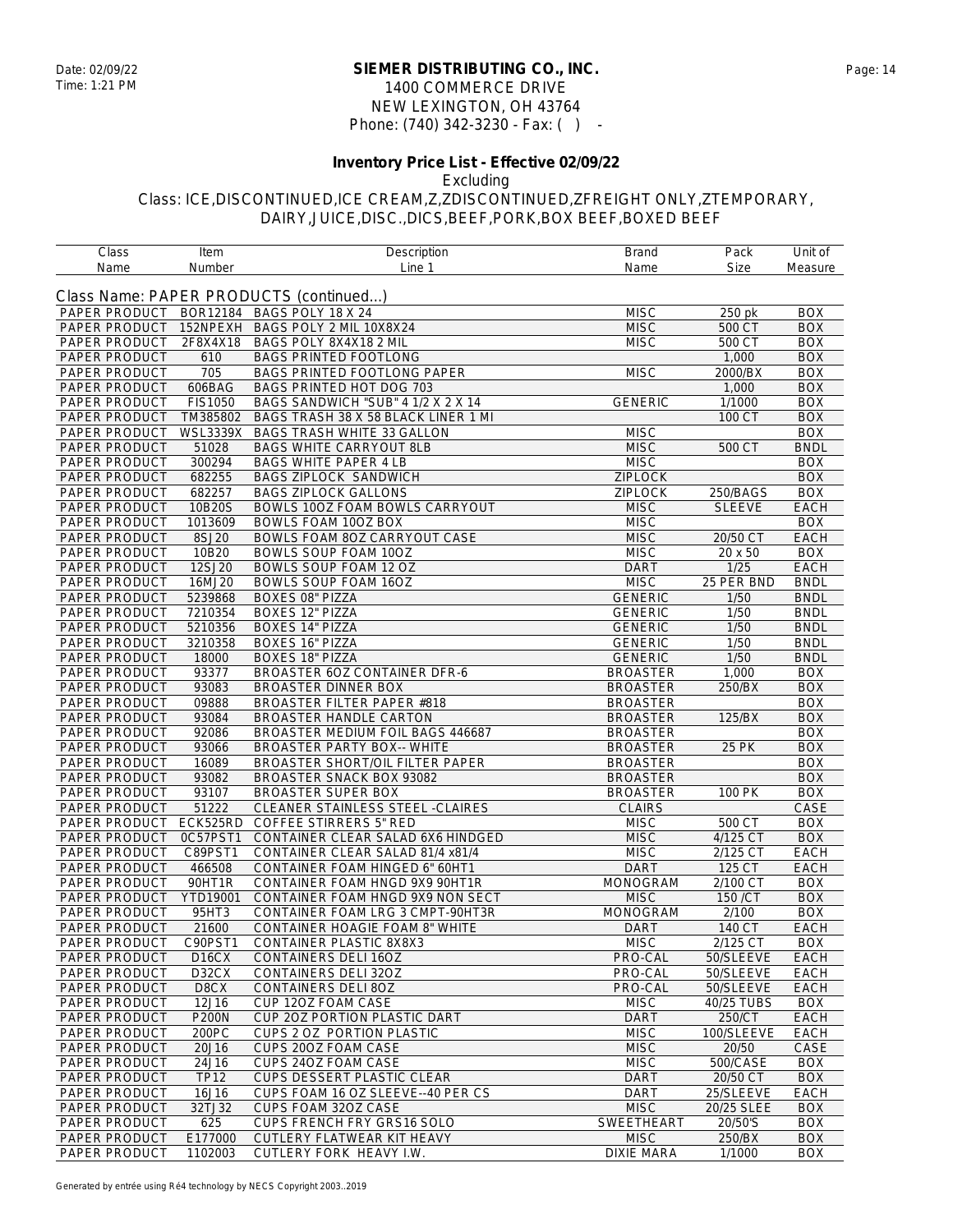# SIEMER DISTRIBUTING CO., INC.

1400 COMMERCE DRIVE
NEW LEXINGTON, OH 43764
Phone: (740) 342-3230 - Fax: ( ) -

Date: 02/09/22
Time: 1:21 PM

## Inventory Price List - Effective 02/09/22

Excluding
Class: ICE,DISCONTINUED,ICE CREAM,Z,ZDISCONTINUED,ZFREIGHT ONLY,ZTEMPORARY, DAIRY,JUICE,DISC.,DICS,BEEF,PORK,BOX BEEF,BOXED BEEF

### Class Name: PAPER PRODUCTS (continued...)

| Class Name | Item Number | Description Line 1 | Brand Name | Pack Size | Unit of Measure |
|---|---|---|---|---|---|
| PAPER PRODUCT | BOR12184 | BAGS POLY 18 X 24 | MISC | 250 pk | BOX |
| PAPER PRODUCT | 152NPEXH | BAGS POLY 2 MIL 10X8X24 | MISC | 500 CT | BOX |
| PAPER PRODUCT | 2F8X4X18 | BAGS POLY 8X4X18 2 MIL | MISC | 500 CT | BOX |
| PAPER PRODUCT | 610 | BAGS PRINTED FOOTLONG | | 1,000 | BOX |
| PAPER PRODUCT | 705 | BAGS PRINTED FOOTLONG PAPER | MISC | 2000/BX | BOX |
| PAPER PRODUCT | 606BAG | BAGS PRINTED HOT DOG 703 | | 1,000 | BOX |
| PAPER PRODUCT | FIS1050 | BAGS SANDWICH "SUB" 4 1/2 X 2 X 14 | GENERIC | 1/1000 | BOX |
| PAPER PRODUCT | TM385802 | BAGS TRASH 38 X 58 BLACK LINER 1 MI | | 100 CT | BOX |
| PAPER PRODUCT | WSL3339X | BAGS TRASH WHITE 33 GALLON | MISC | | BOX |
| PAPER PRODUCT | 51028 | BAGS WHITE CARRYOUT 8LB | MISC | 500 CT | BNDL |
| PAPER PRODUCT | 300294 | BAGS WHITE PAPER 4 LB | MISC | | BOX |
| PAPER PRODUCT | 682255 | BAGS ZIPLOCK SANDWICH | ZIPLOCK | | BOX |
| PAPER PRODUCT | 682257 | BAGS ZIPLOCK GALLONS | ZIPLOCK | 250/BAGS | BOX |
| PAPER PRODUCT | 10B20S | BOWLS 10OZ FOAM BOWLS CARRYOUT | MISC | SLEEVE | EACH |
| PAPER PRODUCT | 1013609 | BOWLS FOAM 10OZ BOX | MISC | | BOX |
| PAPER PRODUCT | 8SJ20 | BOWLS FOAM 8OZ CARRYOUT CASE | MISC | 20/50 CT | EACH |
| PAPER PRODUCT | 10B20 | BOWLS SOUP FOAM 10OZ | MISC | 20 x 50 | BOX |
| PAPER PRODUCT | 12SJ20 | BOWLS SOUP FOAM 12 OZ | DART | 1/25 | EACH |
| PAPER PRODUCT | 16MJ20 | BOWLS SOUP FOAM 16OZ | MISC | 25 PER BND | BNDL |
| PAPER PRODUCT | 5239868 | BOXES 08" PIZZA | GENERIC | 1/50 | BNDL |
| PAPER PRODUCT | 7210354 | BOXES 12" PIZZA | GENERIC | 1/50 | BNDL |
| PAPER PRODUCT | 5210356 | BOXES 14" PIZZA | GENERIC | 1/50 | BNDL |
| PAPER PRODUCT | 3210358 | BOXES 16" PIZZA | GENERIC | 1/50 | BNDL |
| PAPER PRODUCT | 18000 | BOXES 18" PIZZA | GENERIC | 1/50 | BNDL |
| PAPER PRODUCT | 93377 | BROASTER 6OZ CONTAINER DFR-6 | BROASTER | 1,000 | BOX |
| PAPER PRODUCT | 93083 | BROASTER DINNER BOX | BROASTER | 250/BX | BOX |
| PAPER PRODUCT | 09888 | BROASTER FILTER PAPER #818 | BROASTER | | BOX |
| PAPER PRODUCT | 93084 | BROASTER HANDLE CARTON | BROASTER | 125/BX | BOX |
| PAPER PRODUCT | 92086 | BROASTER MEDIUM FOIL BAGS 446687 | BROASTER | | BOX |
| PAPER PRODUCT | 93066 | BROASTER PARTY BOX-- WHITE | BROASTER | 25 PK | BOX |
| PAPER PRODUCT | 16089 | BROASTER SHORT/OIL FILTER PAPER | BROASTER | | BOX |
| PAPER PRODUCT | 93082 | BROASTER SNACK BOX 93082 | BROASTER | | BOX |
| PAPER PRODUCT | 93107 | BROASTER SUPER BOX | BROASTER | 100 PK | BOX |
| PAPER PRODUCT | 51222 | CLEANER STAINLESS STEEL -CLAIRES | CLAIRS | | CASE |
| PAPER PRODUCT | ECK525RD | COFFEE STIRRERS 5" RED | MISC | 500 CT | BOX |
| PAPER PRODUCT | 0C57PST1 | CONTAINER CLEAR SALAD 6X6 HINDGED | MISC | 4/125 CT | BOX |
| PAPER PRODUCT | C89PST1 | CONTAINER CLEAR SALAD 81/4 x81/4 | MISC | 2/125 CT | EACH |
| PAPER PRODUCT | 466508 | CONTAINER FOAM HINGED 6" 60HT1 | DART | 125 CT | EACH |
| PAPER PRODUCT | 90HT1R | CONTAINER FOAM HNGD 9X9 90HT1R | MONOGRAM | 2/100 CT | BOX |
| PAPER PRODUCT | YTD19001 | CONTAINER FOAM HNGD 9X9 NON SECT | MISC | 150 /CT | BOX |
| PAPER PRODUCT | 95HT3 | CONTAINER FOAM LRG 3 CMPT-90HT3R | MONOGRAM | 2/100 | BOX |
| PAPER PRODUCT | 21600 | CONTAINER HOAGIE FOAM 8" WHITE | DART | 140 CT | EACH |
| PAPER PRODUCT | C90PST1 | CONTAINER PLASTIC 8X8X3 | MISC | 2/125 CT | BOX |
| PAPER PRODUCT | D16CX | CONTAINERS DELI 16OZ | PRO-CAL | 50/SLEEVE | EACH |
| PAPER PRODUCT | D32CX | CONTAINERS DELI 32OZ | PRO-CAL | 50/SLEEVE | EACH |
| PAPER PRODUCT | D8CX | CONTAINERS DELI 8OZ | PRO-CAL | 50/SLEEVE | EACH |
| PAPER PRODUCT | 12J16 | CUP 12OZ FOAM CASE | MISC | 40/25 TUBS | BOX |
| PAPER PRODUCT | P200N | CUP 2OZ PORTION PLASTIC DART | DART | 250/CT | EACH |
| PAPER PRODUCT | 200PC | CUPS 2 OZ PORTION PLASTIC | MISC | 100/SLEEVE | EACH |
| PAPER PRODUCT | 20J16 | CUPS 20OZ FOAM CASE | MISC | 20/50 | CASE |
| PAPER PRODUCT | 24J16 | CUPS 24OZ FOAM CASE | MISC | 500/CASE | BOX |
| PAPER PRODUCT | TP12 | CUPS DESSERT PLASTIC CLEAR | DART | 20/50 CT | BOX |
| PAPER PRODUCT | 16J16 | CUPS FOAM 16 OZ SLEEVE--40 PER CS | DART | 25/SLEEVE | EACH |
| PAPER PRODUCT | 32TJ32 | CUPS FOAM 32OZ CASE | MISC | 20/25 SLEE | BOX |
| PAPER PRODUCT | 625 | CUPS FRENCH FRY GRS16 SOLO | SWEETHEART | 20/50'S | BOX |
| PAPER PRODUCT | E177000 | CUTLERY FLATWEAR KIT HEAVY | MISC | 250/BX | BOX |
| PAPER PRODUCT | 1102003 | CUTLERY FORK HEAVY I.W. | DIXIE MARA | 1/1000 | BOX |

Generated by entrée using Ré4 technology by NECS Copyright 2003..2019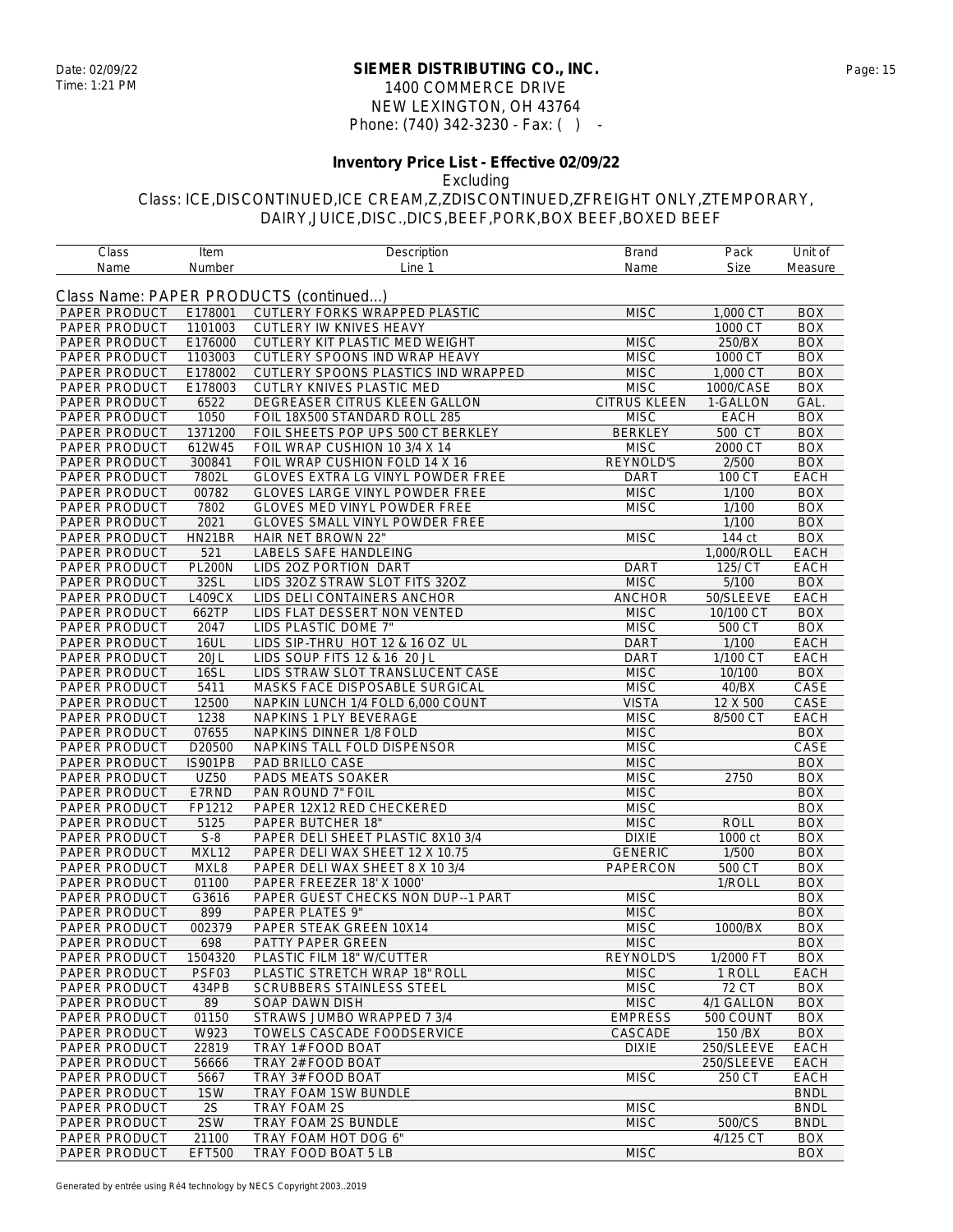**SIEMER DISTRIBUTING CO., INC.**
1400 COMMERCE DRIVE
NEW LEXINGTON, OH 43764
Phone: (740) 342-3230 - Fax: ( ) -

Date: 02/09/22
Time: 1:21 PM

**Inventory Price List - Effective 02/09/22**

Excluding
Class: ICE,DISCONTINUED,ICE CREAM,Z,ZDISCONTINUED,ZFREIGHT ONLY,ZTEMPORARY, DAIRY,JUICE,DISC.,DICS,BEEF,PORK,BOX BEEF,BOXED BEEF

Class Name: PAPER PRODUCTS (continued...)

| Class Name | Item Number | Description Line 1 | Brand Name | Pack Size | Unit of Measure |
|---|---|---|---|---|---|
| PAPER PRODUCT | E178001 | CUTLERY FORKS WRAPPED PLASTIC | MISC | 1,000 CT | BOX |
| PAPER PRODUCT | 1101003 | CUTLERY IW KNIVES HEAVY | | 1000 CT | BOX |
| PAPER PRODUCT | E176000 | CUTLERY KIT PLASTIC MED WEIGHT | MISC | 250/BX | BOX |
| PAPER PRODUCT | 1103003 | CUTLERY SPOONS IND WRAP HEAVY | MISC | 1000 CT | BOX |
| PAPER PRODUCT | E178002 | CUTLERY SPOONS PLASTICS IND WRAPPED | MISC | 1,000 CT | BOX |
| PAPER PRODUCT | E178003 | CUTLRY KNIVES PLASTIC MED | MISC | 1000/CASE | BOX |
| PAPER PRODUCT | 6522 | DEGREASER CITRUS KLEEN GALLON | CITRUS KLEEN | 1-GALLON | GAL. |
| PAPER PRODUCT | 1050 | FOIL 18X500 STANDARD ROLL 285 | MISC | EACH | BOX |
| PAPER PRODUCT | 1371200 | FOIL SHEETS POP UPS 500 CT BERKLEY | BERKLEY | 500 CT | BOX |
| PAPER PRODUCT | 612W45 | FOIL WRAP CUSHION 10 3/4 X 14 | MISC | 2000 CT | BOX |
| PAPER PRODUCT | 300841 | FOIL WRAP CUSHION FOLD 14 X 16 | REYNOLD'S | 2/500 | BOX |
| PAPER PRODUCT | 7802L | GLOVES EXTRA LG VINYL POWDER FREE | DART | 100 CT | EACH |
| PAPER PRODUCT | 00782 | GLOVES LARGE VINYL POWDER FREE | MISC | 1/100 | BOX |
| PAPER PRODUCT | 7802 | GLOVES MED VINYL POWDER FREE | MISC | 1/100 | BOX |
| PAPER PRODUCT | 2021 | GLOVES SMALL VINYL POWDER FREE | | 1/100 | BOX |
| PAPER PRODUCT | HN21BR | HAIR NET BROWN 22" | MISC | 144 ct | BOX |
| PAPER PRODUCT | 521 | LABELS SAFE HANDLEING | | 1,000/ROLL | EACH |
| PAPER PRODUCT | PL200N | LIDS 2OZ PORTION DART | DART | 125/ CT | EACH |
| PAPER PRODUCT | 32SL | LIDS 32OZ STRAW SLOT FITS 32OZ | MISC | 5/100 | BOX |
| PAPER PRODUCT | L409CX | LIDS DELI CONTAINERS ANCHOR | ANCHOR | 50/SLEEVE | EACH |
| PAPER PRODUCT | 662TP | LIDS FLAT DESSERT NON VENTED | MISC | 10/100 CT | BOX |
| PAPER PRODUCT | 2047 | LIDS PLASTIC DOME 7" | MISC | 500 CT | BOX |
| PAPER PRODUCT | 16UL | LIDS SIP-THRU HOT 12 & 16 OZ UL | DART | 1/100 | EACH |
| PAPER PRODUCT | 20JL | LIDS SOUP FITS 12 & 16 20 JL | DART | 1/100 CT | EACH |
| PAPER PRODUCT | 16SL | LIDS STRAW SLOT TRANSLUCENT CASE | MISC | 10/100 | BOX |
| PAPER PRODUCT | 5411 | MASKS FACE DISPOSABLE SURGICAL | MISC | 40/BX | CASE |
| PAPER PRODUCT | 12500 | NAPKIN LUNCH 1/4 FOLD 6,000 COUNT | VISTA | 12 X 500 | CASE |
| PAPER PRODUCT | 1238 | NAPKINS 1 PLY BEVERAGE | MISC | 8/500 CT | EACH |
| PAPER PRODUCT | 07655 | NAPKINS DINNER 1/8 FOLD | MISC | | BOX |
| PAPER PRODUCT | D20500 | NAPKINS TALL FOLD DISPENSOR | MISC | | CASE |
| PAPER PRODUCT | IS901PB | PAD BRILLO CASE | MISC | | BOX |
| PAPER PRODUCT | UZ50 | PADS MEATS SOAKER | MISC | 2750 | BOX |
| PAPER PRODUCT | E7RND | PAN ROUND 7" FOIL | MISC | | BOX |
| PAPER PRODUCT | FP1212 | PAPER 12X12 RED CHECKERED | MISC | | BOX |
| PAPER PRODUCT | 5125 | PAPER BUTCHER 18" | MISC | ROLL | BOX |
| PAPER PRODUCT | S-8 | PAPER DELI SHEET PLASTIC 8X10 3/4 | DIXIE | 1000 ct | BOX |
| PAPER PRODUCT | MXL12 | PAPER DELI WAX SHEET 12 X 10.75 | GENERIC | 1/500 | BOX |
| PAPER PRODUCT | MXL8 | PAPER DELI WAX SHEET 8 X 10 3/4 | PAPERCON | 500 CT | BOX |
| PAPER PRODUCT | 01100 | PAPER FREEZER 18' X 1000' | | 1/ROLL | BOX |
| PAPER PRODUCT | G3616 | PAPER GUEST CHECKS NON DUP--1 PART | MISC | | BOX |
| PAPER PRODUCT | 899 | PAPER PLATES 9" | MISC | | BOX |
| PAPER PRODUCT | 002379 | PAPER STEAK GREEN 10X14 | MISC | 1000/BX | BOX |
| PAPER PRODUCT | 698 | PATTY PAPER GREEN | MISC | | BOX |
| PAPER PRODUCT | 1504320 | PLASTIC FILM 18" W/CUTTER | REYNOLD'S | 1/2000 FT | BOX |
| PAPER PRODUCT | PSF03 | PLASTIC STRETCH WRAP 18" ROLL | MISC | 1 ROLL | EACH |
| PAPER PRODUCT | 434PB | SCRUBBERS STAINLESS STEEL | MISC | 72 CT | BOX |
| PAPER PRODUCT | 89 | SOAP DAWN DISH | MISC | 4/1 GALLON | BOX |
| PAPER PRODUCT | 01150 | STRAWS JUMBO WRAPPED 7 3/4 | EMPRESS | 500 COUNT | BOX |
| PAPER PRODUCT | W923 | TOWELS CASCADE FOODSERVICE | CASCADE | 150 /BX | BOX |
| PAPER PRODUCT | 22819 | TRAY 1# FOOD BOAT | DIXIE | 250/SLEEVE | EACH |
| PAPER PRODUCT | 56666 | TRAY 2# FOOD BOAT | | 250/SLEEVE | EACH |
| PAPER PRODUCT | 5667 | TRAY 3# FOOD BOAT | MISC | 250 CT | EACH |
| PAPER PRODUCT | 1SW | TRAY FOAM 1SW BUNDLE | | | BNDL |
| PAPER PRODUCT | 2S | TRAY FOAM 2S | MISC | | BNDL |
| PAPER PRODUCT | 2SW | TRAY FOAM 2S BUNDLE | MISC | 500/CS | BNDL |
| PAPER PRODUCT | 21100 | TRAY FOAM HOT DOG 6" | | 4/125 CT | BOX |
| PAPER PRODUCT | EFT500 | TRAY FOOD BOAT 5 LB | MISC | | BOX |

Generated by entrée using Ré4 technology by NECS Copyright 2003..2019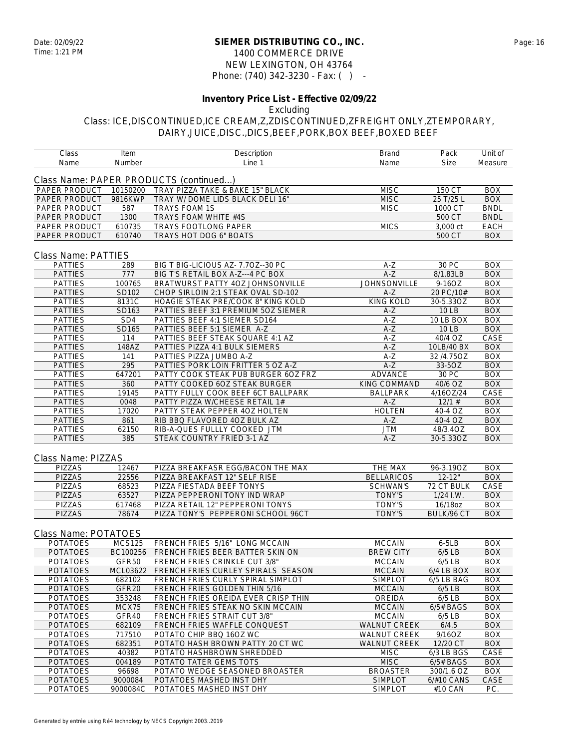**SIEMER DISTRIBUTING CO., INC.**
1400 COMMERCE DRIVE
NEW LEXINGTON, OH 43764
Phone: (740) 342-3230 - Fax: ( ) -

Date: 02/09/22
Time: 1:21 PM

**Inventory Price List - Effective 02/09/22**

Excluding

Class: ICE,DISCONTINUED,ICE CREAM,Z,ZDISCONTINUED,ZFREIGHT ONLY,ZTEMPORARY, DAIRY,JUICE,DISC.,DICS,BEEF,PORK,BOX BEEF,BOXED BEEF

| Class Name | Item Number | Description Line 1 | Brand Name | Pack Size | Unit of Measure |
|---|---|---|---|---|---|
| **Class Name: PAPER PRODUCTS (continued...)** | | | | | |
| PAPER PRODUCT | 10150200 | TRAY PIZZA TAKE & BAKE 15" BLACK | MISC | 150 CT | BOX |
| PAPER PRODUCT | 9816KWP | TRAY W/ DOME LIDS BLACK DELI 16" | MISC | 25 T/25 L | BOX |
| PAPER PRODUCT | 587 | TRAYS FOAM 1S | MISC | 1000 CT | BNDL |
| PAPER PRODUCT | 1300 | TRAYS FOAM WHITE #4S | | 500 CT | BNDL |
| PAPER PRODUCT | 610735 | TRAYS FOOTLONG PAPER | MICS | 3,000 ct | EACH |
| PAPER PRODUCT | 610740 | TRAYS HOT DOG 6" BOATS | | 500 CT | BOX |
| **Class Name: PATTIES** | | | | | |
| PATTIES | 289 | BIG T BIG-LICIOUS AZ- 7.7OZ--30 PC | A-Z | 30 PC | BOX |
| PATTIES | 777 | BIG T'S RETAIL BOX A-Z---4 PC BOX | A-Z | 8/1.83LB | BOX |
| PATTIES | 100765 | BRATWURST PATTY 4OZ JOHNSONVILLE | JOHNSONVILLE | 9-16OZ | BOX |
| PATTIES | SD102 | CHOP SIRLOIN 2:1 STEAK OVAL SD-102 | A-Z | 20 PC/10# | BOX |
| PATTIES | 8131C | HOAGIE STEAK PRE/COOK 8" KING KOLD | KING KOLD | 30-5.33OZ | BOX |
| PATTIES | SD163 | PATTIES BEEF 3:1 PREMIUM 5OZ SIEMER | A-Z | 10 LB | BOX |
| PATTIES | SD4 | PATTIES BEEF 4:1 SIEMER SD164 | A-Z | 10 LB BOX | BOX |
| PATTIES | SD165 | PATTIES BEEF 5:1 SIEMER A-Z | A-Z | 10 LB | BOX |
| PATTIES | 114 | PATTIES BEEF STEAK SQUARE 4:1 AZ | A-Z | 40/4 OZ | CASE |
| PATTIES | 148AZ | PATTIES PIZZA 4:1 BULK SIEMERS | A-Z | 10LB/40 BX | BOX |
| PATTIES | 141 | PATTIES PIZZA JUMBO A-Z | A-Z | 32 /4.75OZ | BOX |
| PATTIES | 295 | PATTIES PORK LOIN FRITTER 5 OZ A-Z | A-Z | 33-5OZ | BOX |
| PATTIES | 647201 | PATTY COOK STEAK PUB BURGER 6OZ FRZ | ADVANCE | 30 PC | BOX |
| PATTIES | 360 | PATTY COOKED 6OZ STEAK BURGER | KING COMMAND | 40/6 OZ | BOX |
| PATTIES | 19145 | PATTY FULLY COOK BEEF 6CT BALLPARK | BALLPARK | 4/16OZ/24 | CASE |
| PATTIES | 0048 | PATTY PIZZA W/CHEESE RETAIL 1# | A-Z | 12/1 # | BOX |
| PATTIES | 17020 | PATTY STEAK PEPPER 4OZ HOLTEN | HOLTEN | 40-4 OZ | BOX |
| PATTIES | 861 | RIB BBQ FLAVORED 4OZ BULK AZ | A-Z | 40-4 OZ | BOX |
| PATTIES | 62150 | RIB-A-QUES FULLLY COOKED JTM | JTM | 48/3.4OZ | BOX |
| PATTIES | 385 | STEAK COUNTRY FRIED 3-1 AZ | A-Z | 30-5.33OZ | BOX |
| **Class Name: PIZZAS** | | | | | |
| PIZZAS | 12467 | PIZZA BREAKFASR EGG/BACON THE MAX | THE MAX | 96-3.19OZ | BOX |
| PIZZAS | 22556 | PIZZA BREAKFAST 12" SELF RISE | BELLARICOS | 12-12" | BOX |
| PIZZAS | 68523 | PIZZA FIESTADA BEEF TONYS | SCHWAN'S | 72 CT BULK | CASE |
| PIZZAS | 63527 | PIZZA PEPPERONI TONY IND WRAP | TONY'S | 1/24 I.W. | BOX |
| PIZZAS | 617468 | PIZZA RETAIL 12" PEPPERONI TONYS | TONY'S | 16/18oz | BOX |
| PIZZAS | 78674 | PIZZA TONY'S PEPPERONI SCHOOL 96CT | TONY'S | BULK/96 CT | BOX |
| **Class Name: POTATOES** | | | | | |
| POTATOES | MCS125 | FRENCH FRIES 5/16" LONG MCCAIN | MCCAIN | 6-5LB | BOX |
| POTATOES | BC100256 | FRENCH FRIES BEER BATTER SKIN ON | BREW CITY | 6/5 LB | BOX |
| POTATOES | GFR50 | FRENCH FRIES CRINKLE CUT 3/8" | MCCAIN | 6/5 LB | BOX |
| POTATOES | MCL03622 | FRENCH FRIES CURLEY SPIRALS SEASON | MCCAIN | 6/4 LB BOX | BOX |
| POTATOES | 682102 | FRENCH FRIES CURLY SPIRAL SIMPLOT | SIMPLOT | 6/5 LB BAG | BOX |
| POTATOES | GFR20 | FRENCH FRIES GOLDEN THIN 5/16 | MCCAIN | 6/5 LB | BOX |
| POTATOES | 353248 | FRENCH FRIES OREIDA EVER CRISP THIN | OREIDA | 6/5 LB | BOX |
| POTATOES | MCX75 | FRENCH FRIES STEAK NO SKIN MCCAIN | MCCAIN | 6/5# BAGS | BOX |
| POTATOES | GFR40 | FRENCH FRIES STRAIT CUT 3/8" | MCCAIN | 6/5 LB | BOX |
| POTATOES | 682109 | FRENCH FRIES WAFFLE CONQUEST | WALNUT CREEK | 6/4.5 | BOX |
| POTATOES | 717510 | POTATO CHIP BBQ 16OZ WC | WALNUT CREEK | 9/16OZ | BOX |
| POTATOES | 682351 | POTATO HASH BROWN PATTY 20 CT WC | WALNUT CREEK | 12/20 CT | BOX |
| POTATOES | 40382 | POTATO HASHBROWN SHREDDED | MISC | 6/3 LB BGS | CASE |
| POTATOES | 004189 | POTATO TATER GEMS TOTS | MISC | 6/5# BAGS | BOX |
| POTATOES | 96698 | POTATO WEDGE SEASONED BROASTER | BROASTER | 300/1.6 OZ | BOX |
| POTATOES | 9000084 | POTATOES MASHED INST DHY | SIMPLOT | 6/#10 CANS | CASE |
| POTATOES | 9000084C | POTATOES MASHED INST DHY | SIMPLOT | #10 CAN | PC. |

Generated by entrée using Ré4 technology by NECS Copyright 2003..2019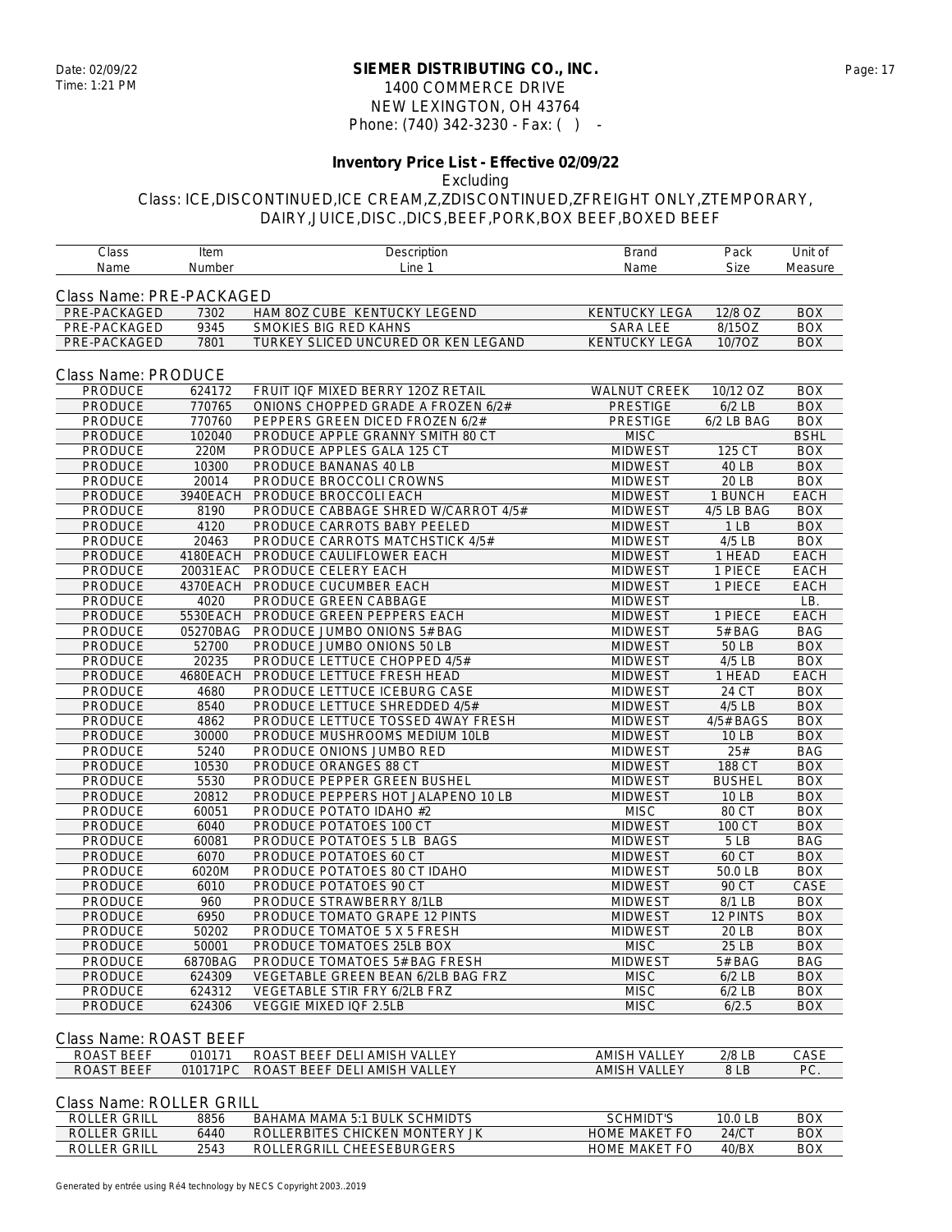**SIEMER DISTRIBUTING CO., INC.**
1400 COMMERCE DRIVE
NEW LEXINGTON, OH 43764
Phone: (740) 342-3230 - Fax: ( ) -

Date: 02/09/22
Time: 1:21 PM

**Inventory Price List - Effective 02/09/22**

Excluding

Class: ICE,DISCONTINUED,ICE CREAM,Z,ZDISCONTINUED,ZFREIGHT ONLY,ZTEMPORARY, DAIRY,JUICE,DISC.,DICS,BEEF,PORK,BOX BEEF,BOXED BEEF

| Class Name | Item Number | Description Line 1 | Brand Name | Pack Size | Unit of Measure |
|---|---|---|---|---|---|

Class Name: PRE-PACKAGED

| Class Name | Item Number | Description Line 1 | Brand Name | Pack Size | Unit of Measure |
|---|---|---|---|---|---|
| PRE-PACKAGED | 7302 | HAM 8OZ CUBE KENTUCKY LEGEND | KENTUCKY LEGA | 12/8 OZ | BOX |
| PRE-PACKAGED | 9345 | SMOKIES BIG RED KAHNS | SARA LEE | 8/15OZ | BOX |
| PRE-PACKAGED | 7801 | TURKEY SLICED UNCURED OR KEN LEGAND | KENTUCKY LEGA | 10/7OZ | BOX |

Class Name: PRODUCE

| Class Name | Item Number | Description Line 1 | Brand Name | Pack Size | Unit of Measure |
|---|---|---|---|---|---|
| PRODUCE | 624172 | FRUIT IQF MIXED BERRY 12OZ RETAIL | WALNUT CREEK | 10/12 OZ | BOX |
| PRODUCE | 770765 | ONIONS CHOPPED GRADE A FROZEN 6/2# | PRESTIGE | 6/2 LB | BOX |
| PRODUCE | 770760 | PEPPERS GREEN DICED FROZEN 6/2# | PRESTIGE | 6/2 LB BAG | BOX |
| PRODUCE | 102040 | PRODUCE APPLE GRANNY SMITH 80 CT | MISC | | BSHL |
| PRODUCE | 220M | PRODUCE APPLES GALA 125 CT | MIDWEST | 125 CT | BOX |
| PRODUCE | 10300 | PRODUCE BANANAS 40 LB | MIDWEST | 40 LB | BOX |
| PRODUCE | 20014 | PRODUCE BROCCOLI CROWNS | MIDWEST | 20 LB | BOX |
| PRODUCE | 3940EACH | PRODUCE BROCCOLI EACH | MIDWEST | 1 BUNCH | EACH |
| PRODUCE | 8190 | PRODUCE CABBAGE SHRED W/CARROT 4/5# | MIDWEST | 4/5 LB BAG | BOX |
| PRODUCE | 4120 | PRODUCE CARROTS BABY PEELED | MIDWEST | 1 LB | BOX |
| PRODUCE | 20463 | PRODUCE CARROTS MATCHSTICK 4/5# | MIDWEST | 4/5 LB | BOX |
| PRODUCE | 4180EACH | PRODUCE CAULIFLOWER EACH | MIDWEST | 1 HEAD | EACH |
| PRODUCE | 20031EAC | PRODUCE CELERY EACH | MIDWEST | 1 PIECE | EACH |
| PRODUCE | 4370EACH | PRODUCE CUCUMBER EACH | MIDWEST | 1 PIECE | EACH |
| PRODUCE | 4020 | PRODUCE GREEN CABBAGE | MIDWEST | | LB. |
| PRODUCE | 5530EACH | PRODUCE GREEN PEPPERS EACH | MIDWEST | 1 PIECE | EACH |
| PRODUCE | 05270BAG | PRODUCE JUMBO ONIONS 5# BAG | MIDWEST | 5# BAG | BAG |
| PRODUCE | 52700 | PRODUCE JUMBO ONIONS 50 LB | MIDWEST | 50 LB | BOX |
| PRODUCE | 20235 | PRODUCE LETTUCE CHOPPED 4/5# | MIDWEST | 4/5 LB | BOX |
| PRODUCE | 4680EACH | PRODUCE LETTUCE FRESH HEAD | MIDWEST | 1 HEAD | EACH |
| PRODUCE | 4680 | PRODUCE LETTUCE ICEBURG CASE | MIDWEST | 24 CT | BOX |
| PRODUCE | 8540 | PRODUCE LETTUCE SHREDDED 4/5# | MIDWEST | 4/5 LB | BOX |
| PRODUCE | 4862 | PRODUCE LETTUCE TOSSED 4WAY FRESH | MIDWEST | 4/5# BAGS | BOX |
| PRODUCE | 30000 | PRODUCE MUSHROOMS MEDIUM 10LB | MIDWEST | 10 LB | BOX |
| PRODUCE | 5240 | PRODUCE ONIONS JUMBO RED | MIDWEST | 25# | BAG |
| PRODUCE | 10530 | PRODUCE ORANGES 88 CT | MIDWEST | 188 CT | BOX |
| PRODUCE | 5530 | PRODUCE PEPPER GREEN BUSHEL | MIDWEST | BUSHEL | BOX |
| PRODUCE | 20812 | PRODUCE PEPPERS HOT JALAPENO 10 LB | MIDWEST | 10 LB | BOX |
| PRODUCE | 60051 | PRODUCE POTATO IDAHO #2 | MISC | 80 CT | BOX |
| PRODUCE | 6040 | PRODUCE POTATOES 100 CT | MIDWEST | 100 CT | BOX |
| PRODUCE | 60081 | PRODUCE POTATOES 5 LB BAGS | MIDWEST | 5 LB | BAG |
| PRODUCE | 6070 | PRODUCE POTATOES 60 CT | MIDWEST | 60 CT | BOX |
| PRODUCE | 6020M | PRODUCE POTATOES 80 CT IDAHO | MIDWEST | 50.0 LB | BOX |
| PRODUCE | 6010 | PRODUCE POTATOES 90 CT | MIDWEST | 90 CT | CASE |
| PRODUCE | 960 | PRODUCE STRAWBERRY 8/1LB | MIDWEST | 8/1 LB | BOX |
| PRODUCE | 6950 | PRODUCE TOMATO GRAPE 12 PINTS | MIDWEST | 12 PINTS | BOX |
| PRODUCE | 50202 | PRODUCE TOMATOE 5 X 5 FRESH | MIDWEST | 20 LB | BOX |
| PRODUCE | 50001 | PRODUCE TOMATOES 25LB BOX | MISC | 25 LB | BOX |
| PRODUCE | 6870BAG | PRODUCE TOMATOES 5# BAG FRESH | MIDWEST | 5# BAG | BAG |
| PRODUCE | 624309 | VEGETABLE GREEN BEAN 6/2LB BAG FRZ | MISC | 6/2 LB | BOX |
| PRODUCE | 624312 | VEGETABLE STIR FRY 6/2LB FRZ | MISC | 6/2 LB | BOX |
| PRODUCE | 624306 | VEGGIE MIXED IQF 2.5LB | MISC | 6/2.5 | BOX |

Class Name: ROAST BEEF

| Class Name | Item Number | Description Line 1 | Brand Name | Pack Size | Unit of Measure |
|---|---|---|---|---|---|
| ROAST BEEF | 010171 | ROAST BEEF DELI AMISH VALLEY | AMISH VALLEY | 2/8 LB | CASE |
| ROAST BEEF | 010171PC | ROAST BEEF DELI AMISH VALLEY | AMISH VALLEY | 8 LB | PC. |

Class Name: ROLLER GRILL

| Class Name | Item Number | Description Line 1 | Brand Name | Pack Size | Unit of Measure |
|---|---|---|---|---|---|
| ROLLER GRILL | 8856 | BAHAMA MAMA 5:1 BULK SCHMIDTS | SCHMIDT'S | 10.0 LB | BOX |
| ROLLER GRILL | 6440 | ROLLERBITES CHICKEN MONTERY JK | HOME MAKET FO | 24/CT | BOX |
| ROLLER GRILL | 2543 | ROLLERGRILL CHEESEBURGERS | HOME MAKET FO | 40/BX | BOX |

Generated by entrée using Ré4 technology by NECS Copyright 2003..2019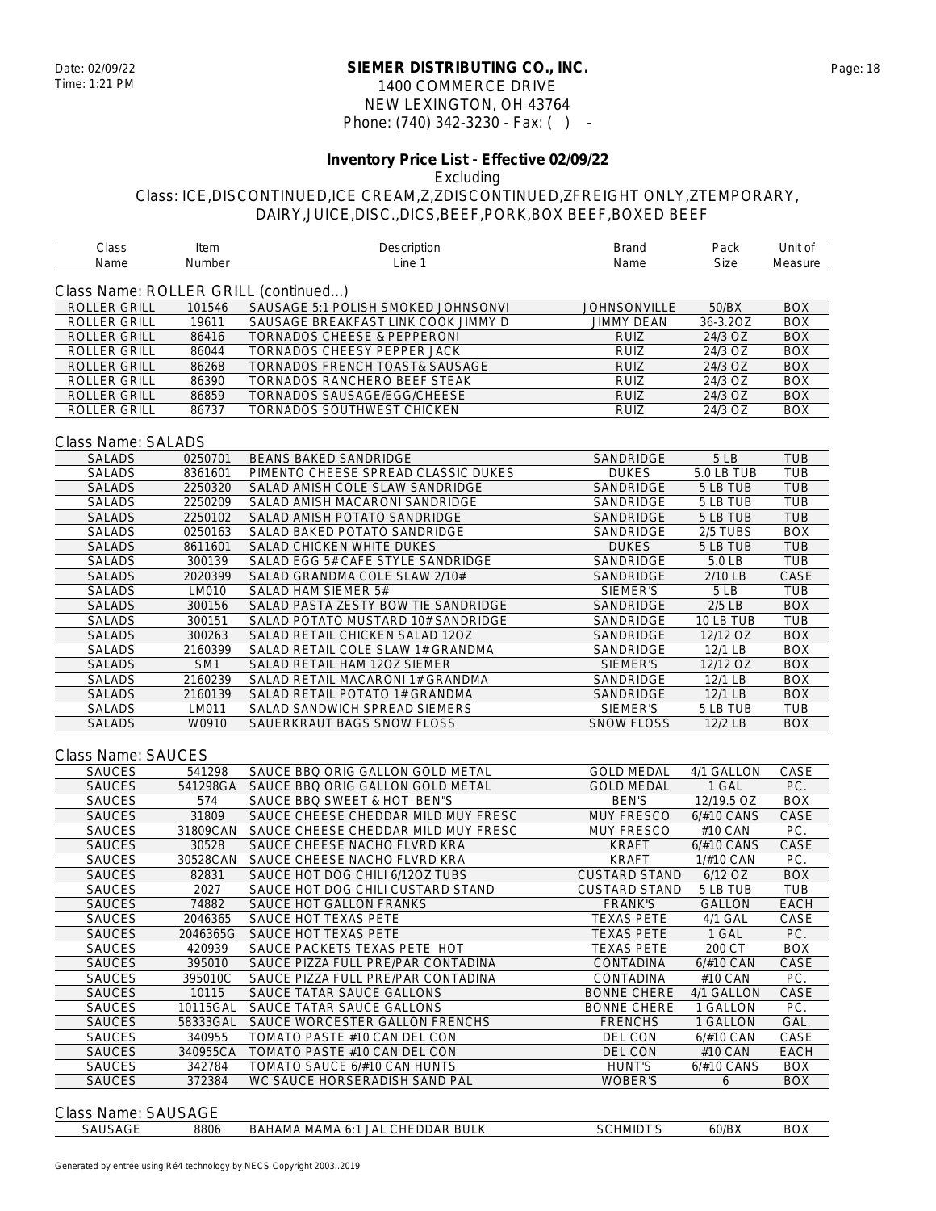Date: 02/09/22
Time: 1:21 PM

**SIEMER DISTRIBUTING CO., INC.**
1400 COMMERCE DRIVE
NEW LEXINGTON, OH 43764
Phone: (740) 342-3230 - Fax: ( ) -

**Inventory Price List - Effective 02/09/22**
Excluding
Class: ICE,DISCONTINUED,ICE CREAM,Z,ZDISCONTINUED,ZFREIGHT ONLY,ZTEMPORARY, DAIRY,JUICE,DISC.,DICS,BEEF,PORK,BOX BEEF,BOXED BEEF

| Class Name | Item Number | Description Line 1 | Brand Name | Pack Size | Unit of Measure |
|---|---|---|---|---|---|
| **Class Name: ROLLER GRILL (continued...)** | | | | | |
| ROLLER GRILL | 101546 | SAUSAGE 5:1 POLISH SMOKED JOHNSONVI | JOHNSONVILLE | 50/BX | BOX |
| ROLLER GRILL | 19611 | SAUSAGE BREAKFAST LINK COOK JIMMY D | JIMMY DEAN | 36-3.2OZ | BOX |
| ROLLER GRILL | 86416 | TORNADOS CHEESE & PEPPERONI | RUIZ | 24/3 OZ | BOX |
| ROLLER GRILL | 86044 | TORNADOS CHEESY PEPPER JACK | RUIZ | 24/3 OZ | BOX |
| ROLLER GRILL | 86268 | TORNADOS FRENCH TOAST& SAUSAGE | RUIZ | 24/3 OZ | BOX |
| ROLLER GRILL | 86390 | TORNADOS RANCHERO BEEF STEAK | RUIZ | 24/3 OZ | BOX |
| ROLLER GRILL | 86859 | TORNADOS SAUSAGE/EGG/CHEESE | RUIZ | 24/3 OZ | BOX |
| ROLLER GRILL | 86737 | TORNADOS SOUTHWEST CHICKEN | RUIZ | 24/3 OZ | BOX |
| **Class Name: SALADS** | | | | | |
| SALADS | 0250701 | BEANS BAKED SANDRIDGE | SANDRIDGE | 5 LB | TUB |
| SALADS | 8361601 | PIMENTO CHEESE SPREAD CLASSIC DUKES | DUKES | 5.0 LB TUB | TUB |
| SALADS | 2250320 | SALAD AMISH COLE SLAW SANDRIDGE | SANDRIDGE | 5 LB TUB | TUB |
| SALADS | 2250209 | SALAD AMISH MACARONI SANDRIDGE | SANDRIDGE | 5 LB TUB | TUB |
| SALADS | 2250102 | SALAD AMISH POTATO SANDRIDGE | SANDRIDGE | 5 LB TUB | TUB |
| SALADS | 0250163 | SALAD BAKED POTATO SANDRIDGE | SANDRIDGE | 2/5 TUBS | BOX |
| SALADS | 8611601 | SALAD CHICKEN WHITE DUKES | DUKES | 5 LB TUB | TUB |
| SALADS | 300139 | SALAD EGG 5# CAFE STYLE SANDRIDGE | SANDRIDGE | 5.0 LB | TUB |
| SALADS | 2020399 | SALAD GRANDMA COLE SLAW 2/10# | SANDRIDGE | 2/10 LB | CASE |
| SALADS | LM010 | SALAD HAM SIEMER 5# | SIEMER'S | 5 LB | TUB |
| SALADS | 300156 | SALAD PASTA ZESTY BOW TIE SANDRIDGE | SANDRIDGE | 2/5 LB | BOX |
| SALADS | 300151 | SALAD POTATO MUSTARD 10# SANDRIDGE | SANDRIDGE | 10 LB TUB | TUB |
| SALADS | 300263 | SALAD RETAIL CHICKEN SALAD 12OZ | SANDRIDGE | 12/12 OZ | BOX |
| SALADS | 2160399 | SALAD RETAIL COLE SLAW 1# GRANDMA | SANDRIDGE | 12/1 LB | BOX |
| SALADS | SM1 | SALAD RETAIL HAM 12OZ SIEMER | SIEMER'S | 12/12 OZ | BOX |
| SALADS | 2160239 | SALAD RETAIL MACARONI 1# GRANDMA | SANDRIDGE | 12/1 LB | BOX |
| SALADS | 2160139 | SALAD RETAIL POTATO 1# GRANDMA | SANDRIDGE | 12/1 LB | BOX |
| SALADS | LM011 | SALAD SANDWICH SPREAD SIEMERS | SIEMER'S | 5 LB TUB | TUB |
| SALADS | W0910 | SAUERKRAUT BAGS SNOW FLOSS | SNOW FLOSS | 12/2 LB | BOX |
| **Class Name: SAUCES** | | | | | |
| SAUCES | 541298 | SAUCE BBQ ORIG GALLON GOLD METAL | GOLD MEDAL | 4/1 GALLON | CASE |
| SAUCES | 541298GA | SAUCE BBQ ORIG GALLON GOLD METAL | GOLD MEDAL | 1 GAL | PC. |
| SAUCES | 574 | SAUCE BBQ SWEET & HOT BEN"S | BEN'S | 12/19.5 OZ | BOX |
| SAUCES | 31809 | SAUCE CHEESE CHEDDAR MILD MUY FRESC | MUY FRESCO | 6/#10 CANS | CASE |
| SAUCES | 31809CAN | SAUCE CHEESE CHEDDAR MILD MUY FRESC | MUY FRESCO | #10 CAN | PC. |
| SAUCES | 30528 | SAUCE CHEESE NACHO FLVRD KRA | KRAFT | 6/#10 CANS | CASE |
| SAUCES | 30528CAN | SAUCE CHEESE NACHO FLVRD KRA | KRAFT | 1/#10 CAN | PC. |
| SAUCES | 82831 | SAUCE HOT DOG CHILI 6/12OZ TUBS | CUSTARD STAND | 6/12 OZ | BOX |
| SAUCES | 2027 | SAUCE HOT DOG CHILI CUSTARD STAND | CUSTARD STAND | 5 LB TUB | TUB |
| SAUCES | 74882 | SAUCE HOT GALLON FRANKS | FRANK'S | GALLON | EACH |
| SAUCES | 2046365 | SAUCE HOT TEXAS PETE | TEXAS PETE | 4/1 GAL | CASE |
| SAUCES | 2046365G | SAUCE HOT TEXAS PETE | TEXAS PETE | 1 GAL | PC. |
| SAUCES | 420939 | SAUCE PACKETS TEXAS PETE HOT | TEXAS PETE | 200 CT | BOX |
| SAUCES | 395010 | SAUCE PIZZA FULL PRE/PAR CONTADINA | CONTADINA | 6/#10 CAN | CASE |
| SAUCES | 395010C | SAUCE PIZZA FULL PRE/PAR CONTADINA | CONTADINA | #10 CAN | PC. |
| SAUCES | 10115 | SAUCE TATAR SAUCE GALLONS | BONNE CHERE | 4/1 GALLON | CASE |
| SAUCES | 10115GAL | SAUCE TATAR SAUCE GALLONS | BONNE CHERE | 1 GALLON | PC. |
| SAUCES | 58333GAL | SAUCE WORCESTER GALLON FRENCHS | FRENCHS | 1 GALLON | GAL. |
| SAUCES | 340955 | TOMATO PASTE #10 CAN DEL CON | DEL CON | 6/#10 CAN | CASE |
| SAUCES | 340955CA | TOMATO PASTE #10 CAN DEL CON | DEL CON | #10 CAN | EACH |
| SAUCES | 342784 | TOMATO SAUCE 6/#10 CAN HUNTS | HUNT'S | 6/#10 CANS | BOX |
| SAUCES | 372384 | WC SAUCE HORSERADISH SAND PAL | WOBER'S | 6 | BOX |
| **Class Name: SAUSAGE** | | | | | |
| SAUSAGE | 8806 | BAHAMA MAMA 6:1 JAL CHEDDAR BULK | SCHMIDT'S | 60/BX | BOX |

Generated by entrée using Ré4 technology by NECS Copyright 2003..2019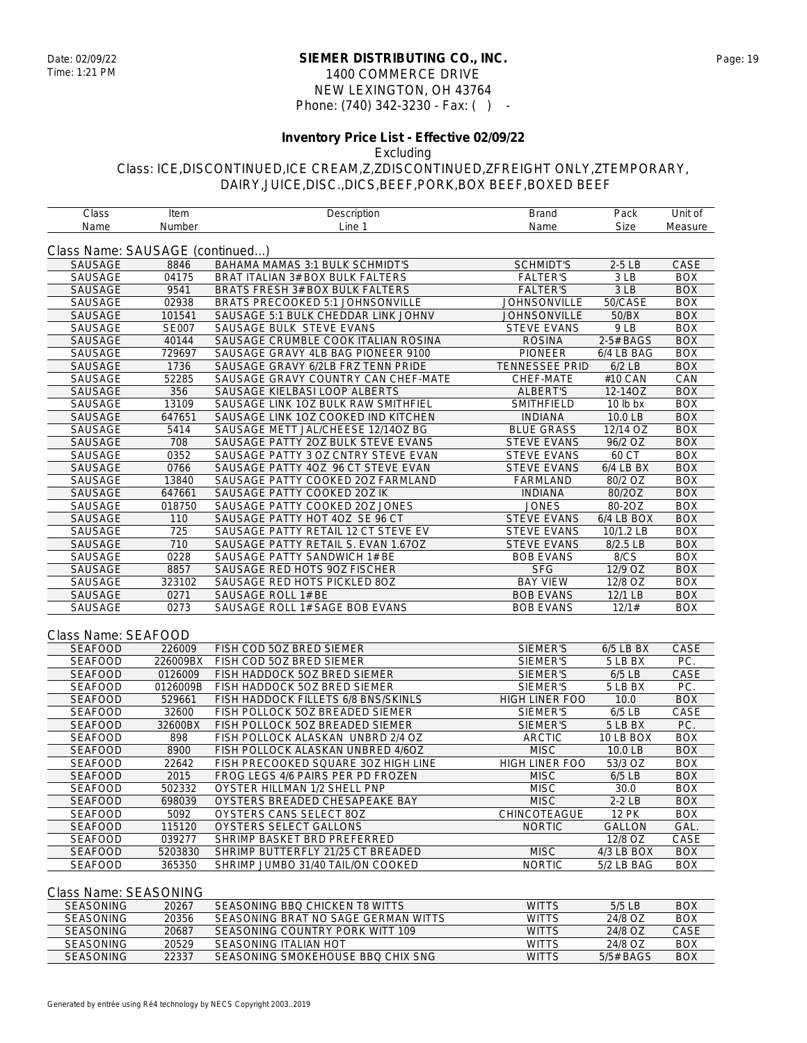**SIEMER DISTRIBUTING CO., INC.**
1400 COMMERCE DRIVE
NEW LEXINGTON, OH 43764
Phone: (740) 342-3230 - Fax: ( ) -

Date: 02/09/22
Time: 1:21 PM

**Inventory Price List - Effective 02/09/22**

Excluding

Class: ICE,DISCONTINUED,ICE CREAM,Z,ZDISCONTINUED,ZFREIGHT ONLY,ZTEMPORARY, DAIRY,JUICE,DISC.,DICS,BEEF,PORK,BOX BEEF,BOXED BEEF

## Class Name: SAUSAGE (continued...)

| Class Name | Item Number | Description Line 1 | Brand Name | Pack Size | Unit of Measure |
|---|---|---|---|---|---|
| SAUSAGE | 8846 | BAHAMA MAMAS 3:1 BULK SCHMIDT'S | SCHMIDT'S | 2-5 LB | CASE |
| SAUSAGE | 04175 | BRAT ITALIAN 3# BOX BULK FALTERS | FALTER'S | 3 LB | BOX |
| SAUSAGE | 9541 | BRATS FRESH 3# BOX BULK FALTERS | FALTER'S | 3 LB | BOX |
| SAUSAGE | 02938 | BRATS PRECOOKED 5:1 JOHNSONVILLE | JOHNSONVILLE | 50/CASE | BOX |
| SAUSAGE | 101541 | SAUSAGE 5:1 BULK CHEDDAR LINK JOHNV | JOHNSONVILLE | 50/BX | BOX |
| SAUSAGE | SE007 | SAUSAGE BULK STEVE EVANS | STEVE EVANS | 9 LB | BOX |
| SAUSAGE | 40144 | SAUSAGE CRUMBLE COOK ITALIAN ROSINA | ROSINA | 2-5# BAGS | BOX |
| SAUSAGE | 729697 | SAUSAGE GRAVY 4LB BAG PIONEER 9100 | PIONEER | 6/4 LB BAG | BOX |
| SAUSAGE | 1736 | SAUSAGE GRAVY 6/2LB FRZ TENN PRIDE | TENNESSEE PRID | 6/2 LB | BOX |
| SAUSAGE | 52285 | SAUSAGE GRAVY COUNTRY CAN CHEF-MATE | CHEF-MATE | #10 CAN | CAN |
| SAUSAGE | 356 | SAUSAGE KIELBASI LOOP ALBERTS | ALBERT'S | 12-14OZ | BOX |
| SAUSAGE | 13109 | SAUSAGE LINK 1OZ BULK RAW SMITHFIEL | SMITHFIELD | 10 lb bx | BOX |
| SAUSAGE | 647651 | SAUSAGE LINK 1OZ COOKED IND KITCHEN | INDIANA | 10.0 LB | BOX |
| SAUSAGE | 5414 | SAUSAGE METT JAL/CHEESE 12/14OZ BG | BLUE GRASS | 12/14 OZ | BOX |
| SAUSAGE | 708 | SAUSAGE PATTY 2OZ BULK STEVE EVANS | STEVE EVANS | 96/2 OZ | BOX |
| SAUSAGE | 0352 | SAUSAGE PATTY 3 OZ CNTRY STEVE EVAN | STEVE EVANS | 60 CT | BOX |
| SAUSAGE | 0766 | SAUSAGE PATTY 4OZ 96 CT STEVE EVAN | STEVE EVANS | 6/4 LB BX | BOX |
| SAUSAGE | 13840 | SAUSAGE PATTY COOKED 2OZ FARMLAND | FARMLAND | 80/2 OZ | BOX |
| SAUSAGE | 647661 | SAUSAGE PATTY COOKED 2OZ IK | INDIANA | 80/2OZ | BOX |
| SAUSAGE | 018750 | SAUSAGE PATTY COOKED 2OZ JONES | JONES | 80-2OZ | BOX |
| SAUSAGE | 110 | SAUSAGE PATTY HOT 4OZ SE 96 CT | STEVE EVANS | 6/4 LB BOX | BOX |
| SAUSAGE | 725 | SAUSAGE PATTY RETAIL 12 CT STEVE EV | STEVE EVANS | 10/1.2 LB | BOX |
| SAUSAGE | 710 | SAUSAGE PATTY RETAIL S. EVAN 1.67OZ | STEVE EVANS | 8/2.5 LB | BOX |
| SAUSAGE | 0228 | SAUSAGE PATTY SANDWICH 1# BE | BOB EVANS | 8/CS | BOX |
| SAUSAGE | 8857 | SAUSAGE RED HOTS 9OZ FISCHER | SFG | 12/9 OZ | BOX |
| SAUSAGE | 323102 | SAUSAGE RED HOTS PICKLED 8OZ | BAY VIEW | 12/8 OZ | BOX |
| SAUSAGE | 0271 | SAUSAGE ROLL 1# BE | BOB EVANS | 12/1 LB | BOX |
| SAUSAGE | 0273 | SAUSAGE ROLL 1# SAGE BOB EVANS | BOB EVANS | 12/1# | BOX |

## Class Name: SEAFOOD

| Class Name | Item Number | Description Line 1 | Brand Name | Pack Size | Unit of Measure |
|---|---|---|---|---|---|
| SEAFOOD | 226009 | FISH COD 5OZ BRED SIEMER | SIEMER'S | 6/5 LB BX | CASE |
| SEAFOOD | 226009BX | FISH COD 5OZ BRED SIEMER | SIEMER'S | 5 LB BX | PC. |
| SEAFOOD | 0126009 | FISH HADDOCK 5OZ BRED SIEMER | SIEMER'S | 6/5 LB | CASE |
| SEAFOOD | 0126009B | FISH HADDOCK 5OZ BRED SIEMER | SIEMER'S | 5 LB BX | PC. |
| SEAFOOD | 529661 | FISH HADDOCK FILLETS 6/8 BNS/SKINLS | HIGH LINER FOO | 10.0 | BOX |
| SEAFOOD | 32600 | FISH POLLOCK 5OZ BREADED SIEMER | SIEMER'S | 6/5 LB | CASE |
| SEAFOOD | 32600BX | FISH POLLOCK 5OZ BREADED SIEMER | SIEMER'S | 5 LB BX | PC. |
| SEAFOOD | 898 | FISH POLLOCK ALASKAN UNBRD 2/4 OZ | ARCTIC | 10 LB BOX | BOX |
| SEAFOOD | 8900 | FISH POLLOCK ALASKAN UNBRED 4/6OZ | MISC | 10.0 LB | BOX |
| SEAFOOD | 22642 | FISH PRECOOKED SQUARE 3OZ HIGH LINE | HIGH LINER FOO | 53/3 OZ | BOX |
| SEAFOOD | 2015 | FROG LEGS 4/6 PAIRS PER PD FROZEN | MISC | 6/5 LB | BOX |
| SEAFOOD | 502332 | OYSTER HILLMAN 1/2 SHELL PNP | MISC | 30.0 | BOX |
| SEAFOOD | 698039 | OYSTERS BREADED CHESAPEAKE BAY | MISC | 2-2 LB | BOX |
| SEAFOOD | 5092 | OYSTERS CANS SELECT 8OZ | CHINCOTEAGUE | 12 PK | BOX |
| SEAFOOD | 115120 | OYSTERS SELECT GALLONS | NORTIC | GALLON | GAL. |
| SEAFOOD | 039277 | SHRIMP BASKET BRD PREFERRED | | 12/8 OZ | CASE |
| SEAFOOD | 5203830 | SHRIMP BUTTERFLY 21/25 CT BREADED | MISC | 4/3 LB BOX | BOX |
| SEAFOOD | 365350 | SHRIMP JUMBO 31/40 TAIL/ON COOKED | NORTIC | 5/2 LB BAG | BOX |

## Class Name: SEASONING

| Class Name | Item Number | Description Line 1 | Brand Name | Pack Size | Unit of Measure |
|---|---|---|---|---|---|
| SEASONING | 20267 | SEASONING BBQ CHICKEN T8 WITTS | WITTS | 5/5 LB | BOX |
| SEASONING | 20356 | SEASONING BRAT NO SAGE GERMAN WITTS | WITTS | 24/8 OZ | BOX |
| SEASONING | 20687 | SEASONING COUNTRY PORK WITT 109 | WITTS | 24/8 OZ | CASE |
| SEASONING | 20529 | SEASONING ITALIAN HOT | WITTS | 24/8 OZ | BOX |
| SEASONING | 22337 | SEASONING SMOKEHOUSE BBQ CHIX SNG | WITTS | 5/5# BAGS | BOX |

Generated by entrée using Ré4 technology by NECS Copyright 2003..2019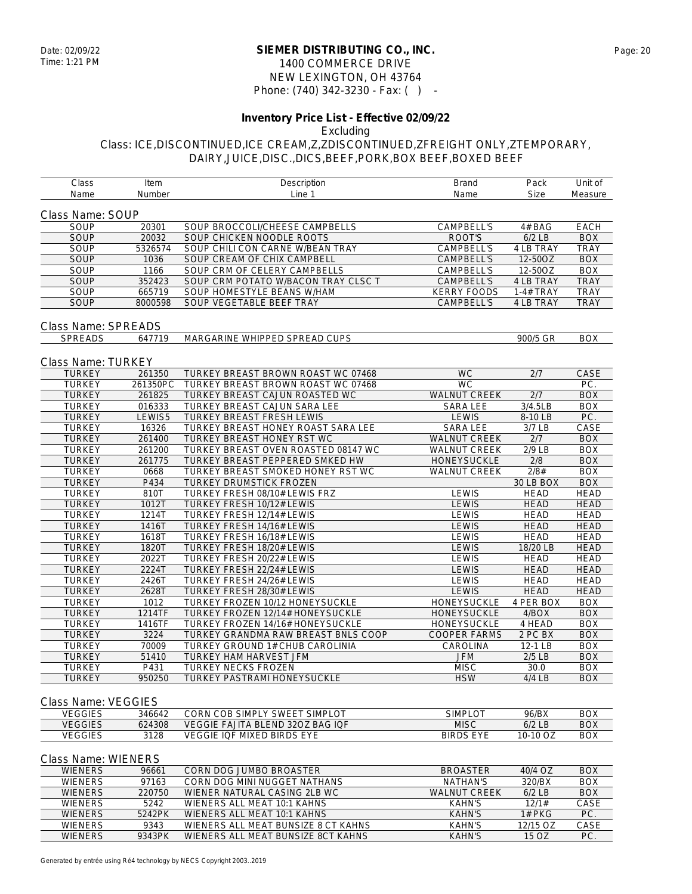**SIEMER DISTRIBUTING CO., INC.**
1400 COMMERCE DRIVE
NEW LEXINGTON, OH 43764
Phone: (740) 342-3230 - Fax: ( ) -

Date: 02/09/22
Time: 1:21 PM

**Inventory Price List - Effective 02/09/22**

Excluding

Class: ICE,DISCONTINUED,ICE CREAM,Z,ZDISCONTINUED,ZFREIGHT ONLY,ZTEMPORARY, DAIRY,JUICE,DISC.,DICS,BEEF,PORK,BOX BEEF,BOXED BEEF

| Class Name | Item Number | Description Line 1 | Brand Name | Pack Size | Unit of Measure |
|---|---|---|---|---|---|

Class Name: SOUP

| Class Name | Item Number | Description Line 1 | Brand Name | Pack Size | Unit of Measure |
|---|---|---|---|---|---|
| SOUP | 20301 | SOUP BROCCOLI/CHEESE CAMPBELLS | CAMPBELL'S | 4# BAG | EACH |
| SOUP | 20032 | SOUP CHICKEN NOODLE ROOTS | ROOT'S | 6/2 LB | BOX |
| SOUP | 5326574 | SOUP CHILI CON CARNE W/BEAN TRAY | CAMPBELL'S | 4 LB TRAY | TRAY |
| SOUP | 1036 | SOUP CREAM OF CHIX CAMPBELL | CAMPBELL'S | 12-50OZ | BOX |
| SOUP | 1166 | SOUP CRM OF CELERY CAMPBELLS | CAMPBELL'S | 12-50OZ | BOX |
| SOUP | 352423 | SOUP CRM POTATO W/BACON TRAY CLSC T | CAMPBELL'S | 4 LB TRAY | TRAY |
| SOUP | 665719 | SOUP HOMESTYLE BEANS W/HAM | KERRY FOODS | 1-4# TRAY | TRAY |
| SOUP | 8000598 | SOUP VEGETABLE BEEF TRAY | CAMPBELL'S | 4 LB TRAY | TRAY |

Class Name: SPREADS

| Class Name | Item Number | Description Line 1 | Brand Name | Pack Size | Unit of Measure |
|---|---|---|---|---|---|
| SPREADS | 647719 | MARGARINE WHIPPED SPREAD CUPS | | 900/5 GR | BOX |

Class Name: TURKEY

| Class Name | Item Number | Description Line 1 | Brand Name | Pack Size | Unit of Measure |
|---|---|---|---|---|---|
| TURKEY | 261350 | TURKEY BREAST BROWN ROAST WC 07468 | WC | 2/7 | CASE |
| TURKEY | 261350PC | TURKEY BREAST BROWN ROAST WC 07468 | WC | | PC. |
| TURKEY | 261825 | TURKEY BREAST CAJUN ROASTED WC | WALNUT CREEK | 2/7 | BOX |
| TURKEY | 016333 | TURKEY BREAST CAJUN SARA LEE | SARA LEE | 3/4.5LB | BOX |
| TURKEY | LEWIS5 | TURKEY BREAST FRESH LEWIS | LEWIS | 8-10 LB | PC. |
| TURKEY | 16326 | TURKEY BREAST HONEY ROAST SARA LEE | SARA LEE | 3/7 LB | CASE |
| TURKEY | 261400 | TURKEY BREAST HONEY RST WC | WALNUT CREEK | 2/7 | BOX |
| TURKEY | 261200 | TURKEY BREAST OVEN ROASTED 08147 WC | WALNUT CREEK | 2/9 LB | BOX |
| TURKEY | 261775 | TURKEY BREAST PEPPERED SMKED HW | HONEYSUCKLE | 2/8 | BOX |
| TURKEY | 0668 | TURKEY BREAST SMOKED HONEY RST WC | WALNUT CREEK | 2/8# | BOX |
| TURKEY | P434 | TURKEY DRUMSTICK FROZEN | | 30 LB BOX | BOX |
| TURKEY | 810T | TURKEY FRESH 08/10# LEWIS FRZ | LEWIS | HEAD | HEAD |
| TURKEY | 1012T | TURKEY FRESH 10/12# LEWIS | LEWIS | HEAD | HEAD |
| TURKEY | 1214T | TURKEY FRESH 12/14# LEWIS | LEWIS | HEAD | HEAD |
| TURKEY | 1416T | TURKEY FRESH 14/16# LEWIS | LEWIS | HEAD | HEAD |
| TURKEY | 1618T | TURKEY FRESH 16/18# LEWIS | LEWIS | HEAD | HEAD |
| TURKEY | 1820T | TURKEY FRESH 18/20# LEWIS | LEWIS | 18/20 LB | HEAD |
| TURKEY | 2022T | TURKEY FRESH 20/22# LEWIS | LEWIS | HEAD | HEAD |
| TURKEY | 2224T | TURKEY FRESH 22/24# LEWIS | LEWIS | HEAD | HEAD |
| TURKEY | 2426T | TURKEY FRESH 24/26# LEWIS | LEWIS | HEAD | HEAD |
| TURKEY | 2628T | TURKEY FRESH 28/30# LEWIS | LEWIS | HEAD | HEAD |
| TURKEY | 1012 | TURKEY FROZEN 10/12 HONEYSUCKLE | HONEYSUCKLE | 4 PER BOX | BOX |
| TURKEY | 1214TF | TURKEY FROZEN 12/14# HONEYSUCKLE | HONEYSUCKLE | 4/BOX | BOX |
| TURKEY | 1416TF | TURKEY FROZEN 14/16# HONEYSUCKLE | HONEYSUCKLE | 4 HEAD | BOX |
| TURKEY | 3224 | TURKEY GRANDMA RAW BREAST BNLS COOP | COOPER FARMS | 2 PC BX | BOX |
| TURKEY | 70009 | TURKEY GROUND 1# CHUB CAROLINIA | CAROLINA | 12-1 LB | BOX |
| TURKEY | 51410 | TURKEY HAM HARVEST JFM | JFM | 2/5 LB | BOX |
| TURKEY | P431 | TURKEY NECKS FROZEN | MISC | 30.0 | BOX |
| TURKEY | 950250 | TURKEY PASTRAMI HONEYSUCKLE | HSW | 4/4 LB | BOX |

Class Name: VEGGIES

| Class Name | Item Number | Description Line 1 | Brand Name | Pack Size | Unit of Measure |
|---|---|---|---|---|---|
| VEGGIES | 346642 | CORN COB SIMPLY SWEET SIMPLOT | SIMPLOT | 96/BX | BOX |
| VEGGIES | 624308 | VEGGIE FAJITA BLEND 32OZ BAG IQF | MISC | 6/2 LB | BOX |
| VEGGIES | 3128 | VEGGIE IQF MIXED BIRDS EYE | BIRDS EYE | 10-10 OZ | BOX |

Class Name: WIENERS

| Class Name | Item Number | Description Line 1 | Brand Name | Pack Size | Unit of Measure |
|---|---|---|---|---|---|
| WIENERS | 96661 | CORN DOG JUMBO BROASTER | BROASTER | 40/4 OZ | BOX |
| WIENERS | 97163 | CORN DOG MINI NUGGET NATHANS | NATHAN'S | 320/BX | BOX |
| WIENERS | 220750 | WIENER NATURAL CASING 2LB WC | WALNUT CREEK | 6/2 LB | BOX |
| WIENERS | 5242 | WIENERS ALL MEAT 10:1 KAHNS | KAHN'S | 12/1# | CASE |
| WIENERS | 5242PK | WIENERS ALL MEAT 10:1 KAHNS | KAHN'S | 1# PKG | PC. |
| WIENERS | 9343 | WIENERS ALL MEAT BUNSIZE 8 CT KAHNS | KAHN'S | 12/15 OZ | CASE |
| WIENERS | 9343PK | WIENERS ALL MEAT BUNSIZE 8CT KAHNS | KAHN'S | 15 OZ | PC. |

Generated by entrée using Ré4 technology by NECS Copyright 2003..2019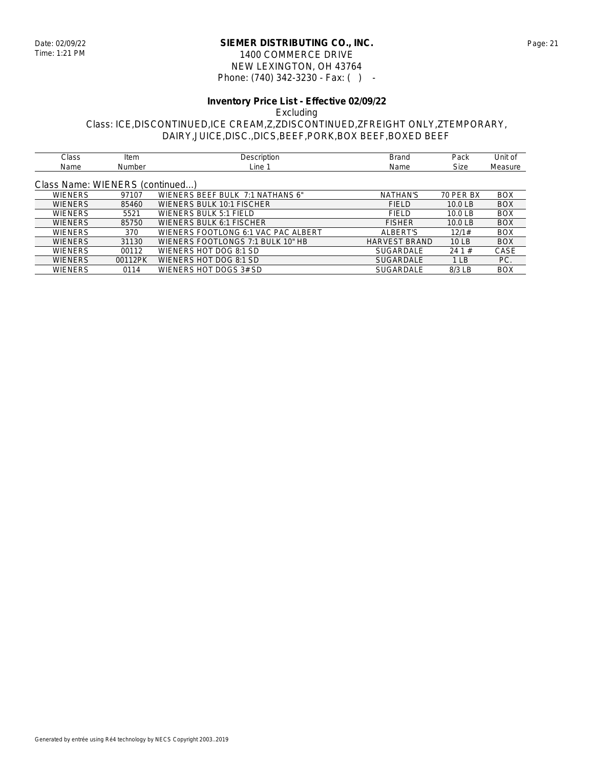Date: 02/09/22
Time: 1:21 PM

**SIEMER DISTRIBUTING CO., INC.**
1400 COMMERCE DRIVE
NEW LEXINGTON, OH 43764
Phone: (740) 342-3230 - Fax: ( ) -

**Inventory Price List - Effective 02/09/22**
Excluding
Class: ICE,DISCONTINUED,ICE CREAM,Z,ZDISCONTINUED,ZFREIGHT ONLY,ZTEMPORARY, DAIRY,JUICE,DISC.,DICS,BEEF,PORK,BOX BEEF,BOXED BEEF

Class Name: WIENERS (continued...)

| Class Name | Item Number | Description Line 1 | Brand Name | Pack Size | Unit of Measure |
|---|---|---|---|---|---|
| WIENERS | 97107 | WIENERS BEEF BULK 7:1 NATHANS 6" | NATHAN'S | 70 PER BX | BOX |
| WIENERS | 85460 | WIENERS BULK 10:1 FISCHER | FIELD | 10.0 LB | BOX |
| WIENERS | 5521 | WIENERS BULK 5:1 FIELD | FIELD | 10.0 LB | BOX |
| WIENERS | 85750 | WIENERS BULK 6:1 FISCHER | FISHER | 10.0 LB | BOX |
| WIENERS | 370 | WIENERS FOOTLONG 6:1 VAC PAC ALBERT | ALBERT'S | 12/1# | BOX |
| WIENERS | 31130 | WIENERS FOOTLONGS 7:1 BULK 10" HB | HARVEST BRAND | 10 LB | BOX |
| WIENERS | 00112 | WIENERS HOT DOG 8:1 SD | SUGARDALE | 24 1 # | CASE |
| WIENERS | 00112PK | WIENERS HOT DOG 8:1 SD | SUGARDALE | 1 LB | PC. |
| WIENERS | 0114 | WIENERS HOT DOGS 3# SD | SUGARDALE | 8/3 LB | BOX |

Generated by entrée using Ré4 technology by NECS Copyright 2003..2019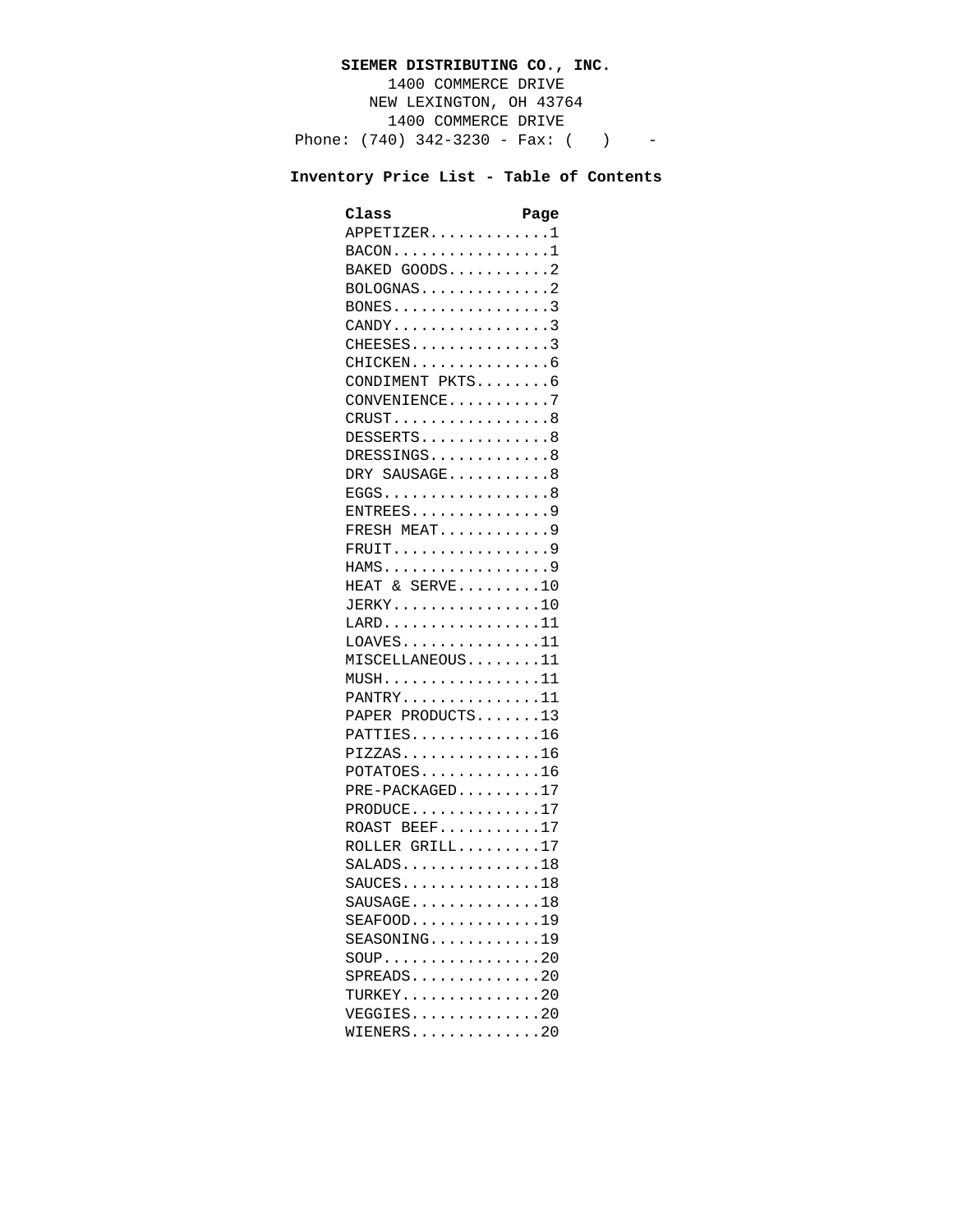**SIEMER DISTRIBUTING CO., INC.**
1400 COMMERCE DRIVE
NEW LEXINGTON, OH 43764
1400 COMMERCE DRIVE
Phone: (740) 342-3230 - Fax: (   )    -

**Inventory Price List - Table of Contents**

| Class | Page |
|---|---|
| APPETIZER | 1 |
| BACON | 1 |
| BAKED GOODS | 2 |
| BOLOGNAS | 2 |
| BONES | 3 |
| CANDY | 3 |
| CHEESES | 3 |
| CHICKEN | 6 |
| CONDIMENT PKTS | 6 |
| CONVENIENCE | 7 |
| CRUST | 8 |
| DESSERTS | 8 |
| DRESSINGS | 8 |
| DRY SAUSAGE | 8 |
| EGGS | 8 |
| ENTREES | 9 |
| FRESH MEAT | 9 |
| FRUIT | 9 |
| HAMS | 9 |
| HEAT & SERVE | 10 |
| JERKY | 10 |
| LARD | 11 |
| LOAVES | 11 |
| MISCELLANEOUS | 11 |
| MUSH | 11 |
| PANTRY | 11 |
| PAPER PRODUCTS | 13 |
| PATTIES | 16 |
| PIZZAS | 16 |
| POTATOES | 16 |
| PRE-PACKAGED | 17 |
| PRODUCE | 17 |
| ROAST BEEF | 17 |
| ROLLER GRILL | 17 |
| SALADS | 18 |
| SAUCES | 18 |
| SAUSAGE | 18 |
| SEAFOOD | 19 |
| SEASONING | 19 |
| SOUP | 20 |
| SPREADS | 20 |
| TURKEY | 20 |
| VEGGIES | 20 |
| WIENERS | 20 |